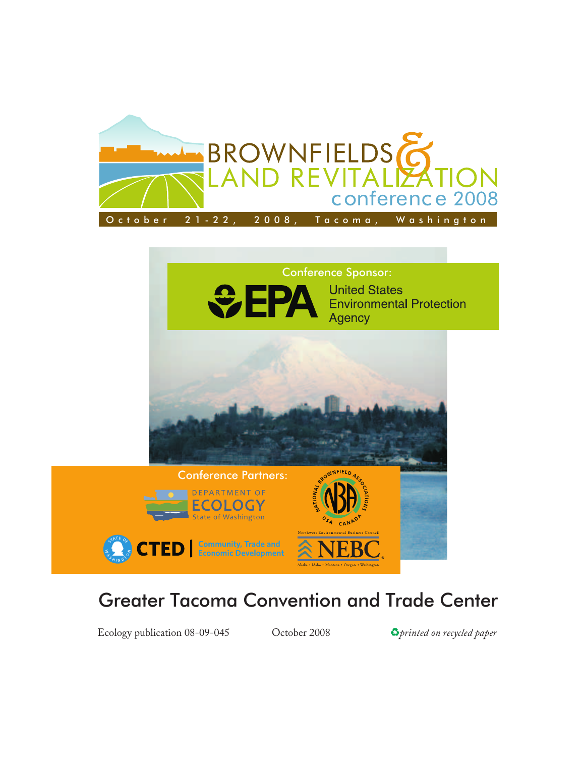# BROWNFIELDS & LAND REVITALIZATION conference 2008

October 21-22, 2008, Tacoma, Washington

Conference Sponsor:

EPA United States Environmental Protection Agency

Conference Partners:

Department of Ecology, State of Washington

National Brownfield Associations USA Canada

CTED | Community, Trade and Economic Development

Northwest Environmental Business Council — NEBC — Alaska • Idaho • Montana • Oregon • Washington

## Greater Tacoma Convention and Trade Center

Ecology publication 08-09-045 October 2008 *printed on recycled paper*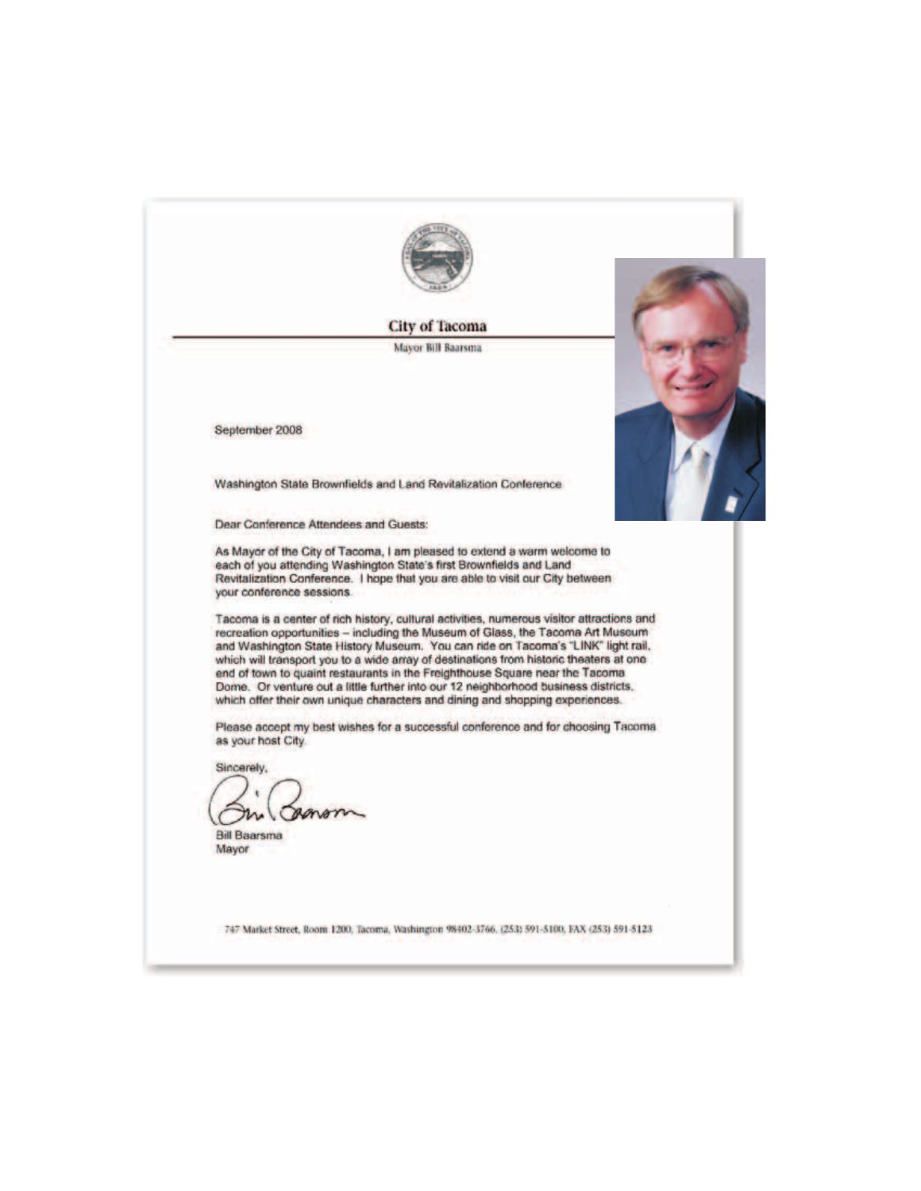# City of Tacoma

Mayor Bill Baarsma

September 2008

Washington State Brownfields and Land Revitalization Conference

Dear Conference Attendees and Guests:

As Mayor of the City of Tacoma, I am pleased to extend a warm welcome to each of you attending Washington State's first Brownfields and Land Revitalization Conference. I hope that you are able to visit our City between your conference sessions.

Tacoma is a center of rich history, cultural activities, numerous visitor attractions and recreation opportunities – including the Museum of Glass, the Tacoma Art Museum and Washington State History Museum. You can ride on Tacoma's "LINK" light rail, which will transport you to a wide array of destinations from historic theaters at one end of town to quaint restaurants in the Freighthouse Square near the Tacoma Dome. Or venture out a little further into our 12 neighborhood business districts, which offer their own unique characters and dining and shopping experiences.

Please accept my best wishes for a successful conference and for choosing Tacoma as your host City.

Sincerely,

Bill Baarsma
Mayor

747 Market Street, Room 1200, Tacoma, Washington 98402-3766, (253) 591-5100, FAX (253) 591-5123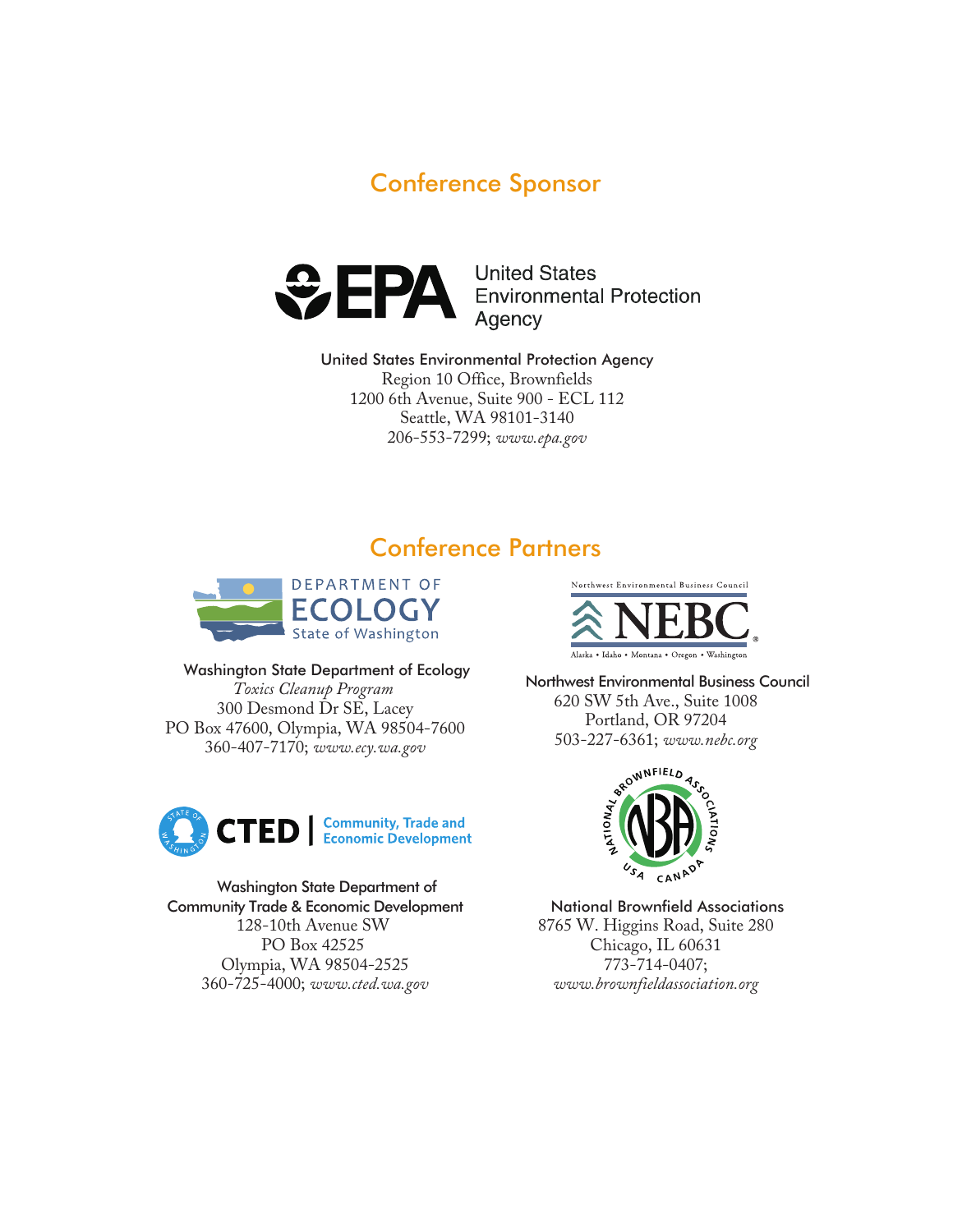## Conference Sponsor

United States Environmental Protection Agency

United States Environmental Protection Agency
Region 10 Office, Brownfields
1200 6th Avenue, Suite 900 - ECL 112
Seattle, WA 98101-3140
206-553-7299; *www.epa.gov*

## Conference Partners

DEPARTMENT OF ECOLOGY State of Washington

Washington State Department of Ecology
*Toxics Cleanup Program*
300 Desmond Dr SE, Lacey
PO Box 47600, Olympia, WA 98504-7600
360-407-7170; *www.ecy.wa.gov*

Northwest Environmental Business Council
NEBC
Alaska • Idaho • Montana • Oregon • Washington

Northwest Environmental Business Council
620 SW 5th Ave., Suite 1008
Portland, OR 97204
503-227-6361; *www.nebc.org*

CTED | Community, Trade and Economic Development

Washington State Department of Community Trade & Economic Development
128-10th Avenue SW
PO Box 42525
Olympia, WA 98504-2525
360-725-4000; *www.cted.wa.gov*

National Brownfield Associations USA Canada

National Brownfield Associations
8765 W. Higgins Road, Suite 280
Chicago, IL 60631
773-714-0407;
*www.brownfieldassociation.org*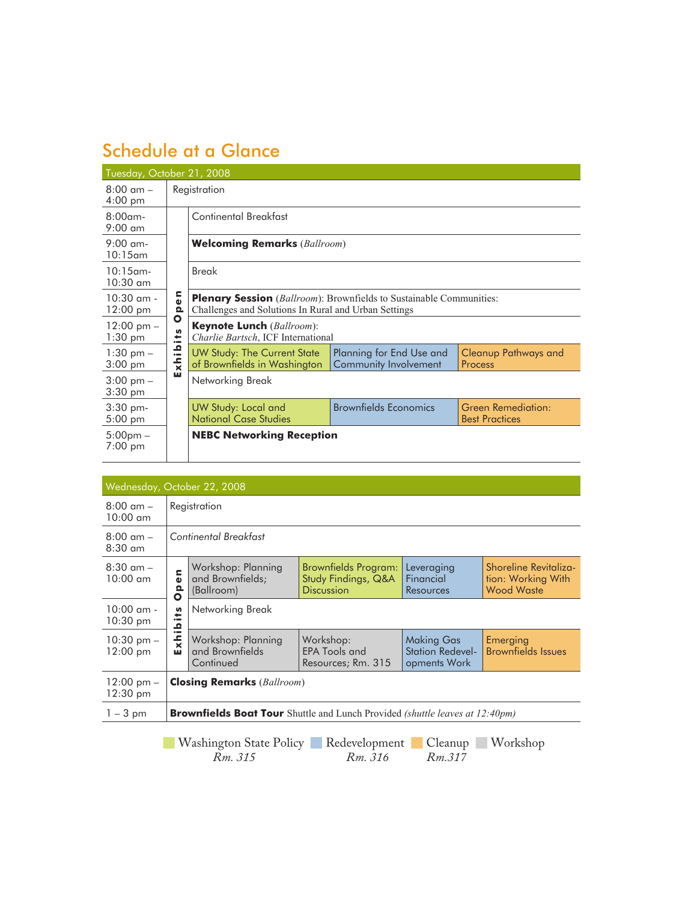# Schedule at a Glance

**Tuesday, October 21, 2008**

| Time | | Session | | |
|---|---|---|---|---|
| 8:00 am – 4:00 pm | Registration | | | |
| 8:00am- 9:00 am | Exhibits Open | Continental Breakfast | | |
| 9:00 am- 10:15am | | **Welcoming Remarks** *(Ballroom)* | | |
| 10:15am- 10:30 am | | Break | | |
| 10:30 am - 12:00 pm | | **Plenary Session** *(Ballroom)*: Brownfields to Sustainable Communities: Challenges and Solutions In Rural and Urban Settings | | |
| 12:00 pm – 1:30 pm | | **Keynote Lunch** *(Ballroom)*: *Charlie Bartsch*, ICF International | | |
| 1:30 pm – 3:00 pm | | UW Study: The Current State of Brownfields in Washington | Planning for End Use and Community Involvement | Cleanup Pathways and Process |
| 3:00 pm – 3:30 pm | | Networking Break | | |
| 3:30 pm- 5:00 pm | | UW Study: Local and National Case Studies | Brownfields Economics | Green Remediation: Best Practices |
| 5:00pm – 7:00 pm | | **NEBC Networking Reception** | | |

**Wednesday, October 22, 2008**

| Time | | Session | | | |
|---|---|---|---|---|---|
| 8:00 am – 10:00 am | Registration | | | | |
| 8:00 am – 8:30 am | *Continental Breakfast* | | | | |
| 8:30 am – 10:00 am | Exhibits Open | Workshop: Planning and Brownfields; (Ballroom) | Brownfields Program: Study Findings, Q&A Discussion | Leveraging Financial Resources | Shoreline Revitalization: Working With Wood Waste |
| 10:00 am - 10:30 pm | | Networking Break | | | |
| 10:30 pm – 12:00 pm | | Workshop: Planning and Brownfields Continued | Workshop: EPA Tools and Resources; Rm. 315 | Making Gas Station Redevelopments Work | Emerging Brownfields Issues |
| 12:00 pm – 12:30 pm | **Closing Remarks** *(Ballroom)* | | | | |
| 1 – 3 pm | **Brownfields Boat Tour** Shuttle and Lunch Provided *(shuttle leaves at 12:40pm)* | | | | |

Washington State Policy *Rm. 315* | Redevelopment *Rm. 316* | Cleanup *Rm.317* | Workshop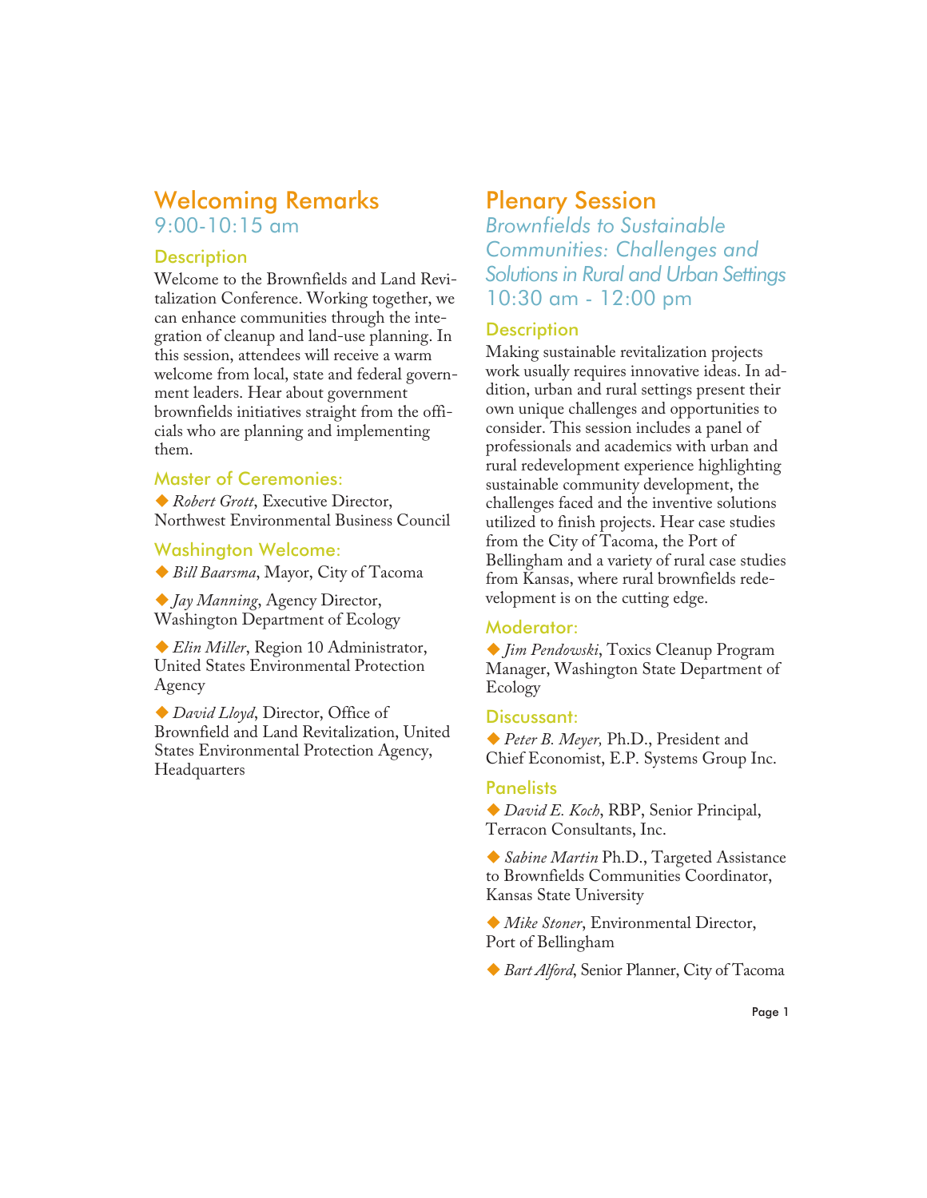## Welcoming Remarks

### 9:00-10:15 am

### Description

Welcome to the Brownfields and Land Revitalization Conference. Working together, we can enhance communities through the integration of cleanup and land-use planning. In this session, attendees will receive a warm welcome from local, state and federal government leaders. Hear about government brownfields initiatives straight from the officials who are planning and implementing them.

### Master of Ceremonies:

◆ *Robert Grott*, Executive Director, Northwest Environmental Business Council

### Washington Welcome:

◆ *Bill Baarsma*, Mayor, City of Tacoma

◆ *Jay Manning*, Agency Director, Washington Department of Ecology

◆ *Elin Miller*, Region 10 Administrator, United States Environmental Protection Agency

◆ *David Lloyd*, Director, Office of Brownfield and Land Revitalization, United States Environmental Protection Agency, Headquarters

## Plenary Session

### *Brownfields to Sustainable Communities: Challenges and Solutions in Rural and Urban Settings*

### 10:30 am - 12:00 pm

### Description

Making sustainable revitalization projects work usually requires innovative ideas. In addition, urban and rural settings present their own unique challenges and opportunities to consider. This session includes a panel of professionals and academics with urban and rural redevelopment experience highlighting sustainable community development, the challenges faced and the inventive solutions utilized to finish projects. Hear case studies from the City of Tacoma, the Port of Bellingham and a variety of rural case studies from Kansas, where rural brownfields redevelopment is on the cutting edge.

### Moderator:

◆ *Jim Pendowski*, Toxics Cleanup Program Manager, Washington State Department of Ecology

### Discussant:

◆ *Peter B. Meyer,* Ph.D., President and Chief Economist, E.P. Systems Group Inc.

### Panelists

◆ *David E. Koch*, RBP, Senior Principal, Terracon Consultants, Inc.

◆ *Sabine Martin* Ph.D., Targeted Assistance to Brownfields Communities Coordinator, Kansas State University

◆ *Mike Stoner*, Environmental Director, Port of Bellingham

◆ *Bart Alford*, Senior Planner, City of Tacoma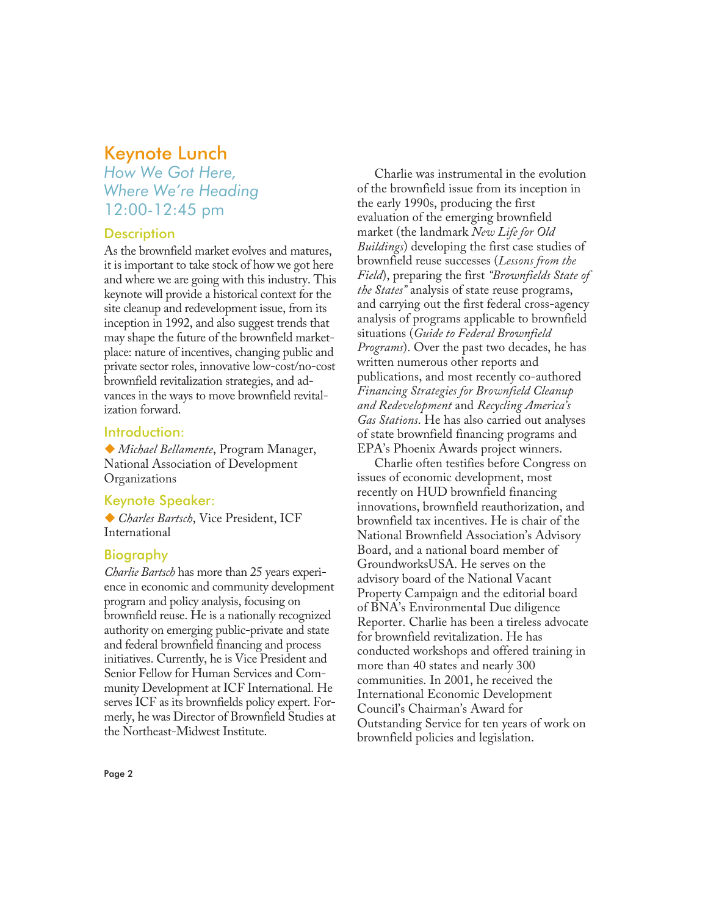# Keynote Lunch

## *How We Got Here, Where We're Heading*

## 12:00-12:45 pm

### Description

As the brownfield market evolves and matures, it is important to take stock of how we got here and where we are going with this industry. This keynote will provide a historical context for the site cleanup and redevelopment issue, from its inception in 1992, and also suggest trends that may shape the future of the brownfield marketplace: nature of incentives, changing public and private sector roles, innovative low-cost/no-cost brownfield revitalization strategies, and advances in the ways to move brownfield revitalization forward.

### Introduction:

- *Michael Bellamente*, Program Manager, National Association of Development Organizations

### Keynote Speaker:

- *Charles Bartsch*, Vice President, ICF International

### Biography

*Charlie Bartsch* has more than 25 years experience in economic and community development program and policy analysis, focusing on brownfield reuse. He is a nationally recognized authority on emerging public-private and state and federal brownfield financing and process initiatives. Currently, he is Vice President and Senior Fellow for Human Services and Community Development at ICF International. He serves ICF as its brownfields policy expert. Formerly, he was Director of Brownfield Studies at the Northeast-Midwest Institute.

Charlie was instrumental in the evolution of the brownfield issue from its inception in the early 1990s, producing the first evaluation of the emerging brownfield market (the landmark *New Life for Old Buildings*) developing the first case studies of brownfield reuse successes (*Lessons from the Field*), preparing the first *"Brownfields State of the States"* analysis of state reuse programs, and carrying out the first federal cross-agency analysis of programs applicable to brownfield situations (*Guide to Federal Brownfield Programs*). Over the past two decades, he has written numerous other reports and publications, and most recently co-authored *Financing Strategies for Brownfield Cleanup and Redevelopment* and *Recycling America's Gas Stations*. He has also carried out analyses of state brownfield financing programs and EPA's Phoenix Awards project winners.

Charlie often testifies before Congress on issues of economic development, most recently on HUD brownfield financing innovations, brownfield reauthorization, and brownfield tax incentives. He is chair of the National Brownfield Association's Advisory Board, and a national board member of GroundworksUSA. He serves on the advisory board of the National Vacant Property Campaign and the editorial board of BNA's Environmental Due diligence Reporter. Charlie has been a tireless advocate for brownfield revitalization. He has conducted workshops and offered training in more than 40 states and nearly 300 communities. In 2001, he received the International Economic Development Council's Chairman's Award for Outstanding Service for ten years of work on brownfield policies and legislation.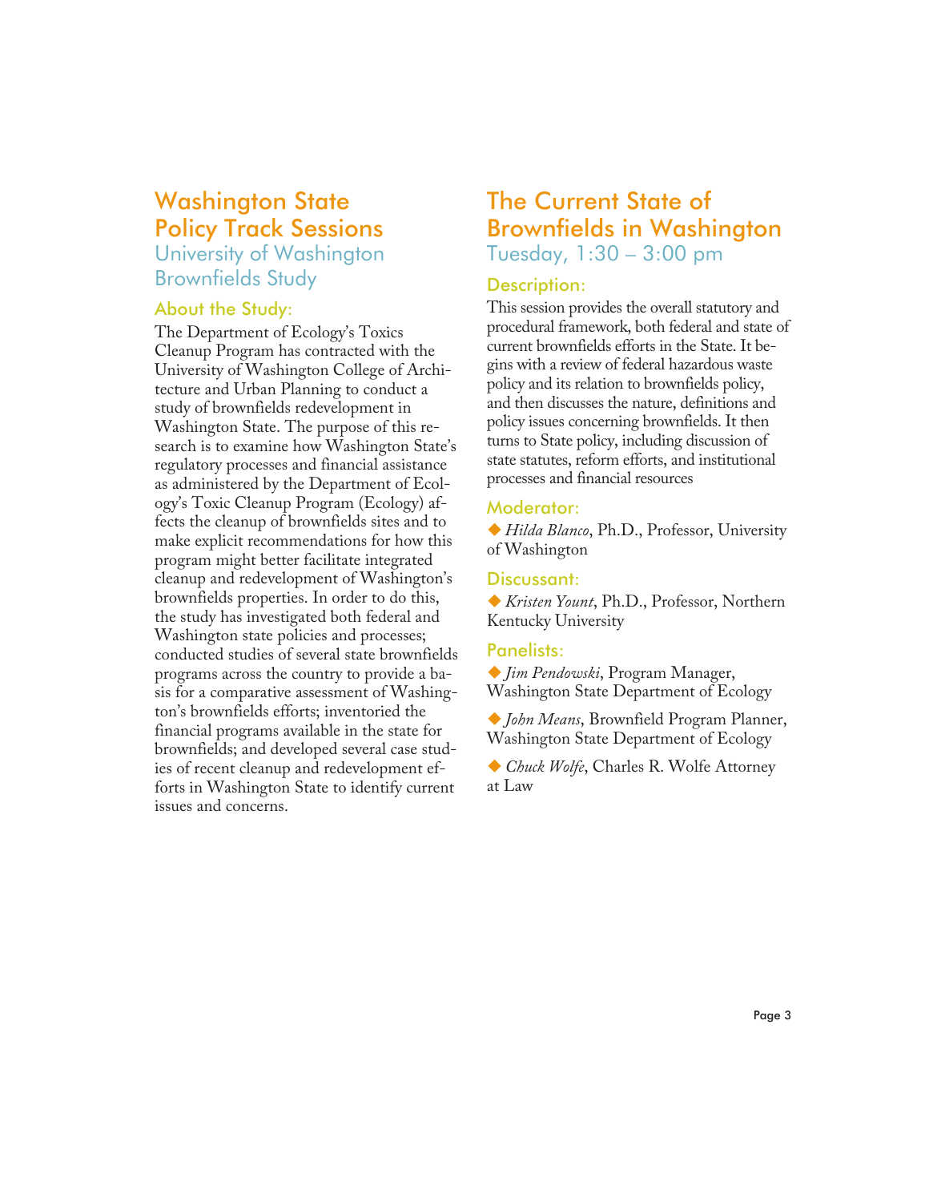# Washington State Policy Track Sessions

## University of Washington Brownfields Study

### About the Study:

The Department of Ecology's Toxics Cleanup Program has contracted with the University of Washington College of Architecture and Urban Planning to conduct a study of brownfields redevelopment in Washington State. The purpose of this research is to examine how Washington State's regulatory processes and financial assistance as administered by the Department of Ecology's Toxic Cleanup Program (Ecology) affects the cleanup of brownfields sites and to make explicit recommendations for how this program might better facilitate integrated cleanup and redevelopment of Washington's brownfields properties. In order to do this, the study has investigated both federal and Washington state policies and processes; conducted studies of several state brownfields programs across the country to provide a basis for a comparative assessment of Washington's brownfields efforts; inventoried the financial programs available in the state for brownfields; and developed several case studies of recent cleanup and redevelopment efforts in Washington State to identify current issues and concerns.

# The Current State of Brownfields in Washington

## Tuesday, 1:30 – 3:00 pm

### Description:

This session provides the overall statutory and procedural framework, both federal and state of current brownfields efforts in the State. It begins with a review of federal hazardous waste policy and its relation to brownfields policy, and then discusses the nature, definitions and policy issues concerning brownfields. It then turns to State policy, including discussion of state statutes, reform efforts, and institutional processes and financial resources

### Moderator:

- *Hilda Blanco*, Ph.D., Professor, University of Washington

### Discussant:

- *Kristen Yount*, Ph.D., Professor, Northern Kentucky University

### Panelists:

- *Jim Pendowski*, Program Manager, Washington State Department of Ecology
- *John Means*, Brownfield Program Planner, Washington State Department of Ecology
- *Chuck Wolfe*, Charles R. Wolfe Attorney at Law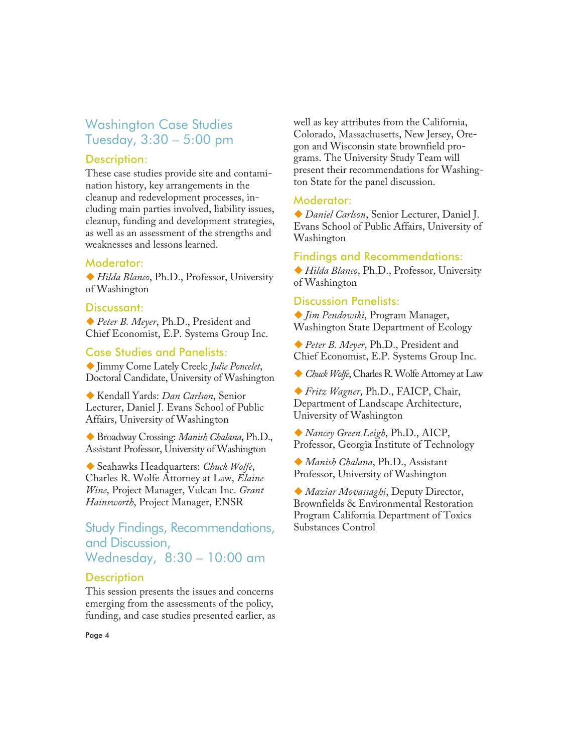## Washington Case Studies
## Tuesday, 3:30 – 5:00 pm

### Description:

These case studies provide site and contamination history, key arrangements in the cleanup and redevelopment processes, including main parties involved, liability issues, cleanup, funding and development strategies, as well as an assessment of the strengths and weaknesses and lessons learned.

### Moderator:

- *Hilda Blanco*, Ph.D., Professor, University of Washington

### Discussant:

- *Peter B. Meyer*, Ph.D., President and Chief Economist, E.P. Systems Group Inc.

### Case Studies and Panelists:

- Jimmy Come Lately Creek: *Julie Poncelet*, Doctoral Candidate, University of Washington
- Kendall Yards: *Dan Carlson*, Senior Lecturer, Daniel J. Evans School of Public Affairs, University of Washington
- Broadway Crossing: *Manish Chalana*, Ph.D., Assistant Professor, University of Washington
- Seahawks Headquarters: *Chuck Wolfe*, Charles R. Wolfe Attorney at Law, *Elaine Wine*, Project Manager, Vulcan Inc. *Grant Hainsworth*, Project Manager, ENSR

## Study Findings, Recommendations, and Discussion,
## Wednesday, 8:30 – 10:00 am

### Description

This session presents the issues and concerns emerging from the assessments of the policy, funding, and case studies presented earlier, as well as key attributes from the California, Colorado, Massachusetts, New Jersey, Oregon and Wisconsin state brownfield programs. The University Study Team will present their recommendations for Washington State for the panel discussion.

### Moderator:

- *Daniel Carlson*, Senior Lecturer, Daniel J. Evans School of Public Affairs, University of Washington

### Findings and Recommendations:

- *Hilda Blanco*, Ph.D., Professor, University of Washington

### Discussion Panelists:

- *Jim Pendowski*, Program Manager, Washington State Department of Ecology
- *Peter B. Meyer*, Ph.D., President and Chief Economist, E.P. Systems Group Inc.
- *Chuck Wolfe*, Charles R. Wolfe Attorney at Law
- *Fritz Wagner*, Ph.D., FAICP, Chair, Department of Landscape Architecture, University of Washington
- *Nancey Green Leigh*, Ph.D., AICP, Professor, Georgia Institute of Technology
- *Manish Chalana*, Ph.D., Assistant Professor, University of Washington
- *Maziar Movassaghi*, Deputy Director, Brownfields & Environmental Restoration Program California Department of Toxics Substances Control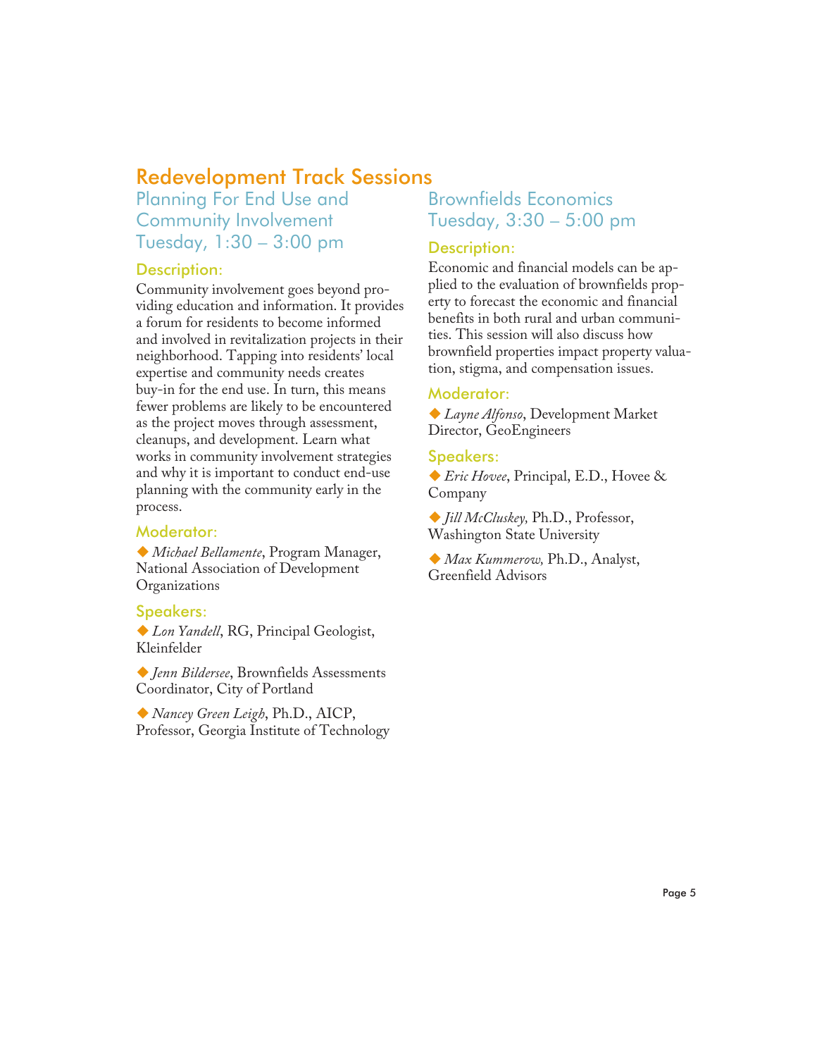# Redevelopment Track Sessions

## Planning For End Use and Community Involvement
## Tuesday, 1:30 – 3:00 pm

### Description:

Community involvement goes beyond providing education and information. It provides a forum for residents to become informed and involved in revitalization projects in their neighborhood. Tapping into residents' local expertise and community needs creates buy-in for the end use. In turn, this means fewer problems are likely to be encountered as the project moves through assessment, cleanups, and development. Learn what works in community involvement strategies and why it is important to conduct end-use planning with the community early in the process.

### Moderator:

- *Michael Bellamente*, Program Manager, National Association of Development Organizations

### Speakers:

- *Lon Yandell*, RG, Principal Geologist, Kleinfelder
- *Jenn Bildersee*, Brownfields Assessments Coordinator, City of Portland
- *Nancey Green Leigh*, Ph.D., AICP, Professor, Georgia Institute of Technology

## Brownfields Economics
## Tuesday, 3:30 – 5:00 pm

### Description:

Economic and financial models can be applied to the evaluation of brownfields property to forecast the economic and financial benefits in both rural and urban communities. This session will also discuss how brownfield properties impact property valuation, stigma, and compensation issues.

### Moderator:

- *Layne Alfonso*, Development Market Director, GeoEngineers

### Speakers:

- *Eric Hovee*, Principal, E.D., Hovee & Company
- *Jill McCluskey,* Ph.D., Professor, Washington State University
- *Max Kummerow,* Ph.D., Analyst, Greenfield Advisors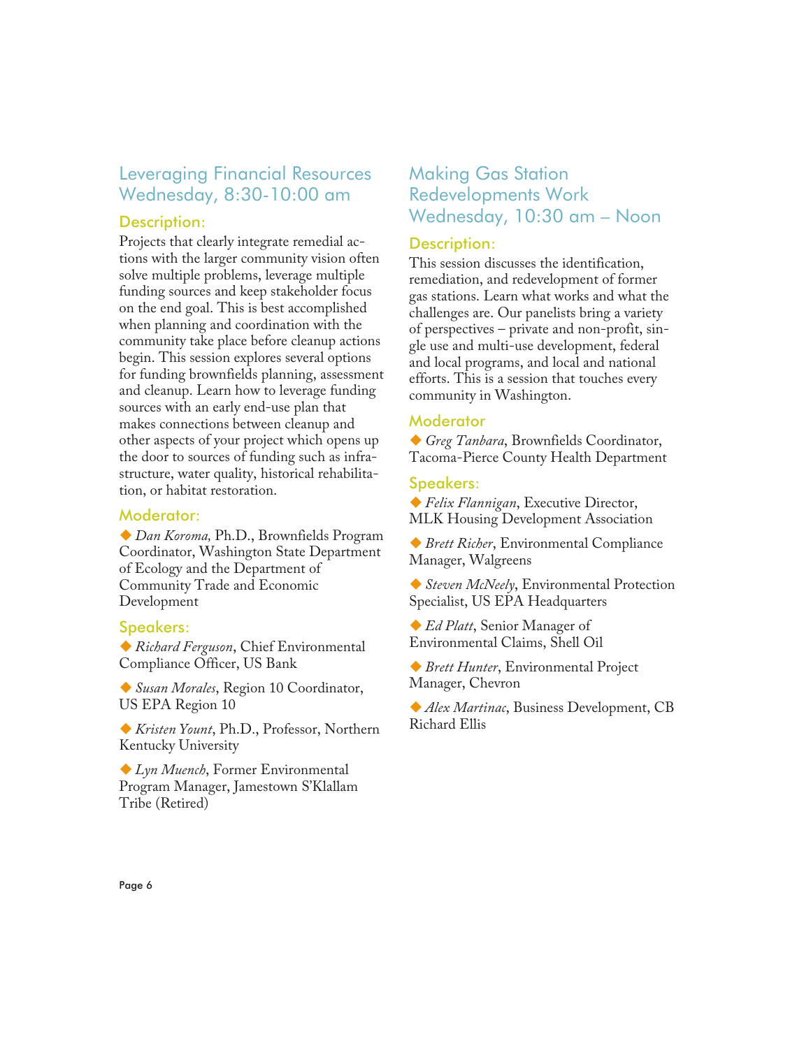## Leveraging Financial Resources
## Wednesday, 8:30-10:00 am

### Description:

Projects that clearly integrate remedial actions with the larger community vision often solve multiple problems, leverage multiple funding sources and keep stakeholder focus on the end goal. This is best accomplished when planning and coordination with the community take place before cleanup actions begin. This session explores several options for funding brownfields planning, assessment and cleanup. Learn how to leverage funding sources with an early end-use plan that makes connections between cleanup and other aspects of your project which opens up the door to sources of funding such as infrastructure, water quality, historical rehabilitation, or habitat restoration.

### Moderator:

- *Dan Koroma,* Ph.D., Brownfields Program Coordinator, Washington State Department of Ecology and the Department of Community Trade and Economic Development

### Speakers:

- *Richard Ferguson*, Chief Environmental Compliance Officer, US Bank
- *Susan Morales*, Region 10 Coordinator, US EPA Region 10
- *Kristen Yount*, Ph.D., Professor, Northern Kentucky University
- *Lyn Muench*, Former Environmental Program Manager, Jamestown S'Klallam Tribe (Retired)

## Making Gas Station Redevelopments Work
## Wednesday, 10:30 am – Noon

### Description:

This session discusses the identification, remediation, and redevelopment of former gas stations. Learn what works and what the challenges are. Our panelists bring a variety of perspectives – private and non-profit, single use and multi-use development, federal and local programs, and local and national efforts. This is a session that touches every community in Washington.

### Moderator

- *Greg Tanbara*, Brownfields Coordinator, Tacoma-Pierce County Health Department

### Speakers:

- *Felix Flannigan*, Executive Director, MLK Housing Development Association
- *Brett Richer*, Environmental Compliance Manager, Walgreens
- *Steven McNeely*, Environmental Protection Specialist, US EPA Headquarters
- *Ed Platt*, Senior Manager of Environmental Claims, Shell Oil
- *Brett Hunter*, Environmental Project Manager, Chevron
- *Alex Martinac*, Business Development, CB Richard Ellis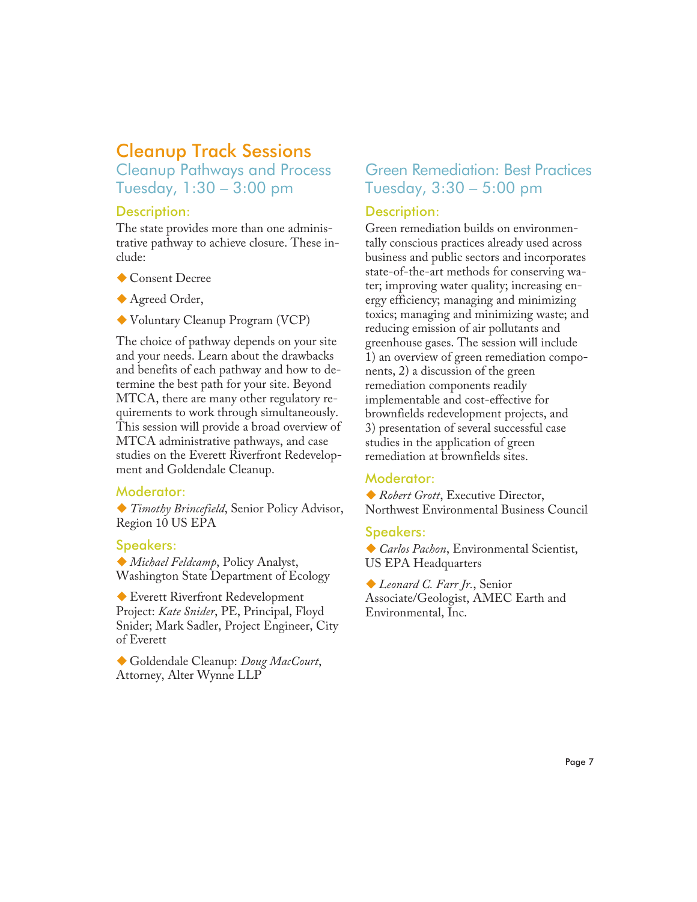# Cleanup Track Sessions

## Cleanup Pathways and Process
## Tuesday, 1:30 – 3:00 pm

### Description:

The state provides more than one administrative pathway to achieve closure. These include:

- Consent Decree
- Agreed Order,
- Voluntary Cleanup Program (VCP)

The choice of pathway depends on your site and your needs. Learn about the drawbacks and benefits of each pathway and how to determine the best path for your site. Beyond MTCA, there are many other regulatory requirements to work through simultaneously. This session will provide a broad overview of MTCA administrative pathways, and case studies on the Everett Riverfront Redevelopment and Goldendale Cleanup.

### Moderator:

- *Timothy Brincefield*, Senior Policy Advisor, Region 10 US EPA

### Speakers:

- *Michael Feldcamp*, Policy Analyst, Washington State Department of Ecology
- Everett Riverfront Redevelopment Project: *Kate Snider*, PE, Principal, Floyd Snider; Mark Sadler, Project Engineer, City of Everett
- Goldendale Cleanup: *Doug MacCourt*, Attorney, Alter Wynne LLP

## Green Remediation: Best Practices
## Tuesday, 3:30 – 5:00 pm

### Description:

Green remediation builds on environmentally conscious practices already used across business and public sectors and incorporates state-of-the-art methods for conserving water; improving water quality; increasing energy efficiency; managing and minimizing toxics; managing and minimizing waste; and reducing emission of air pollutants and greenhouse gases. The session will include 1) an overview of green remediation components, 2) a discussion of the green remediation components readily implementable and cost-effective for brownfields redevelopment projects, and 3) presentation of several successful case studies in the application of green remediation at brownfields sites.

### Moderator:

- *Robert Grott*, Executive Director, Northwest Environmental Business Council

### Speakers:

- *Carlos Pachon*, Environmental Scientist, US EPA Headquarters
- *Leonard C. Farr Jr.*, Senior Associate/Geologist, AMEC Earth and Environmental, Inc.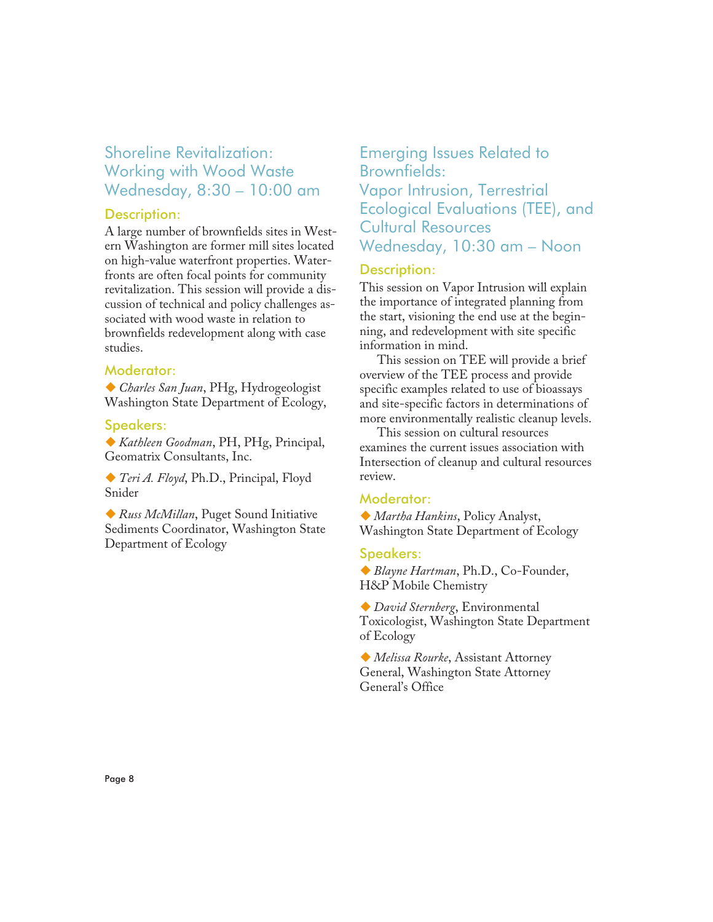## Shoreline Revitalization: Working with Wood Waste Wednesday, 8:30 – 10:00 am

### Description:

A large number of brownfields sites in Western Washington are former mill sites located on high-value waterfront properties. Waterfronts are often focal points for community revitalization. This session will provide a discussion of technical and policy challenges associated with wood waste in relation to brownfields redevelopment along with case studies.

### Moderator:

◆ *Charles San Juan*, PHg, Hydrogeologist Washington State Department of Ecology,

### Speakers:

◆ *Kathleen Goodman*, PH, PHg, Principal, Geomatrix Consultants, Inc.

◆ *Teri A. Floyd*, Ph.D., Principal, Floyd Snider

◆ *Russ McMillan*, Puget Sound Initiative Sediments Coordinator, Washington State Department of Ecology

## Emerging Issues Related to Brownfields: Vapor Intrusion, Terrestrial Ecological Evaluations (TEE), and Cultural Resources Wednesday, 10:30 am – Noon

### Description:

This session on Vapor Intrusion will explain the importance of integrated planning from the start, visioning the end use at the beginning, and redevelopment with site specific information in mind.

This session on TEE will provide a brief overview of the TEE process and provide specific examples related to use of bioassays and site-specific factors in determinations of more environmentally realistic cleanup levels.

This session on cultural resources examines the current issues association with Intersection of cleanup and cultural resources review.

### Moderator:

◆ *Martha Hankins*, Policy Analyst, Washington State Department of Ecology

### Speakers:

◆ *Blayne Hartman*, Ph.D., Co-Founder, H&P Mobile Chemistry

◆ *David Sternberg*, Environmental Toxicologist, Washington State Department of Ecology

◆ *Melissa Rourke*, Assistant Attorney General, Washington State Attorney General's Office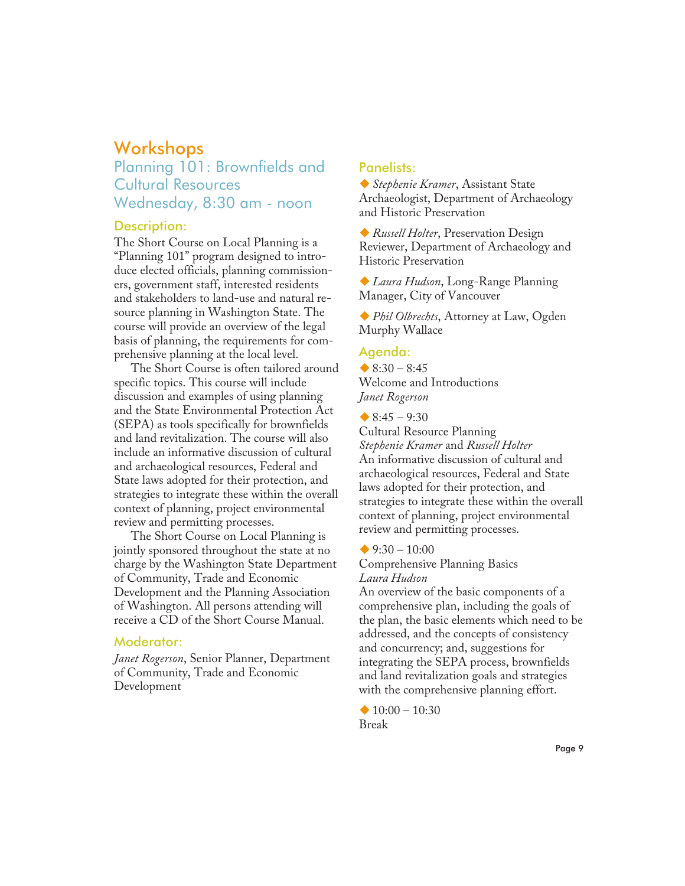# Workshops

## Planning 101: Brownfields and Cultural Resources
## Wednesday, 8:30 am - noon

### Description:

The Short Course on Local Planning is a "Planning 101" program designed to introduce elected officials, planning commissioners, government staff, interested residents and stakeholders to land-use and natural resource planning in Washington State. The course will provide an overview of the legal basis of planning, the requirements for comprehensive planning at the local level.

The Short Course is often tailored around specific topics. This course will include discussion and examples of using planning and the State Environmental Protection Act (SEPA) as tools specifically for brownfields and land revitalization. The course will also include an informative discussion of cultural and archaeological resources, Federal and State laws adopted for their protection, and strategies to integrate these within the overall context of planning, project environmental review and permitting processes.

The Short Course on Local Planning is jointly sponsored throughout the state at no charge by the Washington State Department of Community, Trade and Economic Development and the Planning Association of Washington. All persons attending will receive a CD of the Short Course Manual.

### Moderator:

*Janet Rogerson*, Senior Planner, Department of Community, Trade and Economic Development

### Panelists:

- *Stephenie Kramer*, Assistant State Archaeologist, Department of Archaeology and Historic Preservation
- *Russell Holter*, Preservation Design Reviewer, Department of Archaeology and Historic Preservation
- *Laura Hudson*, Long-Range Planning Manager, City of Vancouver
- *Phil Olbrechts*, Attorney at Law, Ogden Murphy Wallace

### Agenda:

- 8:30 – 8:45
  Welcome and Introductions
  *Janet Rogerson*

- 8:45 – 9:30
  Cultural Resource Planning
  *Stephenie Kramer* and *Russell Holter*
  An informative discussion of cultural and archaeological resources, Federal and State laws adopted for their protection, and strategies to integrate these within the overall context of planning, project environmental review and permitting processes.

- 9:30 – 10:00
  Comprehensive Planning Basics
  *Laura Hudson*
  An overview of the basic components of a comprehensive plan, including the goals of the plan, the basic elements which need to be addressed, and the concepts of consistency and concurrency; and, suggestions for integrating the SEPA process, brownfields and land revitalization goals and strategies with the comprehensive planning effort.

- 10:00 – 10:30
  Break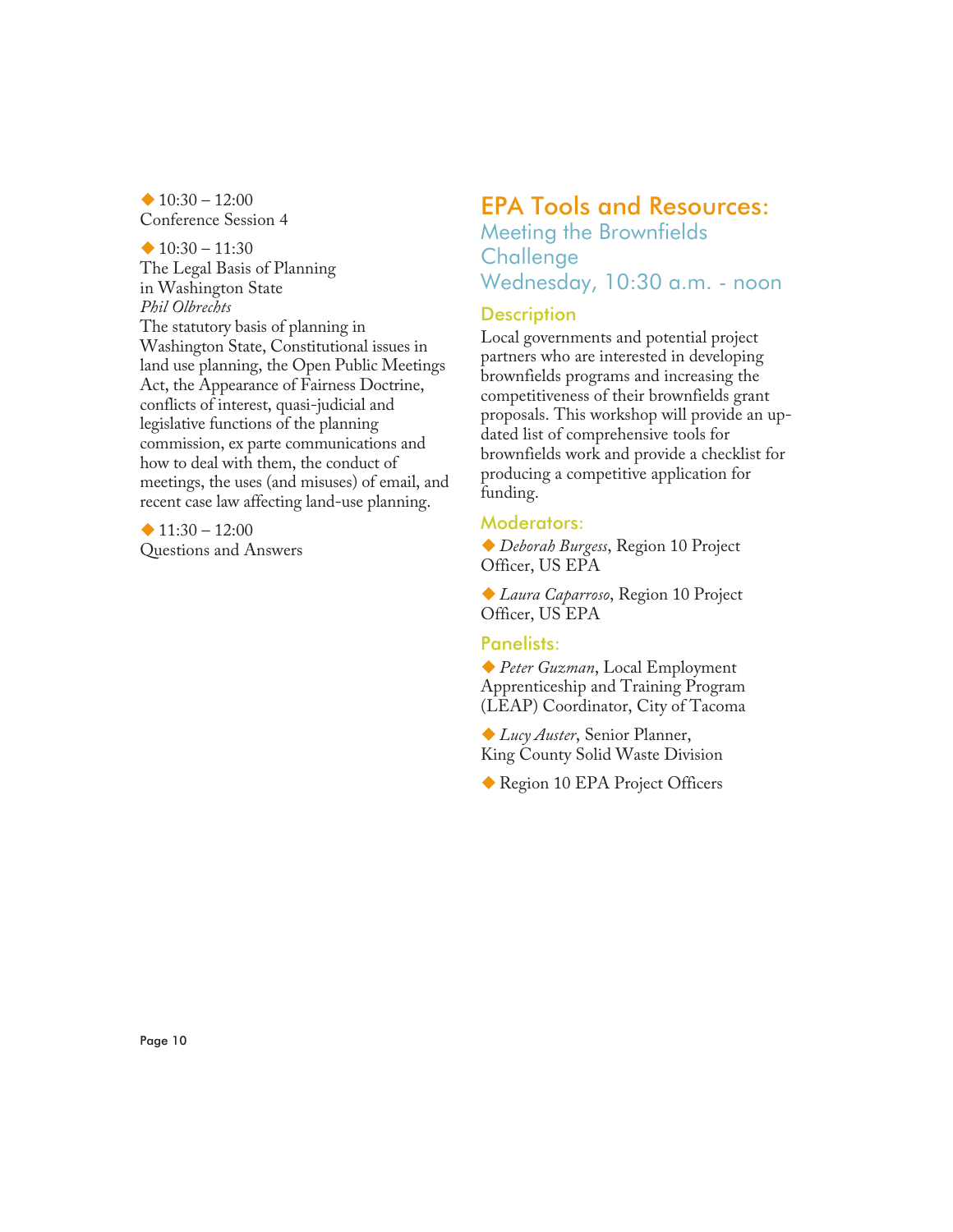◆ 10:30 – 12:00
Conference Session 4

◆ 10:30 – 11:30
The Legal Basis of Planning in Washington State
*Phil Olbrechts*
The statutory basis of planning in Washington State, Constitutional issues in land use planning, the Open Public Meetings Act, the Appearance of Fairness Doctrine, conflicts of interest, quasi-judicial and legislative functions of the planning commission, ex parte communications and how to deal with them, the conduct of meetings, the uses (and misuses) of email, and recent case law affecting land-use planning.

◆ 11:30 – 12:00
Questions and Answers

# EPA Tools and Resources:

## Meeting the Brownfields Challenge

## Wednesday, 10:30 a.m. - noon

### Description

Local governments and potential project partners who are interested in developing brownfields programs and increasing the competitiveness of their brownfields grant proposals. This workshop will provide an updated list of comprehensive tools for brownfields work and provide a checklist for producing a competitive application for funding.

### Moderators:

◆ *Deborah Burgess*, Region 10 Project Officer, US EPA

◆ *Laura Caparroso*, Region 10 Project Officer, US EPA

### Panelists:

◆ *Peter Guzman*, Local Employment Apprenticeship and Training Program (LEAP) Coordinator, City of Tacoma

◆ *Lucy Auster*, Senior Planner, King County Solid Waste Division

◆ Region 10 EPA Project Officers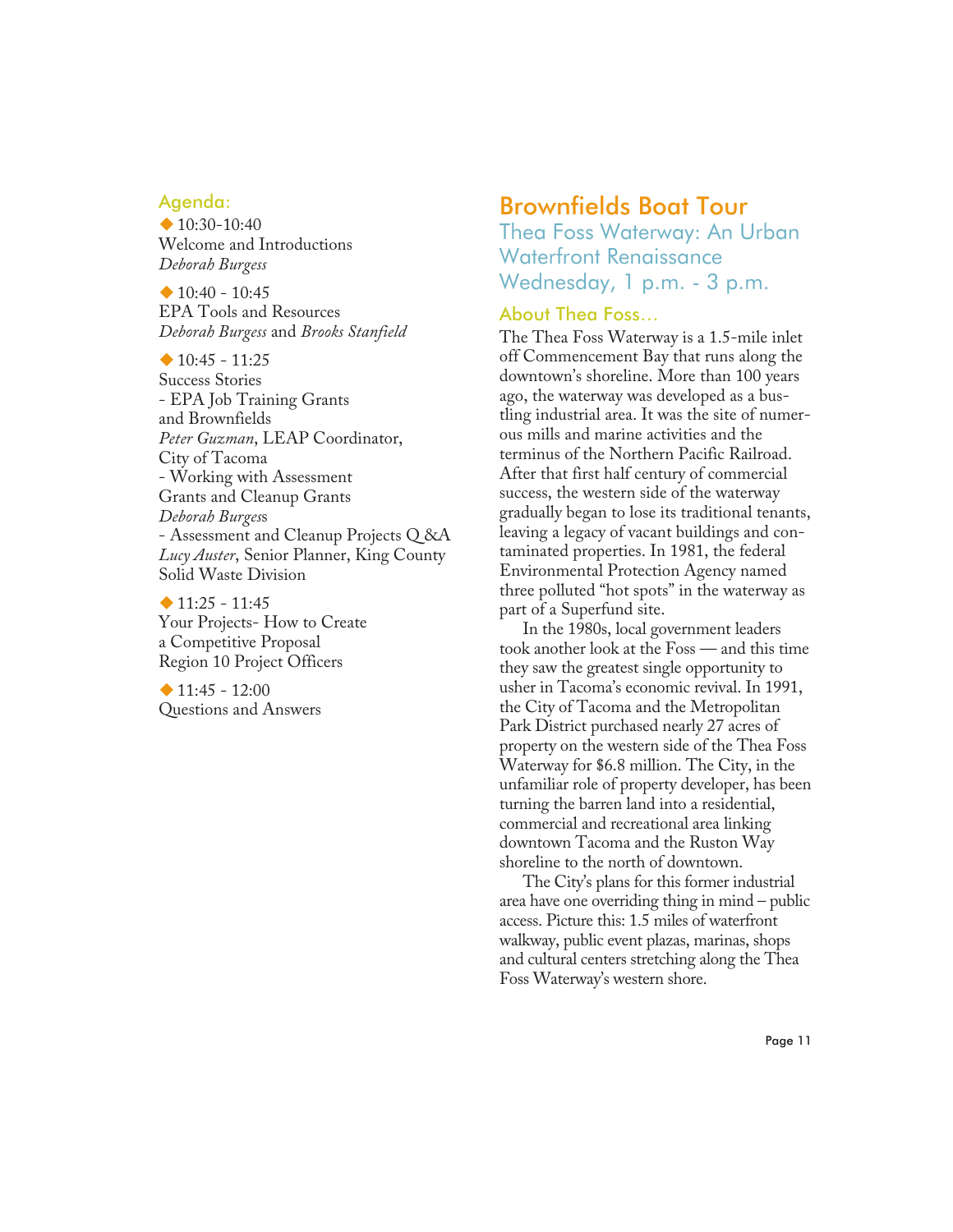### Agenda:

- 10:30-10:40
  Welcome and Introductions
  *Deborah Burgess*

- 10:40 - 10:45
  EPA Tools and Resources
  *Deborah Burgess* and *Brooks Stanfield*

- 10:45 - 11:25
  Success Stories
  - EPA Job Training Grants and Brownfields
    *Peter Guzman*, LEAP Coordinator, City of Tacoma
  - Working with Assessment Grants and Cleanup Grants
    *Deborah Burgess*
  - Assessment and Cleanup Projects Q &A
    *Lucy Auster*, Senior Planner, King County Solid Waste Division

- 11:25 - 11:45
  Your Projects- How to Create a Competitive Proposal
  Region 10 Project Officers

- 11:45 - 12:00
  Questions and Answers

## Brownfields Boat Tour

### Thea Foss Waterway: An Urban Waterfront Renaissance

### Wednesday, 1 p.m. - 3 p.m.

### About Thea Foss…

The Thea Foss Waterway is a 1.5-mile inlet off Commencement Bay that runs along the downtown's shoreline. More than 100 years ago, the waterway was developed as a bustling industrial area. It was the site of numerous mills and marine activities and the terminus of the Northern Pacific Railroad. After that first half century of commercial success, the western side of the waterway gradually began to lose its traditional tenants, leaving a legacy of vacant buildings and contaminated properties. In 1981, the federal Environmental Protection Agency named three polluted "hot spots" in the waterway as part of a Superfund site.

In the 1980s, local government leaders took another look at the Foss — and this time they saw the greatest single opportunity to usher in Tacoma's economic revival. In 1991, the City of Tacoma and the Metropolitan Park District purchased nearly 27 acres of property on the western side of the Thea Foss Waterway for $6.8 million. The City, in the unfamiliar role of property developer, has been turning the barren land into a residential, commercial and recreational area linking downtown Tacoma and the Ruston Way shoreline to the north of downtown.

The City's plans for this former industrial area have one overriding thing in mind – public access. Picture this: 1.5 miles of waterfront walkway, public event plazas, marinas, shops and cultural centers stretching along the Thea Foss Waterway's western shore.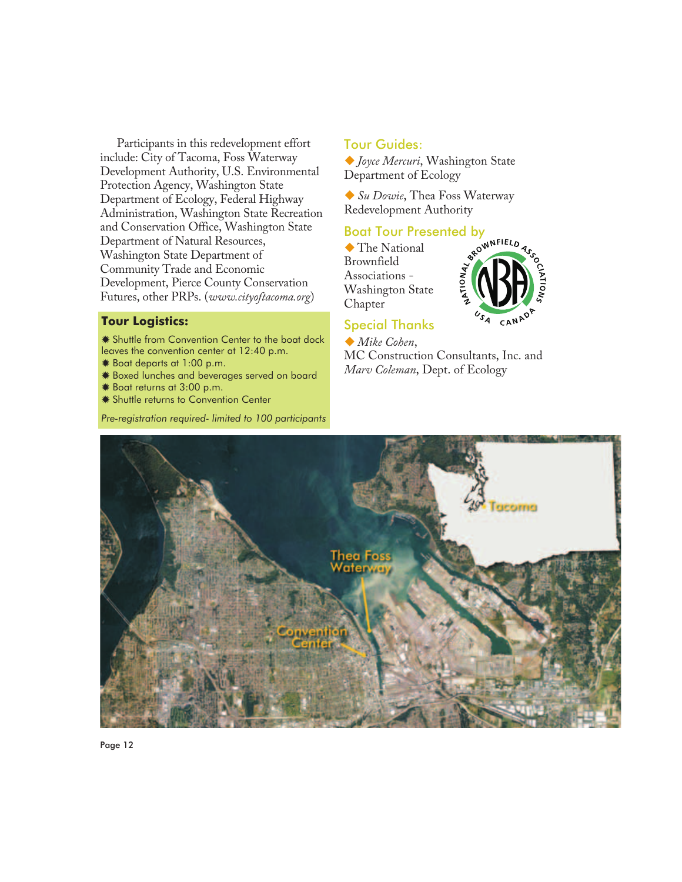Participants in this redevelopment effort include: City of Tacoma, Foss Waterway Development Authority, U.S. Environmental Protection Agency, Washington State Department of Ecology, Federal Highway Administration, Washington State Recreation and Conservation Office, Washington State Department of Natural Resources, Washington State Department of Community Trade and Economic Development, Pierce County Conservation Futures, other PRPs. (*www.cityoftacoma.org*)

### Tour Logistics:

- Shuttle from Convention Center to the boat dock leaves the convention center at 12:40 p.m.
- Boat departs at 1:00 p.m.
- Boxed lunches and beverages served on board
- Boat returns at 3:00 p.m.
- Shuttle returns to Convention Center

*Pre-registration required- limited to 100 participants*

## Tour Guides:

- *Joyce Mercuri*, Washington State Department of Ecology
- *Su Dowie*, Thea Foss Waterway Redevelopment Authority

## Boat Tour Presented by

- The National Brownfield Associations - Washington State Chapter

## Special Thanks

- *Mike Cohen*, MC Construction Consultants, Inc. and *Marv Coleman*, Dept. of Ecology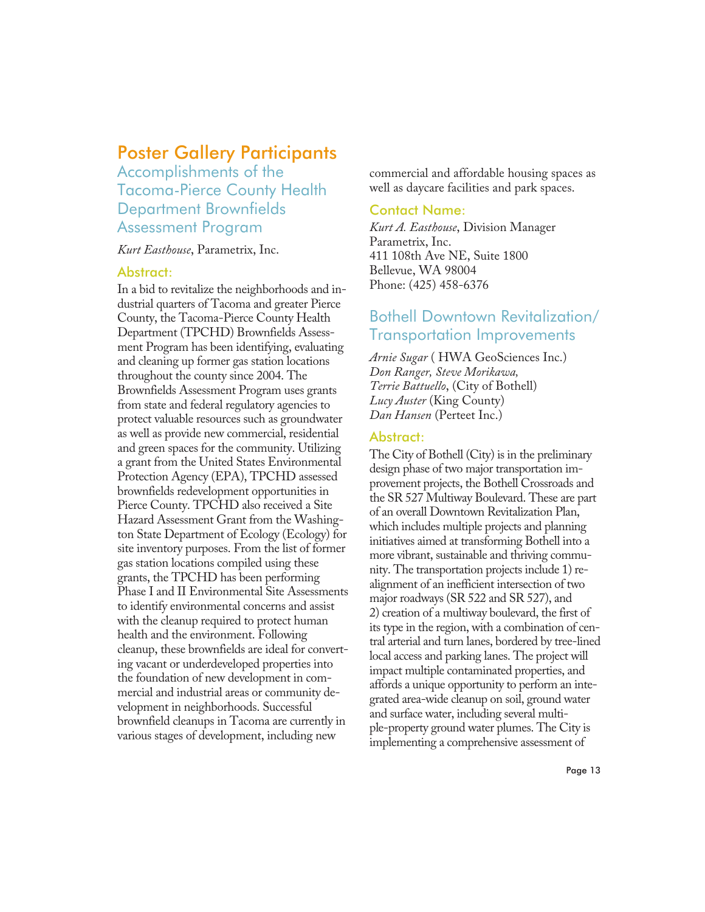# Poster Gallery Participants

## Accomplishments of the Tacoma-Pierce County Health Department Brownfields Assessment Program

*Kurt Easthouse*, Parametrix, Inc.

### Abstract:

In a bid to revitalize the neighborhoods and industrial quarters of Tacoma and greater Pierce County, the Tacoma-Pierce County Health Department (TPCHD) Brownfields Assessment Program has been identifying, evaluating and cleaning up former gas station locations throughout the county since 2004. The Brownfields Assessment Program uses grants from state and federal regulatory agencies to protect valuable resources such as groundwater as well as provide new commercial, residential and green spaces for the community. Utilizing a grant from the United States Environmental Protection Agency (EPA), TPCHD assessed brownfields redevelopment opportunities in Pierce County. TPCHD also received a Site Hazard Assessment Grant from the Washington State Department of Ecology (Ecology) for site inventory purposes. From the list of former gas station locations compiled using these grants, the TPCHD has been performing Phase I and II Environmental Site Assessments to identify environmental concerns and assist with the cleanup required to protect human health and the environment. Following cleanup, these brownfields are ideal for converting vacant or underdeveloped properties into the foundation of new development in commercial and industrial areas or community development in neighborhoods. Successful brownfield cleanups in Tacoma are currently in various stages of development, including new commercial and affordable housing spaces as well as daycare facilities and park spaces.

### Contact Name:

*Kurt A. Easthouse*, Division Manager
Parametrix, Inc.
411 108th Ave NE, Suite 1800
Bellevue, WA 98004
Phone: (425) 458-6376

## Bothell Downtown Revitalization/ Transportation Improvements

*Arnie Sugar* ( HWA GeoSciences Inc.)
*Don Ranger, Steve Morikawa, Terrie Battuello*, (City of Bothell)
*Lucy Auster* (King County)
*Dan Hansen* (Perteet Inc.)

### Abstract:

The City of Bothell (City) is in the preliminary design phase of two major transportation improvement projects, the Bothell Crossroads and the SR 527 Multiway Boulevard. These are part of an overall Downtown Revitalization Plan, which includes multiple projects and planning initiatives aimed at transforming Bothell into a more vibrant, sustainable and thriving community. The transportation projects include 1) realignment of an inefficient intersection of two major roadways (SR 522 and SR 527), and 2) creation of a multiway boulevard, the first of its type in the region, with a combination of central arterial and turn lanes, bordered by tree-lined local access and parking lanes. The project will impact multiple contaminated properties, and affords a unique opportunity to perform an integrated area-wide cleanup on soil, ground water and surface water, including several multiple-property ground water plumes. The City is implementing a comprehensive assessment of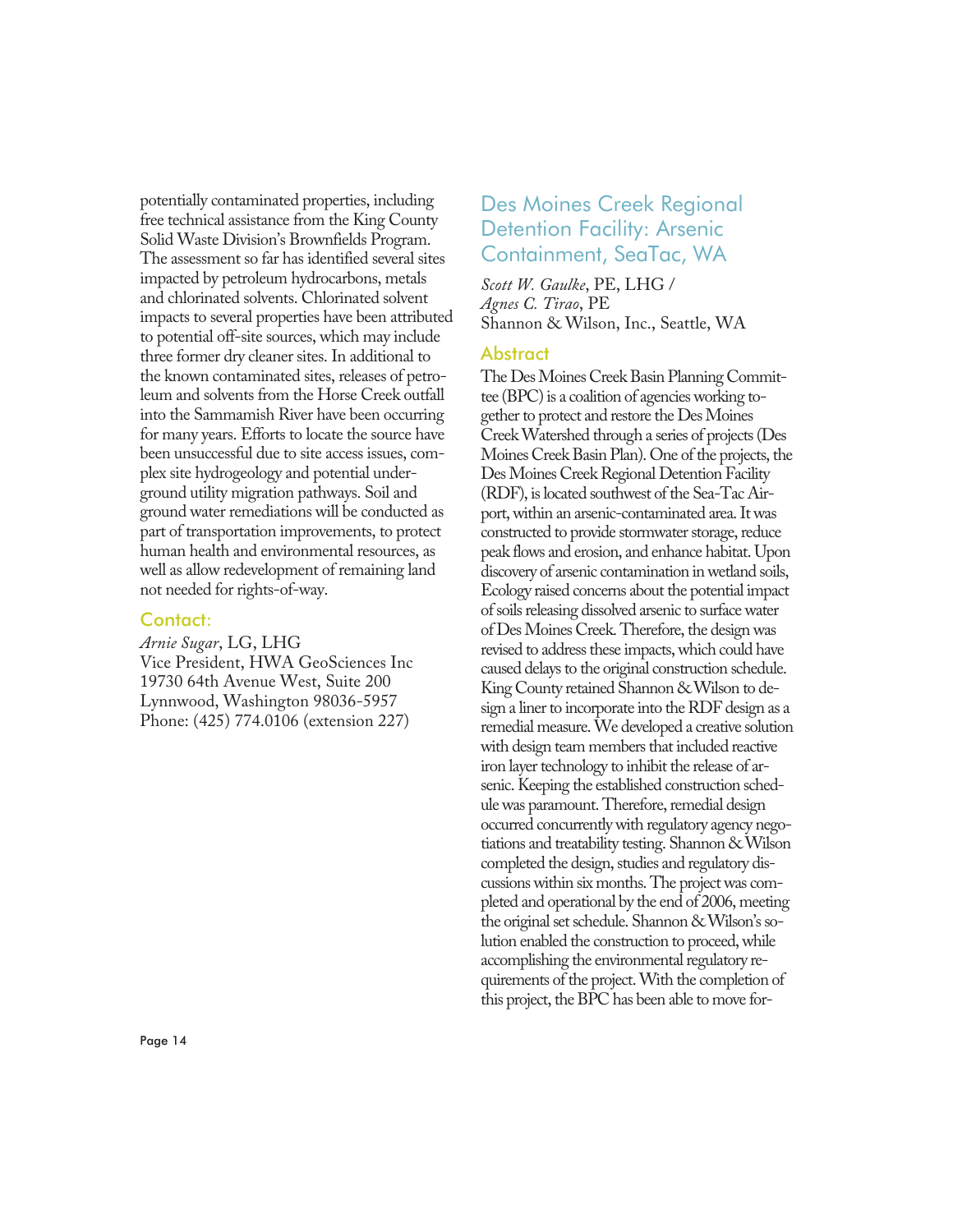potentially contaminated properties, including free technical assistance from the King County Solid Waste Division's Brownfields Program. The assessment so far has identified several sites impacted by petroleum hydrocarbons, metals and chlorinated solvents. Chlorinated solvent impacts to several properties have been attributed to potential off-site sources, which may include three former dry cleaner sites. In additional to the known contaminated sites, releases of petroleum and solvents from the Horse Creek outfall into the Sammamish River have been occurring for many years. Efforts to locate the source have been unsuccessful due to site access issues, complex site hydrogeology and potential underground utility migration pathways. Soil and ground water remediations will be conducted as part of transportation improvements, to protect human health and environmental resources, as well as allow redevelopment of remaining land not needed for rights-of-way.

### Contact:

*Arnie Sugar*, LG, LHG
Vice President, HWA GeoSciences Inc
19730 64th Avenue West, Suite 200
Lynnwood, Washington 98036-5957
Phone: (425) 774.0106 (extension 227)

## Des Moines Creek Regional Detention Facility: Arsenic Containment, SeaTac, WA

*Scott W. Gaulke*, PE, LHG /
*Agnes C. Tirao*, PE
Shannon & Wilson, Inc., Seattle, WA

### Abstract

The Des Moines Creek Basin Planning Committee (BPC) is a coalition of agencies working together to protect and restore the Des Moines Creek Watershed through a series of projects (Des Moines Creek Basin Plan). One of the projects, the Des Moines Creek Regional Detention Facility (RDF), is located southwest of the Sea-Tac Airport, within an arsenic-contaminated area. It was constructed to provide stormwater storage, reduce peak flows and erosion, and enhance habitat. Upon discovery of arsenic contamination in wetland soils, Ecology raised concerns about the potential impact of soils releasing dissolved arsenic to surface water of Des Moines Creek. Therefore, the design was revised to address these impacts, which could have caused delays to the original construction schedule. King County retained Shannon & Wilson to design a liner to incorporate into the RDF design as a remedial measure. We developed a creative solution with design team members that included reactive iron layer technology to inhibit the release of arsenic. Keeping the established construction schedule was paramount. Therefore, remedial design occurred concurrently with regulatory agency negotiations and treatability testing. Shannon & Wilson completed the design, studies and regulatory discussions within six months. The project was completed and operational by the end of 2006, meeting the original set schedule. Shannon & Wilson's solution enabled the construction to proceed, while accomplishing the environmental regulatory requirements of the project. With the completion of this project, the BPC has been able to move for-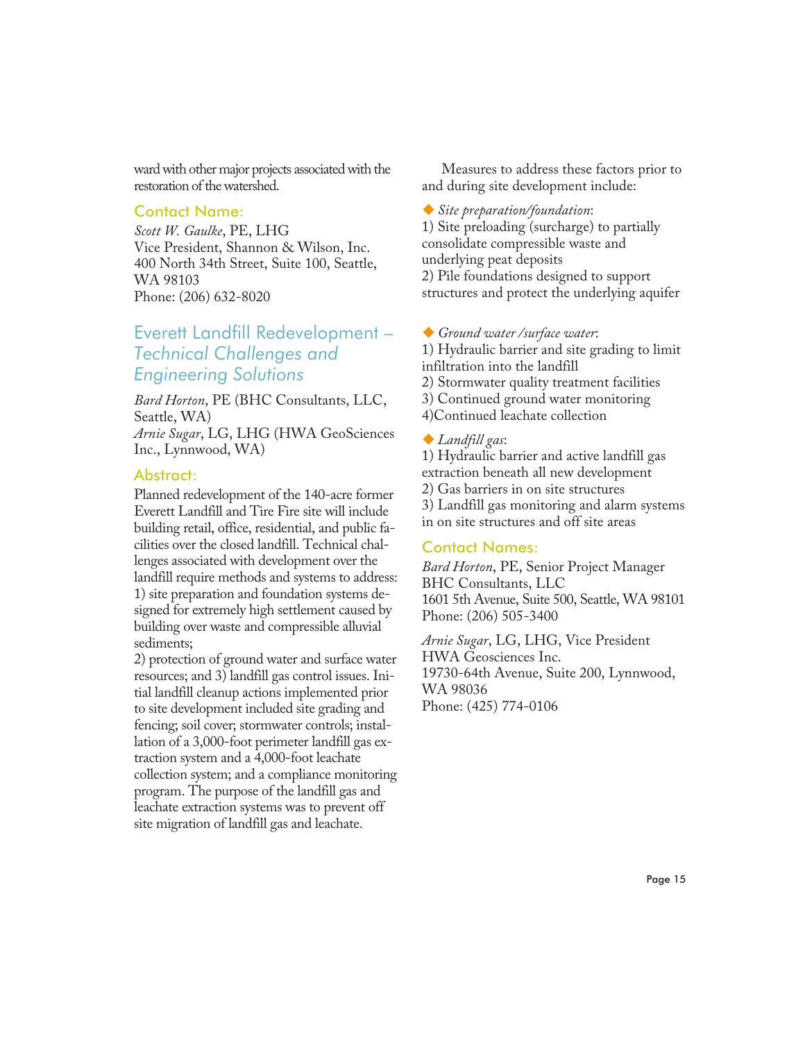ward with other major projects associated with the restoration of the watershed.

### Contact Name:

*Scott W. Gaulke*, PE, LHG
Vice President, Shannon & Wilson, Inc.
400 North 34th Street, Suite 100, Seattle, WA 98103
Phone: (206) 632-8020

## Everett Landfill Redevelopment – *Technical Challenges and Engineering Solutions*

*Bard Horton*, PE (BHC Consultants, LLC, Seattle, WA)
*Arnie Sugar*, LG, LHG (HWA GeoSciences Inc., Lynnwood, WA)

### Abstract:

Planned redevelopment of the 140-acre former Everett Landfill and Tire Fire site will include building retail, office, residential, and public facilities over the closed landfill. Technical challenges associated with development over the landfill require methods and systems to address: 1) site preparation and foundation systems designed for extremely high settlement caused by building over waste and compressible alluvial sediments;
2) protection of ground water and surface water resources; and 3) landfill gas control issues. Initial landfill cleanup actions implemented prior to site development included site grading and fencing; soil cover; stormwater controls; installation of a 3,000-foot perimeter landfill gas extraction system and a 4,000-foot leachate collection system; and a compliance monitoring program. The purpose of the landfill gas and leachate extraction systems was to prevent off site migration of landfill gas and leachate.

Measures to address these factors prior to and during site development include:

- *Site preparation/foundation*:
1) Site preloading (surcharge) to partially consolidate compressible waste and underlying peat deposits
2) Pile foundations designed to support structures and protect the underlying aquifer

- *Ground water /surface water*:
1) Hydraulic barrier and site grading to limit infiltration into the landfill
2) Stormwater quality treatment facilities
3) Continued ground water monitoring
4)Continued leachate collection

- *Landfill gas*:
1) Hydraulic barrier and active landfill gas extraction beneath all new development
2) Gas barriers in on site structures
3) Landfill gas monitoring and alarm systems in on site structures and off site areas

### Contact Names:

*Bard Horton*, PE, Senior Project Manager
BHC Consultants, LLC
1601 5th Avenue, Suite 500, Seattle, WA 98101
Phone: (206) 505-3400

*Arnie Sugar*, LG, LHG, Vice President
HWA Geosciences Inc.
19730-64th Avenue, Suite 200, Lynnwood, WA 98036
Phone: (425) 774-0106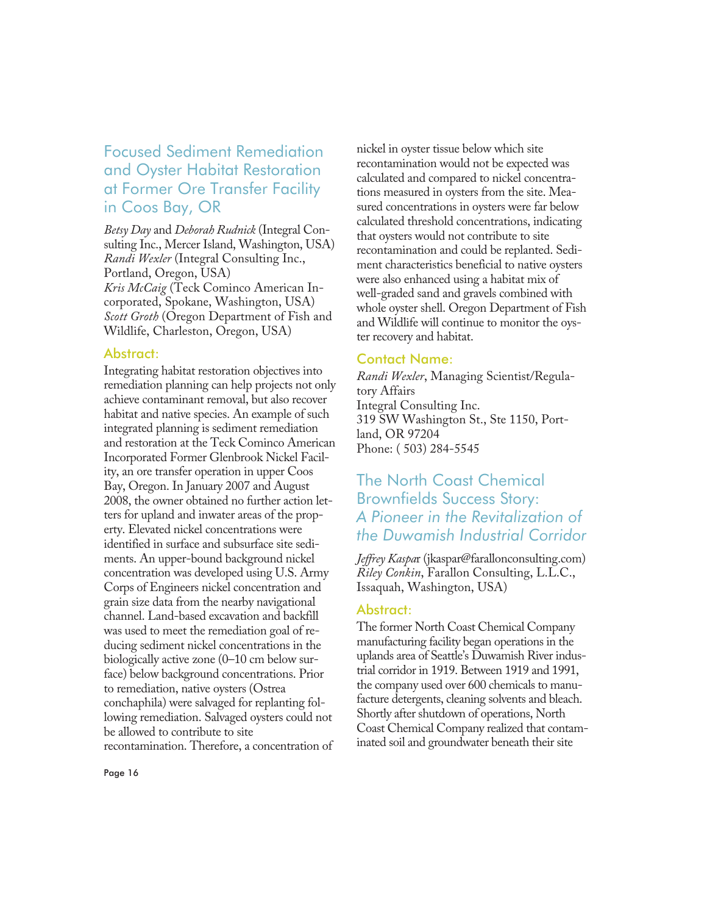## Focused Sediment Remediation and Oyster Habitat Restoration at Former Ore Transfer Facility in Coos Bay, OR

*Betsy Day* and *Deborah Rudnick* (Integral Consulting Inc., Mercer Island, Washington, USA)
*Randi Wexler* (Integral Consulting Inc., Portland, Oregon, USA)
*Kris McCaig* (Teck Cominco American Incorporated, Spokane, Washington, USA)
*Scott Groth* (Oregon Department of Fish and Wildlife, Charleston, Oregon, USA)

### Abstract:

Integrating habitat restoration objectives into remediation planning can help projects not only achieve contaminant removal, but also recover habitat and native species. An example of such integrated planning is sediment remediation and restoration at the Teck Cominco American Incorporated Former Glenbrook Nickel Facility, an ore transfer operation in upper Coos Bay, Oregon. In January 2007 and August 2008, the owner obtained no further action letters for upland and inwater areas of the property. Elevated nickel concentrations were identified in surface and subsurface site sediments. An upper-bound background nickel concentration was developed using U.S. Army Corps of Engineers nickel concentration and grain size data from the nearby navigational channel. Land-based excavation and backfill was used to meet the remediation goal of reducing sediment nickel concentrations in the biologically active zone (0–10 cm below surface) below background concentrations. Prior to remediation, native oysters (Ostrea conchaphila) were salvaged for replanting following remediation. Salvaged oysters could not be allowed to contribute to site recontamination. Therefore, a concentration of nickel in oyster tissue below which site recontamination would not be expected was calculated and compared to nickel concentrations measured in oysters from the site. Measured concentrations in oysters were far below calculated threshold concentrations, indicating that oysters would not contribute to site recontamination and could be replanted. Sediment characteristics beneficial to native oysters were also enhanced using a habitat mix of well-graded sand and gravels combined with whole oyster shell. Oregon Department of Fish and Wildlife will continue to monitor the oyster recovery and habitat.

### Contact Name:

*Randi Wexler*, Managing Scientist/Regulatory Affairs
Integral Consulting Inc.
319 SW Washington St., Ste 1150, Portland, OR 97204
Phone: ( 503) 284-5545

## The North Coast Chemical Brownfields Success Story: *A Pioneer in the Revitalization of the Duwamish Industrial Corridor*

*Jeffrey Kaspar* (jkaspar@farallonconsulting.com)
*Riley Conkin*, Farallon Consulting, L.L.C., Issaquah, Washington, USA)

### Abstract:

The former North Coast Chemical Company manufacturing facility began operations in the uplands area of Seattle's Duwamish River industrial corridor in 1919. Between 1919 and 1991, the company used over 600 chemicals to manufacture detergents, cleaning solvents and bleach. Shortly after shutdown of operations, North Coast Chemical Company realized that contaminated soil and groundwater beneath their site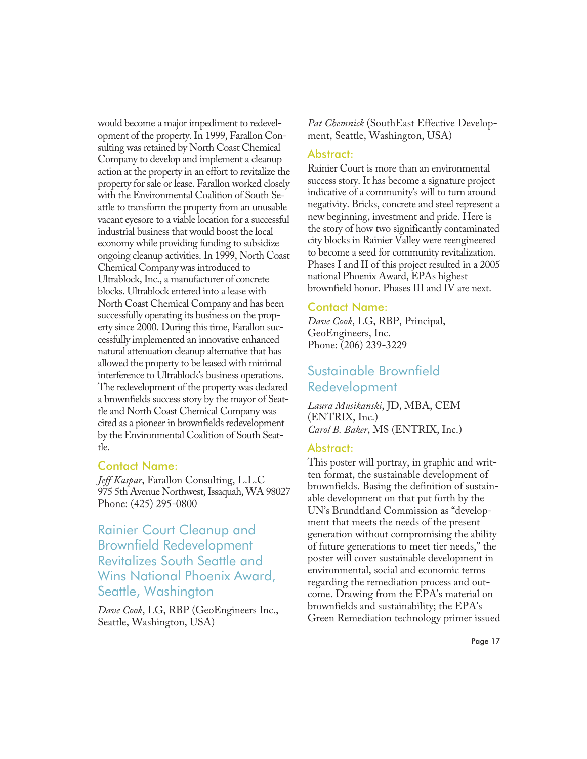would become a major impediment to redevelopment of the property. In 1999, Farallon Consulting was retained by North Coast Chemical Company to develop and implement a cleanup action at the property in an effort to revitalize the property for sale or lease. Farallon worked closely with the Environmental Coalition of South Seattle to transform the property from an unusable vacant eyesore to a viable location for a successful industrial business that would boost the local economy while providing funding to subsidize ongoing cleanup activities. In 1999, North Coast Chemical Company was introduced to Ultrablock, Inc., a manufacturer of concrete blocks. Ultrablock entered into a lease with North Coast Chemical Company and has been successfully operating its business on the property since 2000. During this time, Farallon successfully implemented an innovative enhanced natural attenuation cleanup alternative that has allowed the property to be leased with minimal interference to Ultrablock's business operations. The redevelopment of the property was declared a brownfields success story by the mayor of Seattle and North Coast Chemical Company was cited as a pioneer in brownfields redevelopment by the Environmental Coalition of South Seattle.

### Contact Name:

*Jeff Kaspar*, Farallon Consulting, L.L.C
975 5th Avenue Northwest, Issaquah, WA 98027
Phone: (425) 295-0800

## Rainier Court Cleanup and Brownfield Redevelopment Revitalizes South Seattle and Wins National Phoenix Award, Seattle, Washington

*Dave Cook*, LG, RBP (GeoEngineers Inc., Seattle, Washington, USA)
*Pat Chemnick* (SouthEast Effective Development, Seattle, Washington, USA)

### Abstract:

Rainier Court is more than an environmental success story. It has become a signature project indicative of a community's will to turn around negativity. Bricks, concrete and steel represent a new beginning, investment and pride. Here is the story of how two significantly contaminated city blocks in Rainier Valley were reengineered to become a seed for community revitalization. Phases I and II of this project resulted in a 2005 national Phoenix Award, EPAs highest brownfield honor. Phases III and IV are next.

### Contact Name:

*Dave Cook*, LG, RBP, Principal,
GeoEngineers, Inc.
Phone: (206) 239-3229

## Sustainable Brownfield Redevelopment

*Laura Musikanski*, JD, MBA, CEM (ENTRIX, Inc.)
*Carol B. Baker*, MS (ENTRIX, Inc.)

### Abstract:

This poster will portray, in graphic and written format, the sustainable development of brownfields. Basing the definition of sustainable development on that put forth by the UN's Brundtland Commission as "development that meets the needs of the present generation without compromising the ability of future generations to meet tier needs," the poster will cover sustainable development in environmental, social and economic terms regarding the remediation process and outcome. Drawing from the EPA's material on brownfields and sustainability; the EPA's Green Remediation technology primer issued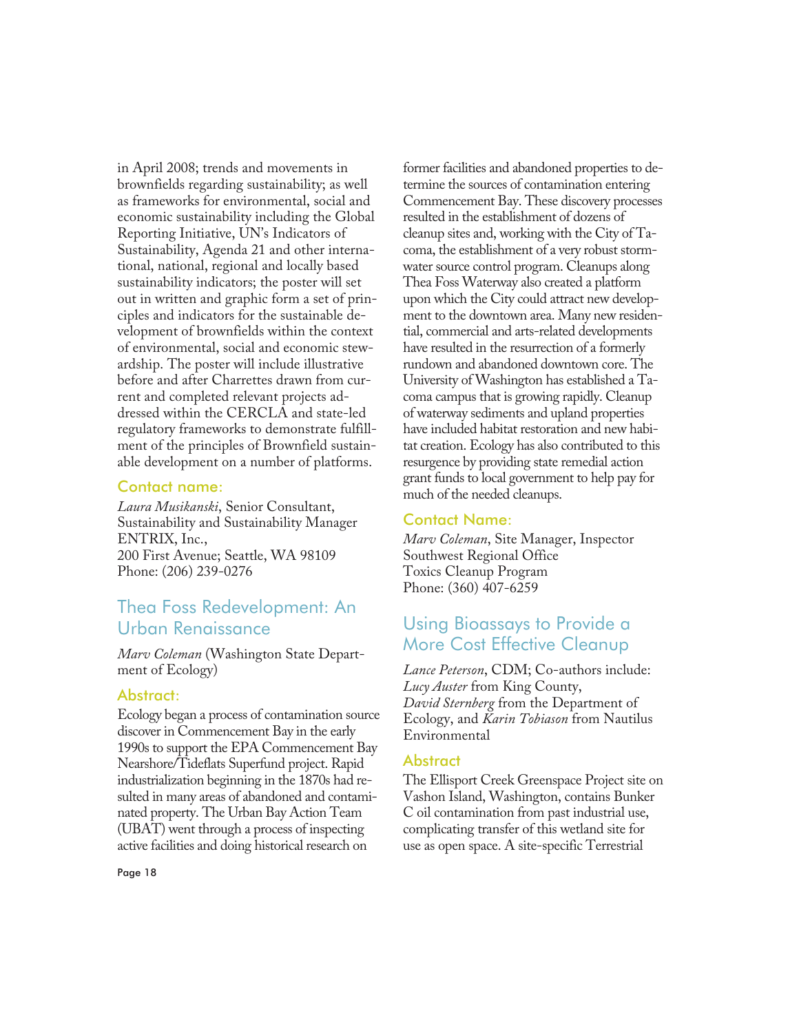in April 2008; trends and movements in brownfields regarding sustainability; as well as frameworks for environmental, social and economic sustainability including the Global Reporting Initiative, UN's Indicators of Sustainability, Agenda 21 and other international, national, regional and locally based sustainability indicators; the poster will set out in written and graphic form a set of principles and indicators for the sustainable development of brownfields within the context of environmental, social and economic stewardship. The poster will include illustrative before and after Charrettes drawn from current and completed relevant projects addressed within the CERCLA and state-led regulatory frameworks to demonstrate fulfillment of the principles of Brownfield sustainable development on a number of platforms.

### Contact name:

*Laura Musikanski*, Senior Consultant, Sustainability and Sustainability Manager
ENTRIX, Inc.,
200 First Avenue; Seattle, WA 98109
Phone: (206) 239-0276

## Thea Foss Redevelopment: An Urban Renaissance

*Marv Coleman* (Washington State Department of Ecology)

### Abstract:

Ecology began a process of contamination source discover in Commencement Bay in the early 1990s to support the EPA Commencement Bay Nearshore/Tideflats Superfund project. Rapid industrialization beginning in the 1870s had resulted in many areas of abandoned and contaminated property. The Urban Bay Action Team (UBAT) went through a process of inspecting active facilities and doing historical research on former facilities and abandoned properties to determine the sources of contamination entering Commencement Bay. These discovery processes resulted in the establishment of dozens of cleanup sites and, working with the City of Tacoma, the establishment of a very robust stormwater source control program. Cleanups along Thea Foss Waterway also created a platform upon which the City could attract new development to the downtown area. Many new residential, commercial and arts-related developments have resulted in the resurrection of a formerly rundown and abandoned downtown core. The University of Washington has established a Tacoma campus that is growing rapidly. Cleanup of waterway sediments and upland properties have included habitat restoration and new habitat creation. Ecology has also contributed to this resurgence by providing state remedial action grant funds to local government to help pay for much of the needed cleanups.

### Contact Name:

*Marv Coleman*, Site Manager, Inspector
Southwest Regional Office
Toxics Cleanup Program
Phone: (360) 407-6259

## Using Bioassays to Provide a More Cost Effective Cleanup

*Lance Peterson*, CDM; Co-authors include: *Lucy Auster* from King County, *David Sternberg* from the Department of Ecology, and *Karin Tobiason* from Nautilus Environmental

### Abstract

The Ellisport Creek Greenspace Project site on Vashon Island, Washington, contains Bunker C oil contamination from past industrial use, complicating transfer of this wetland site for use as open space. A site-specific Terrestrial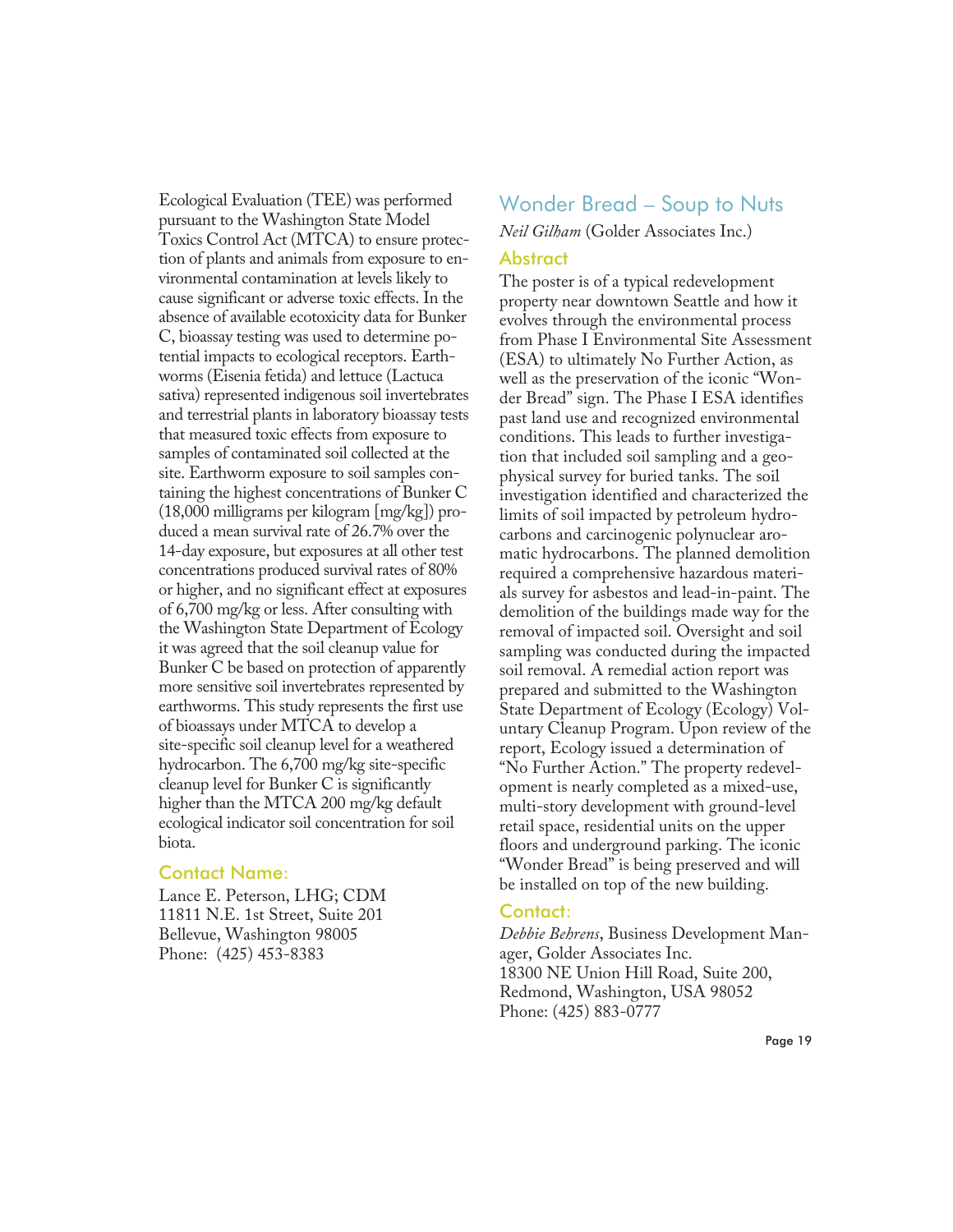Ecological Evaluation (TEE) was performed pursuant to the Washington State Model Toxics Control Act (MTCA) to ensure protection of plants and animals from exposure to environmental contamination at levels likely to cause significant or adverse toxic effects. In the absence of available ecotoxicity data for Bunker C, bioassay testing was used to determine potential impacts to ecological receptors. Earthworms (Eisenia fetida) and lettuce (Lactuca sativa) represented indigenous soil invertebrates and terrestrial plants in laboratory bioassay tests that measured toxic effects from exposure to samples of contaminated soil collected at the site. Earthworm exposure to soil samples containing the highest concentrations of Bunker C (18,000 milligrams per kilogram [mg/kg]) produced a mean survival rate of 26.7% over the 14-day exposure, but exposures at all other test concentrations produced survival rates of 80% or higher, and no significant effect at exposures of 6,700 mg/kg or less. After consulting with the Washington State Department of Ecology it was agreed that the soil cleanup value for Bunker C be based on protection of apparently more sensitive soil invertebrates represented by earthworms. This study represents the first use of bioassays under MTCA to develop a site-specific soil cleanup level for a weathered hydrocarbon. The 6,700 mg/kg site-specific cleanup level for Bunker C is significantly higher than the MTCA 200 mg/kg default ecological indicator soil concentration for soil biota.

### Contact Name:

Lance E. Peterson, LHG; CDM
11811 N.E. 1st Street, Suite 201
Bellevue, Washington 98005
Phone: (425) 453-8383

## Wonder Bread – Soup to Nuts

*Neil Gilham* (Golder Associates Inc.)

### Abstract

The poster is of a typical redevelopment property near downtown Seattle and how it evolves through the environmental process from Phase I Environmental Site Assessment (ESA) to ultimately No Further Action, as well as the preservation of the iconic "Wonder Bread" sign. The Phase I ESA identifies past land use and recognized environmental conditions. This leads to further investigation that included soil sampling and a geophysical survey for buried tanks. The soil investigation identified and characterized the limits of soil impacted by petroleum hydrocarbons and carcinogenic polynuclear aromatic hydrocarbons. The planned demolition required a comprehensive hazardous materials survey for asbestos and lead-in-paint. The demolition of the buildings made way for the removal of impacted soil. Oversight and soil sampling was conducted during the impacted soil removal. A remedial action report was prepared and submitted to the Washington State Department of Ecology (Ecology) Voluntary Cleanup Program. Upon review of the report, Ecology issued a determination of "No Further Action." The property redevelopment is nearly completed as a mixed-use, multi-story development with ground-level retail space, residential units on the upper floors and underground parking. The iconic "Wonder Bread" is being preserved and will be installed on top of the new building.

### Contact:

*Debbie Behrens*, Business Development Manager, Golder Associates Inc.
18300 NE Union Hill Road, Suite 200,
Redmond, Washington, USA 98052
Phone: (425) 883-0777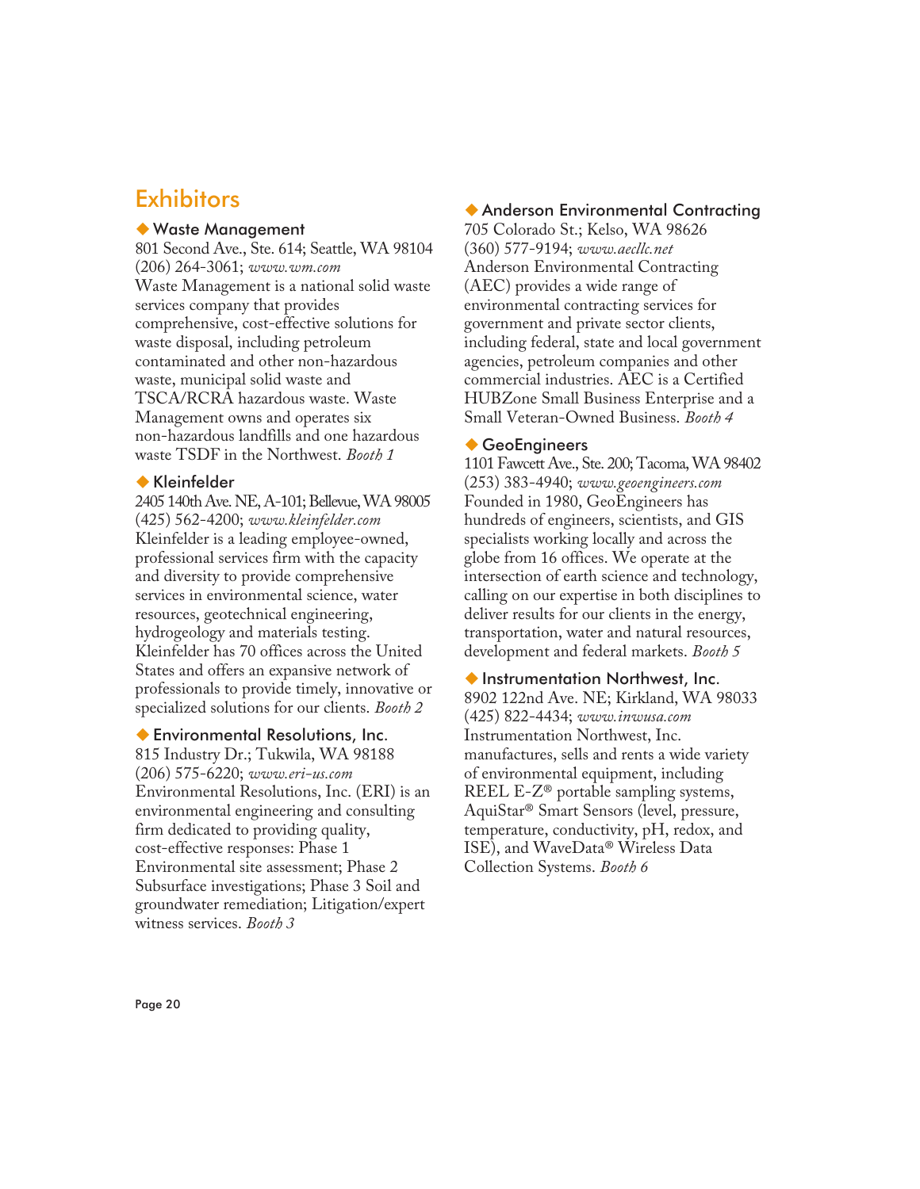# Exhibitors

### ◆ Waste Management

801 Second Ave., Ste. 614; Seattle, WA 98104
(206) 264-3061; *www.wm.com*
Waste Management is a national solid waste services company that provides comprehensive, cost-effective solutions for waste disposal, including petroleum contaminated and other non-hazardous waste, municipal solid waste and TSCA/RCRA hazardous waste. Waste Management owns and operates six non-hazardous landfills and one hazardous waste TSDF in the Northwest. *Booth 1*

### ◆ Kleinfelder

2405 140th Ave. NE, A-101; Bellevue, WA 98005
(425) 562-4200; *www.kleinfelder.com*
Kleinfelder is a leading employee-owned, professional services firm with the capacity and diversity to provide comprehensive services in environmental science, water resources, geotechnical engineering, hydrogeology and materials testing. Kleinfelder has 70 offices across the United States and offers an expansive network of professionals to provide timely, innovative or specialized solutions for our clients. *Booth 2*

### ◆ Environmental Resolutions, Inc.

815 Industry Dr.; Tukwila, WA 98188
(206) 575-6220; *www.eri-us.com*
Environmental Resolutions, Inc. (ERI) is an environmental engineering and consulting firm dedicated to providing quality, cost-effective responses: Phase 1 Environmental site assessment; Phase 2 Subsurface investigations; Phase 3 Soil and groundwater remediation; Litigation/expert witness services. *Booth 3*

### ◆ Anderson Environmental Contracting

705 Colorado St.; Kelso, WA 98626
(360) 577-9194; *www.aecllc.net*
Anderson Environmental Contracting (AEC) provides a wide range of environmental contracting services for government and private sector clients, including federal, state and local government agencies, petroleum companies and other commercial industries. AEC is a Certified HUBZone Small Business Enterprise and a Small Veteran-Owned Business. *Booth 4*

### ◆ GeoEngineers

1101 Fawcett Ave., Ste. 200; Tacoma, WA 98402
(253) 383-4940; *www.geoengineers.com*
Founded in 1980, GeoEngineers has hundreds of engineers, scientists, and GIS specialists working locally and across the globe from 16 offices. We operate at the intersection of earth science and technology, calling on our expertise in both disciplines to deliver results for our clients in the energy, transportation, water and natural resources, development and federal markets. *Booth 5*

### ◆ Instrumentation Northwest, Inc.

8902 122nd Ave. NE; Kirkland, WA 98033
(425) 822-4434; *www.inwusa.com*
Instrumentation Northwest, Inc. manufactures, sells and rents a wide variety of environmental equipment, including REEL E-Z® portable sampling systems, AquiStar® Smart Sensors (level, pressure, temperature, conductivity, pH, redox, and ISE), and WaveData® Wireless Data Collection Systems. *Booth 6*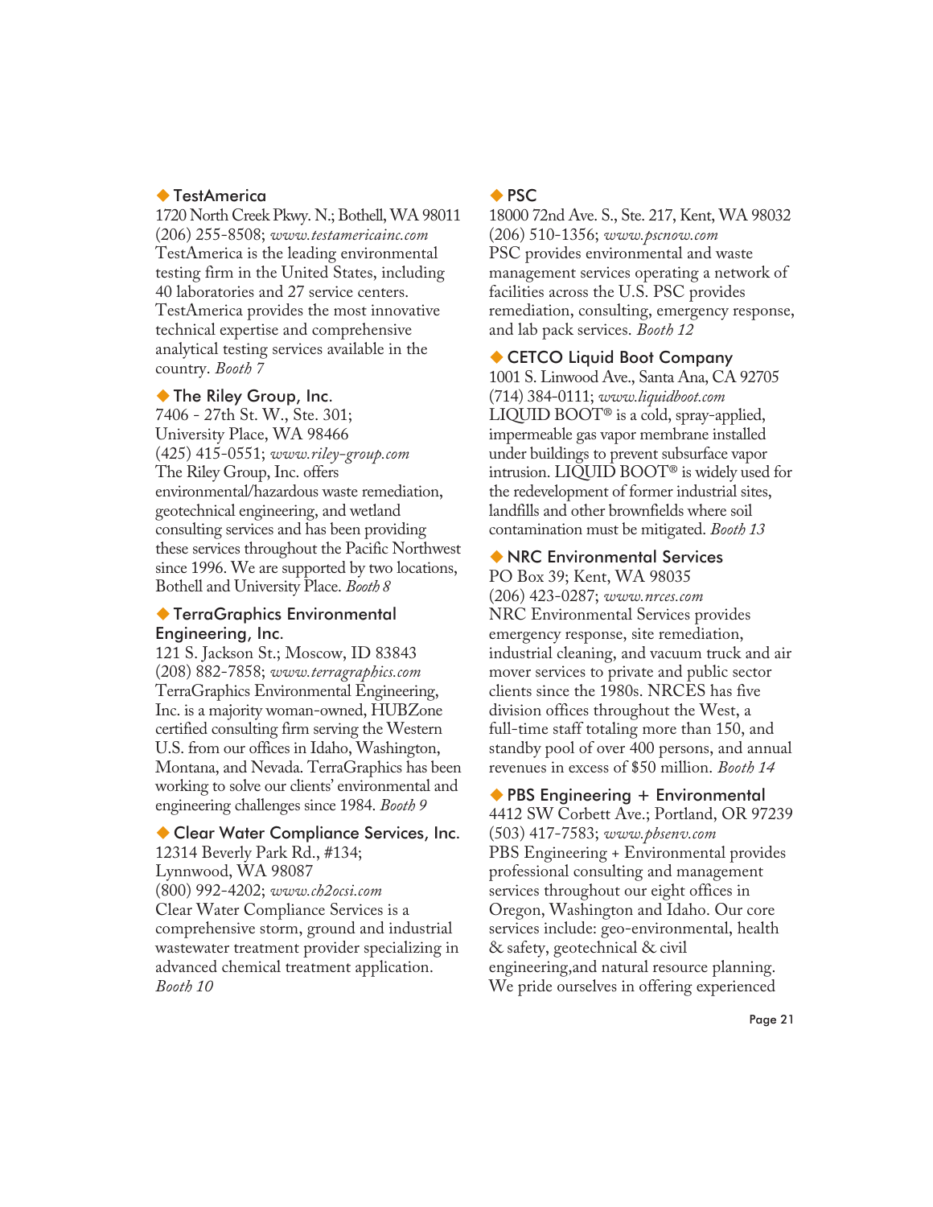### ◆ TestAmerica

1720 North Creek Pkwy. N.; Bothell, WA 98011
(206) 255-8508; *www.testamericainc.com*
TestAmerica is the leading environmental testing firm in the United States, including 40 laboratories and 27 service centers. TestAmerica provides the most innovative technical expertise and comprehensive analytical testing services available in the country. *Booth 7*

### ◆ The Riley Group, Inc.

7406 - 27th St. W., Ste. 301;
University Place, WA 98466
(425) 415-0551; *www.riley-group.com*
The Riley Group, Inc. offers environmental/hazardous waste remediation, geotechnical engineering, and wetland consulting services and has been providing these services throughout the Pacific Northwest since 1996. We are supported by two locations, Bothell and University Place. *Booth 8*

### ◆ TerraGraphics Environmental Engineering, Inc.

121 S. Jackson St.; Moscow, ID 83843
(208) 882-7858; *www.terragraphics.com*
TerraGraphics Environmental Engineering, Inc. is a majority woman-owned, HUBZone certified consulting firm serving the Western U.S. from our offices in Idaho, Washington, Montana, and Nevada. TerraGraphics has been working to solve our clients' environmental and engineering challenges since 1984. *Booth 9*

### ◆ Clear Water Compliance Services, Inc.

12314 Beverly Park Rd., #134;
Lynnwood, WA 98087
(800) 992-4202; *www.ch2ocsi.com*
Clear Water Compliance Services is a comprehensive storm, ground and industrial wastewater treatment provider specializing in advanced chemical treatment application. *Booth 10*

### ◆ PSC

18000 72nd Ave. S., Ste. 217, Kent, WA 98032
(206) 510-1356; *www.pscnow.com*
PSC provides environmental and waste management services operating a network of facilities across the U.S. PSC provides remediation, consulting, emergency response, and lab pack services. *Booth 12*

### ◆ CETCO Liquid Boot Company

1001 S. Linwood Ave., Santa Ana, CA 92705
(714) 384-0111; *www.liquidboot.com*
LIQUID BOOT® is a cold, spray-applied, impermeable gas vapor membrane installed under buildings to prevent subsurface vapor intrusion. LIQUID BOOT® is widely used for the redevelopment of former industrial sites, landfills and other brownfields where soil contamination must be mitigated. *Booth 13*

### ◆ NRC Environmental Services

PO Box 39; Kent, WA 98035
(206) 423-0287; *www.nrces.com*
NRC Environmental Services provides emergency response, site remediation, industrial cleaning, and vacuum truck and air mover services to private and public sector clients since the 1980s. NRCES has five division offices throughout the West, a full-time staff totaling more than 150, and standby pool of over 400 persons, and annual revenues in excess of $50 million. *Booth 14*

### ◆ PBS Engineering + Environmental

4412 SW Corbett Ave.; Portland, OR 97239
(503) 417-7583; *www.pbsenv.com*
PBS Engineering + Environmental provides professional consulting and management services throughout our eight offices in Oregon, Washington and Idaho. Our core services include: geo-environmental, health & safety, geotechnical & civil engineering,and natural resource planning. We pride ourselves in offering experienced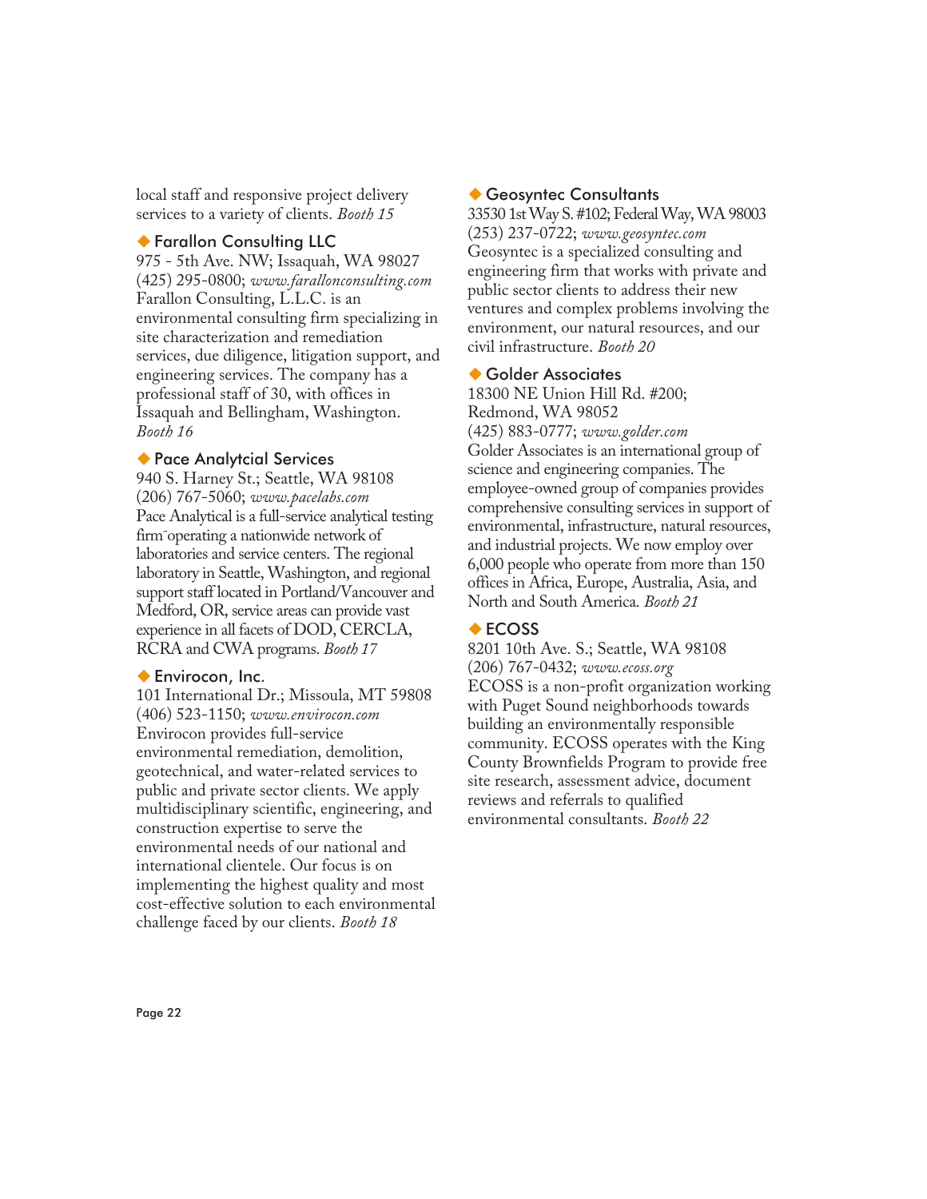local staff and responsive project delivery services to a variety of clients. *Booth 15*

### ◆ Farallon Consulting LLC

975 - 5th Ave. NW; Issaquah, WA 98027
(425) 295-0800; *www.faralloncconsulting.com*
Farallon Consulting, L.L.C. is an environmental consulting firm specializing in site characterization and remediation services, due diligence, litigation support, and engineering services. The company has a professional staff of 30, with offices in Issaquah and Bellingham, Washington. *Booth 16*

### ◆ Pace Analytcial Services

940 S. Harney St.; Seattle, WA 98108
(206) 767-5060; *www.pacelabs.com*
Pace Analytical is a full-service analytical testing firm operating a nationwide network of laboratories and service centers. The regional laboratory in Seattle, Washington, and regional support staff located in Portland/Vancouver and Medford, OR, service areas can provide vast experience in all facets of DOD, CERCLA, RCRA and CWA programs. *Booth 17*

### ◆ Envirocon, Inc.

101 International Dr.; Missoula, MT 59808
(406) 523-1150; *www.envirocon.com*
Envirocon provides full-service environmental remediation, demolition, geotechnical, and water-related services to public and private sector clients. We apply multidisciplinary scientific, engineering, and construction expertise to serve the environmental needs of our national and international clientele. Our focus is on implementing the highest quality and most cost-effective solution to each environmental challenge faced by our clients. *Booth 18*

### ◆ Geosyntec Consultants

33530 1st Way S. #102; Federal Way, WA 98003
(253) 237-0722; *www.geosyntec.com*
Geosyntec is a specialized consulting and engineering firm that works with private and public sector clients to address their new ventures and complex problems involving the environment, our natural resources, and our civil infrastructure. *Booth 20*

### ◆ Golder Associates

18300 NE Union Hill Rd. #200;
Redmond, WA 98052
(425) 883-0777; *www.golder.com*
Golder Associates is an international group of science and engineering companies. The employee-owned group of companies provides comprehensive consulting services in support of environmental, infrastructure, natural resources, and industrial projects. We now employ over 6,000 people who operate from more than 150 offices in Africa, Europe, Australia, Asia, and North and South America. *Booth 21*

### ◆ ECOSS

8201 10th Ave. S.; Seattle, WA 98108
(206) 767-0432; *www.ecoss.org*
ECOSS is a non-profit organization working with Puget Sound neighborhoods towards building an environmentally responsible community. ECOSS operates with the King County Brownfields Program to provide free site research, assessment advice, document reviews and referrals to qualified environmental consultants. *Booth 22*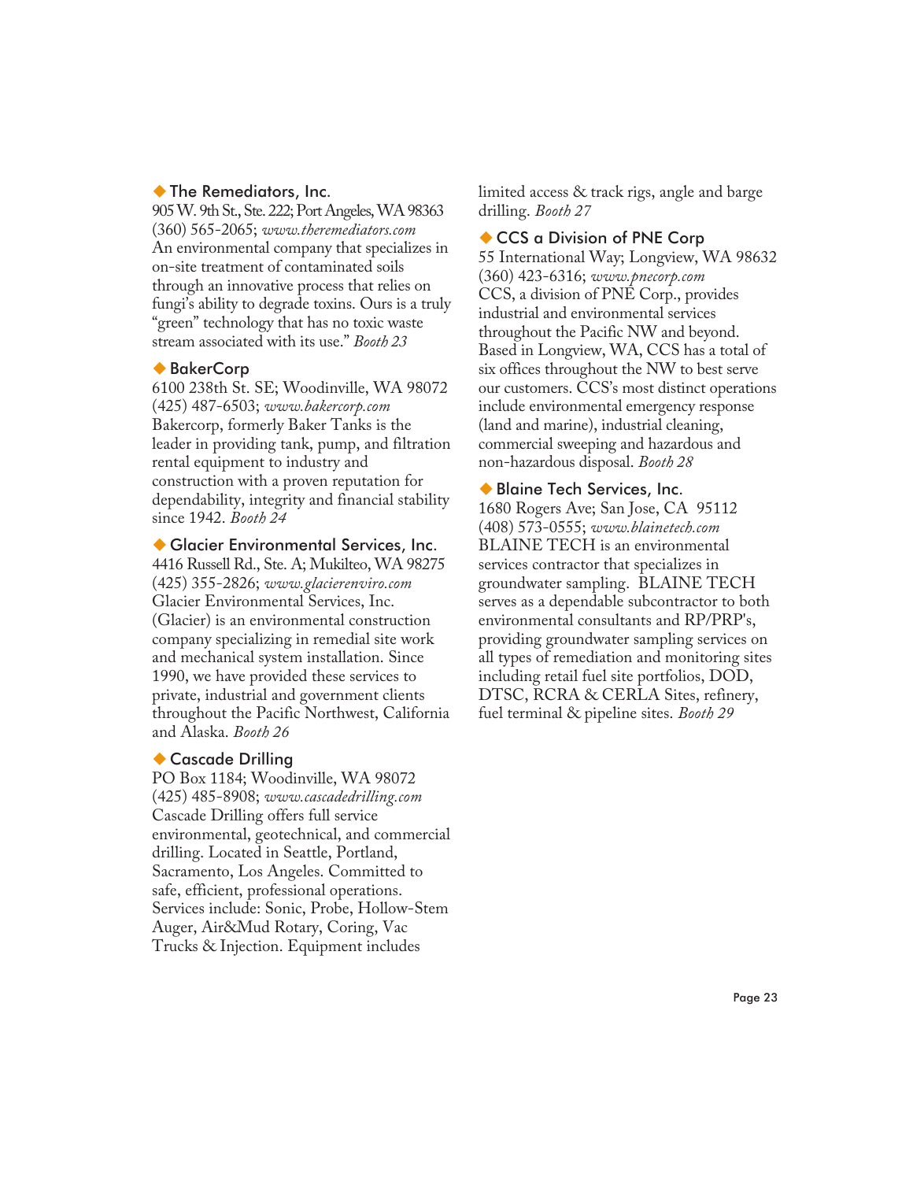### ◆ The Remediators, Inc.

905 W. 9th St., Ste. 222; Port Angeles, WA 98363
(360) 565-2065; *www.theremediators.com*
An environmental company that specializes in on-site treatment of contaminated soils through an innovative process that relies on fungi's ability to degrade toxins. Ours is a truly "green" technology that has no toxic waste stream associated with its use." *Booth 23*

### ◆ BakerCorp

6100 238th St. SE; Woodinville, WA 98072
(425) 487-6503; *www.bakercorp.com*
Bakercorp, formerly Baker Tanks is the leader in providing tank, pump, and filtration rental equipment to industry and construction with a proven reputation for dependability, integrity and financial stability since 1942. *Booth 24*

### ◆ Glacier Environmental Services, Inc.

4416 Russell Rd., Ste. A; Mukilteo, WA 98275
(425) 355-2826; *www.glacierenviro.com*
Glacier Environmental Services, Inc. (Glacier) is an environmental construction company specializing in remedial site work and mechanical system installation. Since 1990, we have provided these services to private, industrial and government clients throughout the Pacific Northwest, California and Alaska. *Booth 26*

### ◆ Cascade Drilling

PO Box 1184; Woodinville, WA 98072
(425) 485-8908; *www.cascadedrilling.com*
Cascade Drilling offers full service environmental, geotechnical, and commercial drilling. Located in Seattle, Portland, Sacramento, Los Angeles. Committed to safe, efficient, professional operations. Services include: Sonic, Probe, Hollow-Stem Auger, Air&Mud Rotary, Coring, Vac Trucks & Injection. Equipment includes limited access & track rigs, angle and barge drilling. *Booth 27*

### ◆ CCS a Division of PNE Corp

55 International Way; Longview, WA 98632
(360) 423-6316; *www.pnecorp.com*
CCS, a division of PNE Corp., provides industrial and environmental services throughout the Pacific NW and beyond. Based in Longview, WA, CCS has a total of six offices throughout the NW to best serve our customers. CCS's most distinct operations include environmental emergency response (land and marine), industrial cleaning, commercial sweeping and hazardous and non-hazardous disposal. *Booth 28*

### ◆ Blaine Tech Services, Inc.

1680 Rogers Ave; San Jose, CA 95112
(408) 573-0555; *www.blainetech.com*
BLAINE TECH is an environmental services contractor that specializes in groundwater sampling. BLAINE TECH serves as a dependable subcontractor to both environmental consultants and RP/PRP's, providing groundwater sampling services on all types of remediation and monitoring sites including retail fuel site portfolios, DOD, DTSC, RCRA & CERLA Sites, refinery, fuel terminal & pipeline sites. *Booth 29*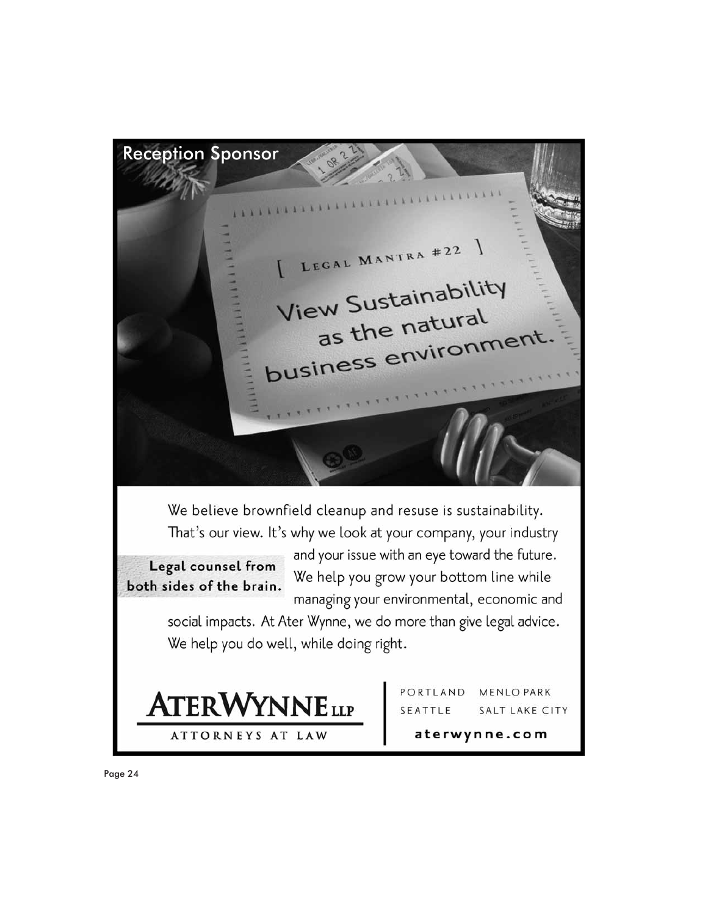## Reception Sponsor

[ Legal Mantra #22 ]

View Sustainability as the natural business environment.

We believe brownfield cleanup and resuse is sustainability. That's our view. It's why we look at your company, your industry and your issue with an eye toward the future. We help you grow your bottom line while managing your environmental, economic and social impacts. At Ater Wynne, we do more than give legal advice. We help you do well, while doing right.

**Legal counsel from both sides of the brain.**

**ATERWYNNE LLP**
ATTORNEYS AT LAW

PORTLAND MENLO PARK
SEATTLE SALT LAKE CITY

**aterwynne.com**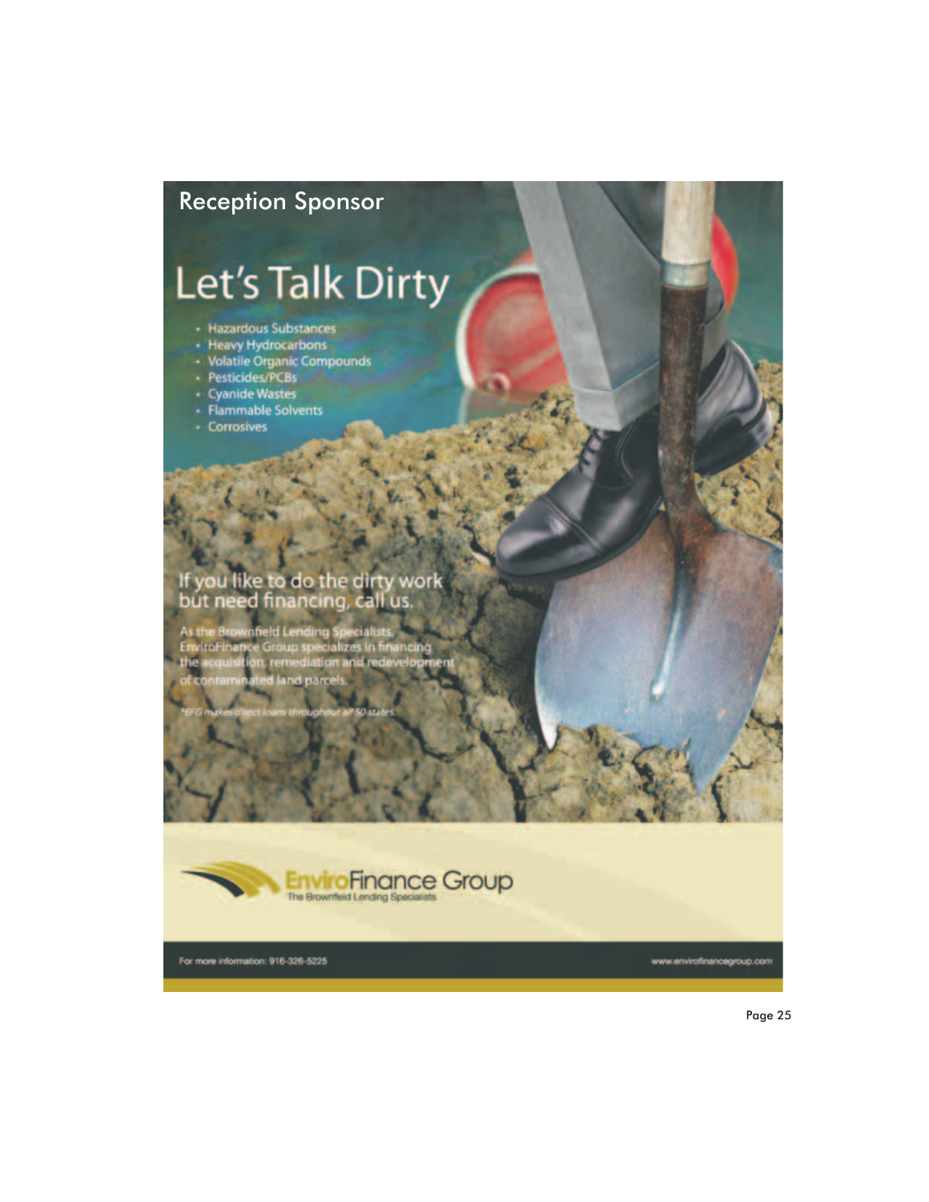## Reception Sponsor

# Let's Talk Dirty

- Hazardous Substances
- Heavy Hydrocarbons
- Volatile Organic Compounds
- Pesticides/PCBs
- Cyanide Wastes
- Flammable Solvents
- Corrosives

If you like to do the dirty work but need financing, call us.

As the Brownfield Lending Specialists, EnviroFinance Group specializes in financing the acquisition, remediation and redevelopment of contaminated land parcels.

*EFG makes direct loans throughout all 50 states.

**EnviroFinance Group**
The Brownfield Lending Specialists

For more information: 916-326-5225

www.envirofinancegroup.com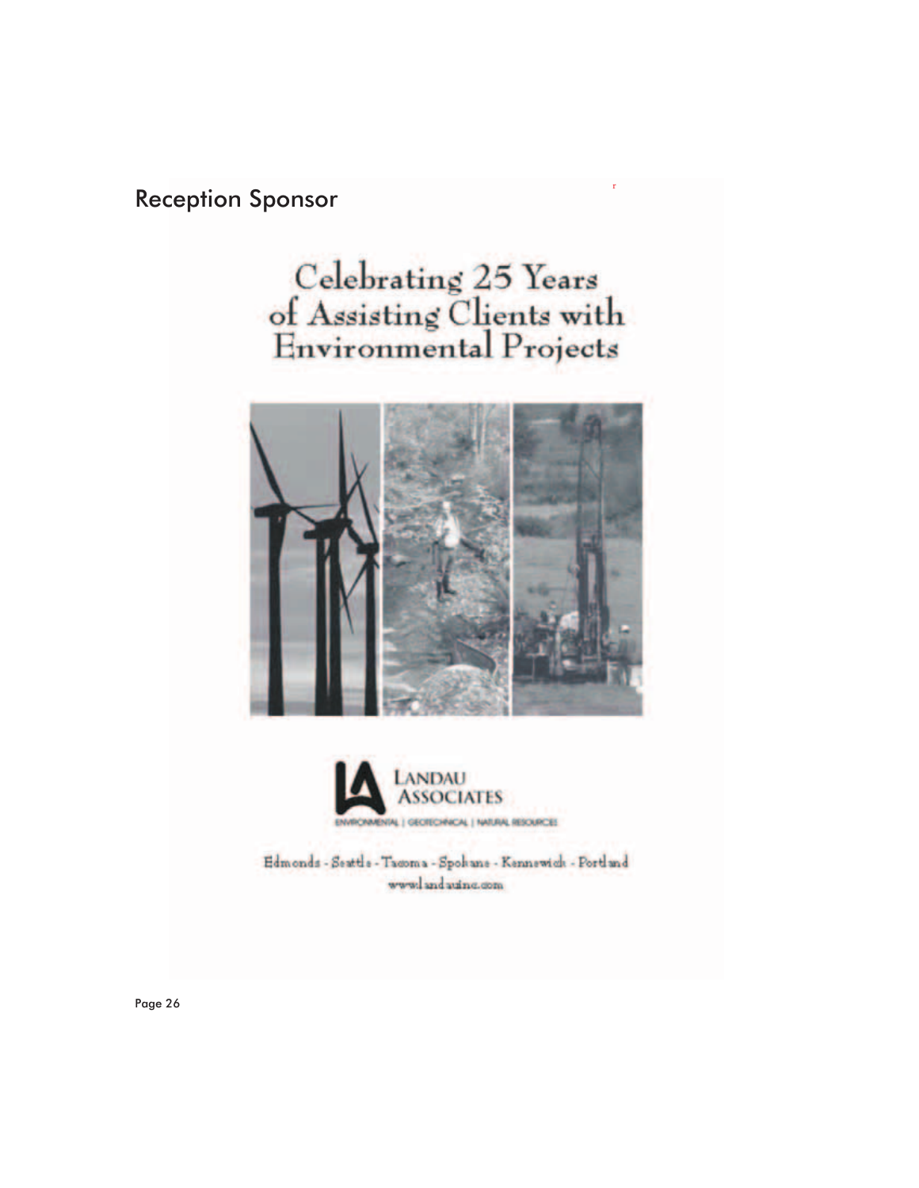## Reception Sponsor

# Celebrating 25 Years of Assisting Clients with Environmental Projects

LANDAU ASSOCIATES

ENVIRONMENTAL | GEOTECHNICAL | NATURAL RESOURCES

Edmonds - Seattle - Tacoma - Spokane - Kennewick - Portland

www.landauinc.com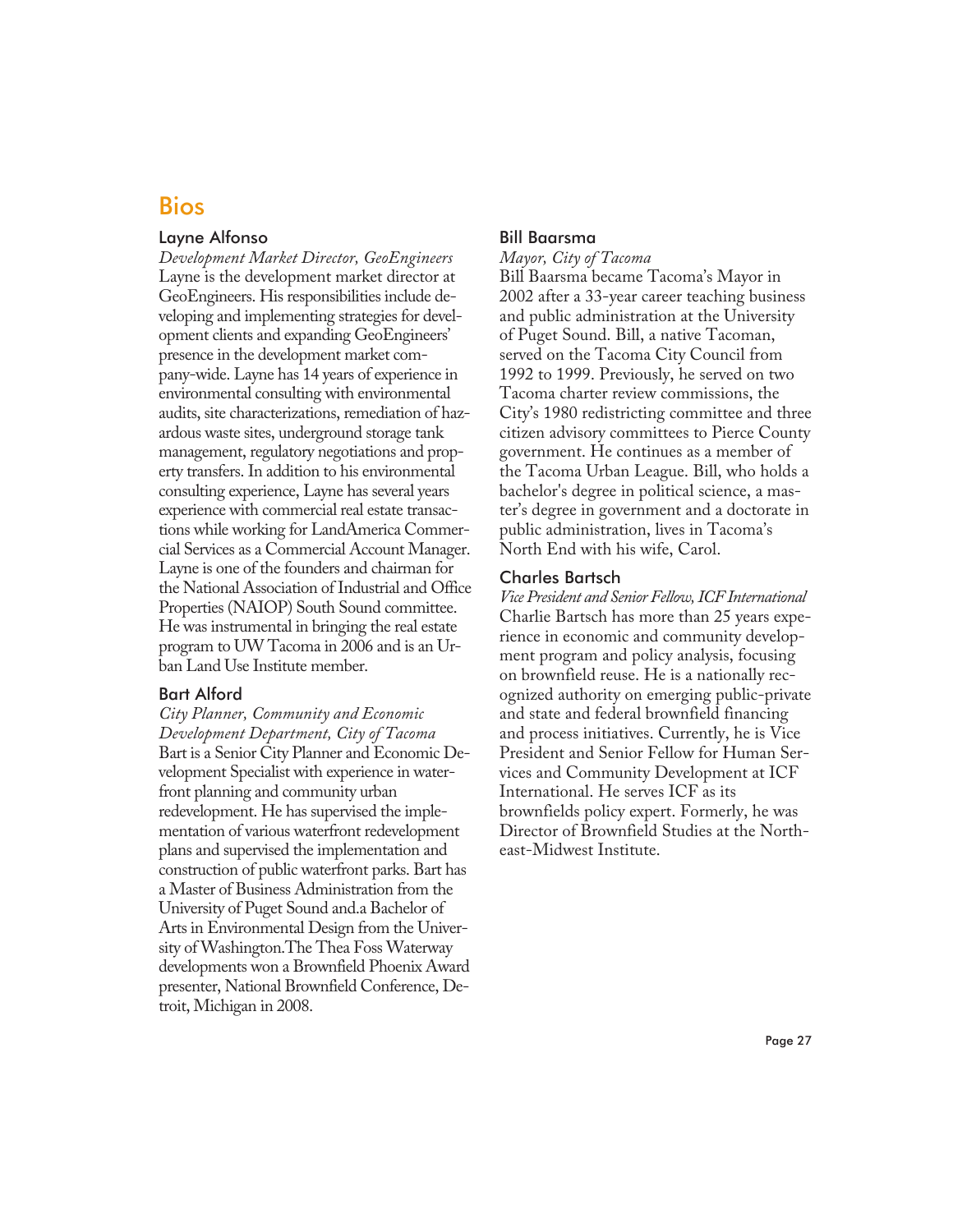# Bios

## Layne Alfonso

*Development Market Director, GeoEngineers*

Layne is the development market director at GeoEngineers. His responsibilities include developing and implementing strategies for development clients and expanding GeoEngineers' presence in the development market company-wide. Layne has 14 years of experience in environmental consulting with environmental audits, site characterizations, remediation of hazardous waste sites, underground storage tank management, regulatory negotiations and property transfers. In addition to his environmental consulting experience, Layne has several years experience with commercial real estate transactions while working for LandAmerica Commercial Services as a Commercial Account Manager. Layne is one of the founders and chairman for the National Association of Industrial and Office Properties (NAIOP) South Sound committee. He was instrumental in bringing the real estate program to UW Tacoma in 2006 and is an Urban Land Use Institute member.

## Bart Alford

*City Planner, Community and Economic Development Department, City of Tacoma*

Bart is a Senior City Planner and Economic Development Specialist with experience in waterfront planning and community urban redevelopment. He has supervised the implementation of various waterfront redevelopment plans and supervised the implementation and construction of public waterfront parks. Bart has a Master of Business Administration from the University of Puget Sound and.a Bachelor of Arts in Environmental Design from the University of Washington.The Thea Foss Waterway developments won a Brownfield Phoenix Award presenter, National Brownfield Conference, Detroit, Michigan in 2008.

## Bill Baarsma

*Mayor, City of Tacoma*

Bill Baarsma became Tacoma's Mayor in 2002 after a 33-year career teaching business and public administration at the University of Puget Sound. Bill, a native Tacoman, served on the Tacoma City Council from 1992 to 1999. Previously, he served on two Tacoma charter review commissions, the City's 1980 redistricting committee and three citizen advisory committees to Pierce County government. He continues as a member of the Tacoma Urban League. Bill, who holds a bachelor's degree in political science, a master's degree in government and a doctorate in public administration, lives in Tacoma's North End with his wife, Carol.

## Charles Bartsch

*Vice President and Senior Fellow, ICF International*

Charlie Bartsch has more than 25 years experience in economic and community development program and policy analysis, focusing on brownfield reuse. He is a nationally recognized authority on emerging public-private and state and federal brownfield financing and process initiatives. Currently, he is Vice President and Senior Fellow for Human Services and Community Development at ICF International. He serves ICF as its brownfields policy expert. Formerly, he was Director of Brownfield Studies at the Northeast-Midwest Institute.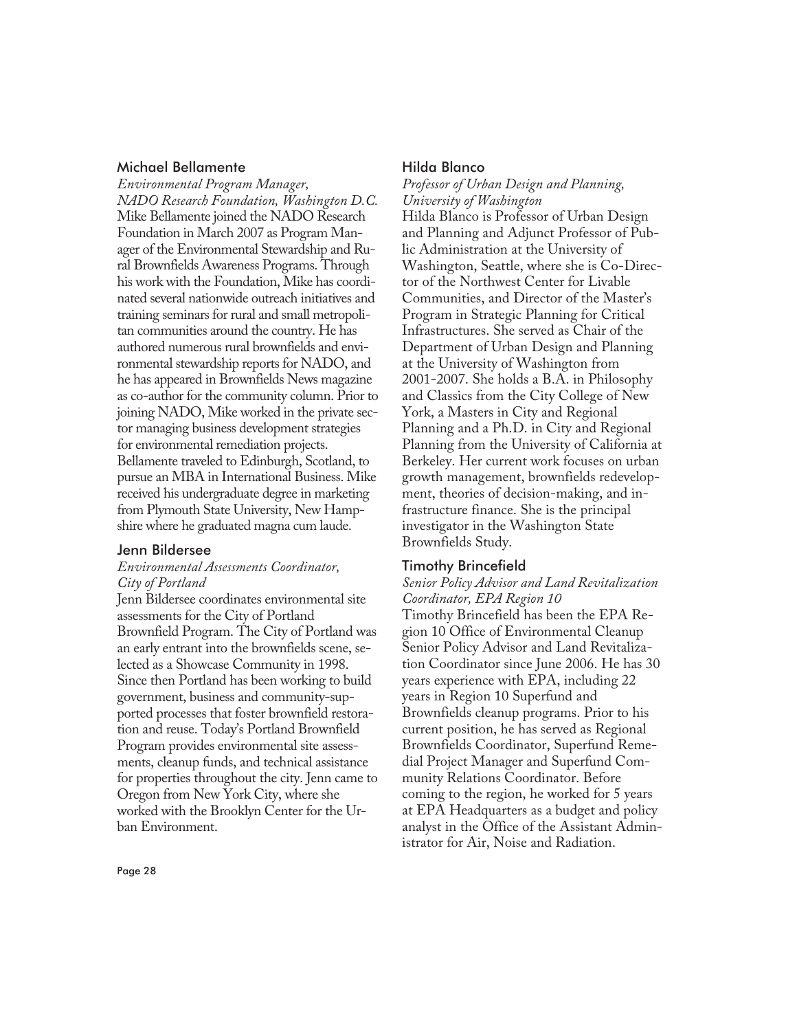### Michael Bellamente

*Environmental Program Manager, NADO Research Foundation, Washington D.C.*

Mike Bellamente joined the NADO Research Foundation in March 2007 as Program Manager of the Environmental Stewardship and Rural Brownfields Awareness Programs. Through his work with the Foundation, Mike has coordinated several nationwide outreach initiatives and training seminars for rural and small metropolitan communities around the country. He has authored numerous rural brownfields and environmental stewardship reports for NADO, and he has appeared in Brownfields News magazine as co-author for the community column. Prior to joining NADO, Mike worked in the private sector managing business development strategies for environmental remediation projects. Bellamente traveled to Edinburgh, Scotland, to pursue an MBA in International Business. Mike received his undergraduate degree in marketing from Plymouth State University, New Hampshire where he graduated magna cum laude.

### Jenn Bildersee

*Environmental Assessments Coordinator, City of Portland*

Jenn Bildersee coordinates environmental site assessments for the City of Portland Brownfield Program. The City of Portland was an early entrant into the brownfields scene, selected as a Showcase Community in 1998. Since then Portland has been working to build government, business and community-supported processes that foster brownfield restoration and reuse. Today's Portland Brownfield Program provides environmental site assessments, cleanup funds, and technical assistance for properties throughout the city. Jenn came to Oregon from New York City, where she worked with the Brooklyn Center for the Urban Environment.

### Hilda Blanco

*Professor of Urban Design and Planning, University of Washington*

Hilda Blanco is Professor of Urban Design and Planning and Adjunct Professor of Public Administration at the University of Washington, Seattle, where she is Co-Director of the Northwest Center for Livable Communities, and Director of the Master's Program in Strategic Planning for Critical Infrastructures. She served as Chair of the Department of Urban Design and Planning at the University of Washington from 2001-2007. She holds a B.A. in Philosophy and Classics from the City College of New York, a Masters in City and Regional Planning and a Ph.D. in City and Regional Planning from the University of California at Berkeley. Her current work focuses on urban growth management, brownfields redevelopment, theories of decision-making, and infrastructure finance. She is the principal investigator in the Washington State Brownfields Study.

### Timothy Brincefield

*Senior Policy Advisor and Land Revitalization Coordinator, EPA Region 10*

Timothy Brincefield has been the EPA Region 10 Office of Environmental Cleanup Senior Policy Advisor and Land Revitalization Coordinator since June 2006. He has 30 years experience with EPA, including 22 years in Region 10 Superfund and Brownfields cleanup programs. Prior to his current position, he has served as Regional Brownfields Coordinator, Superfund Remedial Project Manager and Superfund Community Relations Coordinator. Before coming to the region, he worked for 5 years at EPA Headquarters as a budget and policy analyst in the Office of the Assistant Administrator for Air, Noise and Radiation.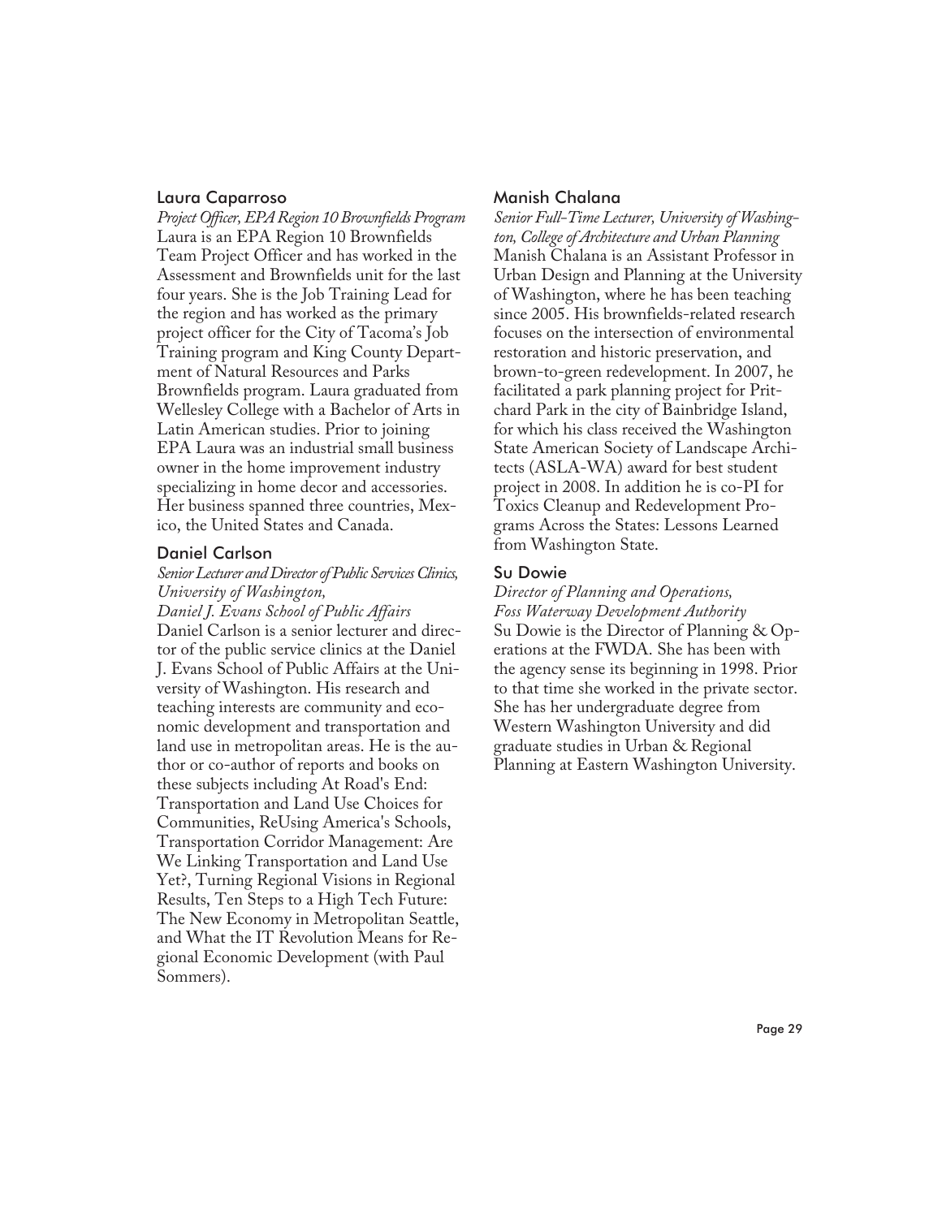### Laura Caparroso

*Project Officer, EPA Region 10 Brownfields Program*

Laura is an EPA Region 10 Brownfields Team Project Officer and has worked in the Assessment and Brownfields unit for the last four years. She is the Job Training Lead for the region and has worked as the primary project officer for the City of Tacoma's Job Training program and King County Department of Natural Resources and Parks Brownfields program. Laura graduated from Wellesley College with a Bachelor of Arts in Latin American studies. Prior to joining EPA Laura was an industrial small business owner in the home improvement industry specializing in home decor and accessories. Her business spanned three countries, Mexico, the United States and Canada.

### Daniel Carlson

*Senior Lecturer and Director of Public Services Clinics, University of Washington, Daniel J. Evans School of Public Affairs*

Daniel Carlson is a senior lecturer and director of the public service clinics at the Daniel J. Evans School of Public Affairs at the University of Washington. His research and teaching interests are community and economic development and transportation and land use in metropolitan areas. He is the author or co-author of reports and books on these subjects including At Road's End: Transportation and Land Use Choices for Communities, ReUsing America's Schools, Transportation Corridor Management: Are We Linking Transportation and Land Use Yet?, Turning Regional Visions in Regional Results, Ten Steps to a High Tech Future: The New Economy in Metropolitan Seattle, and What the IT Revolution Means for Regional Economic Development (with Paul Sommers).

### Manish Chalana

*Senior Full-Time Lecturer, University of Washington, College of Architecture and Urban Planning*

Manish Chalana is an Assistant Professor in Urban Design and Planning at the University of Washington, where he has been teaching since 2005. His brownfields-related research focuses on the intersection of environmental restoration and historic preservation, and brown-to-green redevelopment. In 2007, he facilitated a park planning project for Pritchard Park in the city of Bainbridge Island, for which his class received the Washington State American Society of Landscape Architects (ASLA-WA) award for best student project in 2008. In addition he is co-PI for Toxics Cleanup and Redevelopment Programs Across the States: Lessons Learned from Washington State.

### Su Dowie

*Director of Planning and Operations, Foss Waterway Development Authority*

Su Dowie is the Director of Planning & Operations at the FWDA. She has been with the agency sense its beginning in 1998. Prior to that time she worked in the private sector. She has her undergraduate degree from Western Washington University and did graduate studies in Urban & Regional Planning at Eastern Washington University.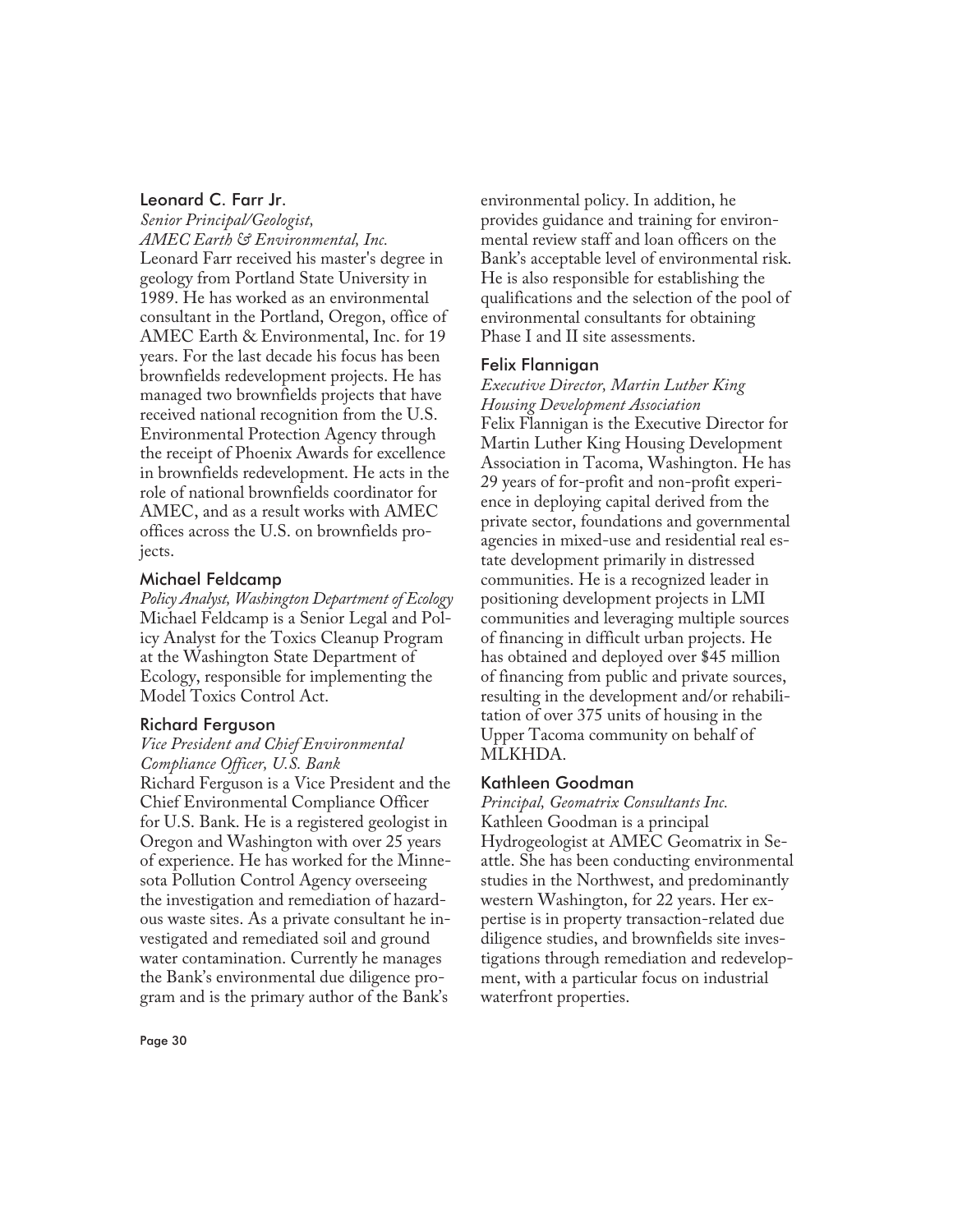### Leonard C. Farr Jr.

*Senior Principal/Geologist, AMEC Earth & Environmental, Inc.*

Leonard Farr received his master's degree in geology from Portland State University in 1989. He has worked as an environmental consultant in the Portland, Oregon, office of AMEC Earth & Environmental, Inc. for 19 years. For the last decade his focus has been brownfields redevelopment projects. He has managed two brownfields projects that have received national recognition from the U.S. Environmental Protection Agency through the receipt of Phoenix Awards for excellence in brownfields redevelopment. He acts in the role of national brownfields coordinator for AMEC, and as a result works with AMEC offices across the U.S. on brownfields projects.

### Michael Feldcamp

*Policy Analyst, Washington Department of Ecology*

Michael Feldcamp is a Senior Legal and Policy Analyst for the Toxics Cleanup Program at the Washington State Department of Ecology, responsible for implementing the Model Toxics Control Act.

### Richard Ferguson

*Vice President and Chief Environmental Compliance Officer, U.S. Bank*

Richard Ferguson is a Vice President and the Chief Environmental Compliance Officer for U.S. Bank. He is a registered geologist in Oregon and Washington with over 25 years of experience. He has worked for the Minnesota Pollution Control Agency overseeing the investigation and remediation of hazardous waste sites. As a private consultant he investigated and remediated soil and ground water contamination. Currently he manages the Bank's environmental due diligence program and is the primary author of the Bank's environmental policy. In addition, he provides guidance and training for environmental review staff and loan officers on the Bank's acceptable level of environmental risk. He is also responsible for establishing the qualifications and the selection of the pool of environmental consultants for obtaining Phase I and II site assessments.

### Felix Flannigan

*Executive Director, Martin Luther King Housing Development Association*

Felix Flannigan is the Executive Director for Martin Luther King Housing Development Association in Tacoma, Washington. He has 29 years of for-profit and non-profit experience in deploying capital derived from the private sector, foundations and governmental agencies in mixed-use and residential real estate development primarily in distressed communities. He is a recognized leader in positioning development projects in LMI communities and leveraging multiple sources of financing in difficult urban projects. He has obtained and deployed over $45 million of financing from public and private sources, resulting in the development and/or rehabilitation of over 375 units of housing in the Upper Tacoma community on behalf of MLKHDA.

### Kathleen Goodman

*Principal, Geomatrix Consultants Inc.*

Kathleen Goodman is a principal Hydrogeologist at AMEC Geomatrix in Seattle. She has been conducting environmental studies in the Northwest, and predominantly western Washington, for 22 years. Her expertise is in property transaction-related due diligence studies, and brownfields site investigations through remediation and redevelopment, with a particular focus on industrial waterfront properties.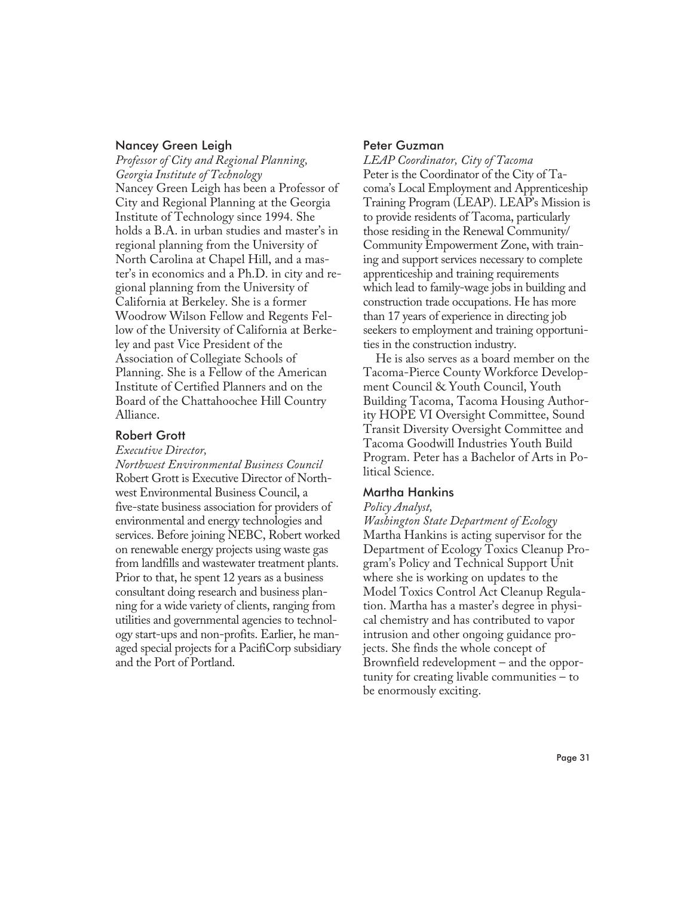### Nancey Green Leigh

*Professor of City and Regional Planning, Georgia Institute of Technology*

Nancey Green Leigh has been a Professor of City and Regional Planning at the Georgia Institute of Technology since 1994. She holds a B.A. in urban studies and master's in regional planning from the University of North Carolina at Chapel Hill, and a master's in economics and a Ph.D. in city and regional planning from the University of California at Berkeley. She is a former Woodrow Wilson Fellow and Regents Fellow of the University of California at Berkeley and past Vice President of the Association of Collegiate Schools of Planning. She is a Fellow of the American Institute of Certified Planners and on the Board of the Chattahoochee Hill Country Alliance.

### Robert Grott

*Executive Director, Northwest Environmental Business Council*

Robert Grott is Executive Director of Northwest Environmental Business Council, a five-state business association for providers of environmental and energy technologies and services. Before joining NEBC, Robert worked on renewable energy projects using waste gas from landfills and wastewater treatment plants. Prior to that, he spent 12 years as a business consultant doing research and business planning for a wide variety of clients, ranging from utilities and governmental agencies to technology start-ups and non-profits. Earlier, he managed special projects for a PacifiCorp subsidiary and the Port of Portland.

### Peter Guzman

*LEAP Coordinator, City of Tacoma*

Peter is the Coordinator of the City of Tacoma's Local Employment and Apprenticeship Training Program (LEAP). LEAP's Mission is to provide residents of Tacoma, particularly those residing in the Renewal Community/ Community Empowerment Zone, with training and support services necessary to complete apprenticeship and training requirements which lead to family-wage jobs in building and construction trade occupations. He has more than 17 years of experience in directing job seekers to employment and training opportunities in the construction industry.

He is also serves as a board member on the Tacoma-Pierce County Workforce Development Council & Youth Council, Youth Building Tacoma, Tacoma Housing Authority HOPE VI Oversight Committee, Sound Transit Diversity Oversight Committee and Tacoma Goodwill Industries Youth Build Program. Peter has a Bachelor of Arts in Political Science.

### Martha Hankins

*Policy Analyst, Washington State Department of Ecology*

Martha Hankins is acting supervisor for the Department of Ecology Toxics Cleanup Program's Policy and Technical Support Unit where she is working on updates to the Model Toxics Control Act Cleanup Regulation. Martha has a master's degree in physical chemistry and has contributed to vapor intrusion and other ongoing guidance projects. She finds the whole concept of Brownfield redevelopment – and the opportunity for creating livable communities – to be enormously exciting.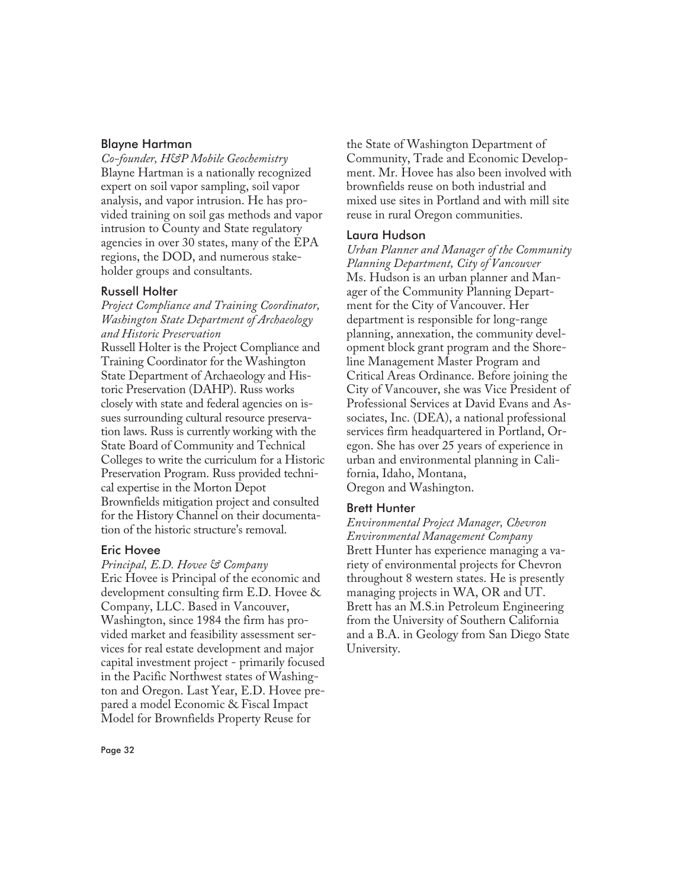### Blayne Hartman

*Co-founder, H&P Mobile Geochemistry*

Blayne Hartman is a nationally recognized expert on soil vapor sampling, soil vapor analysis, and vapor intrusion. He has provided training on soil gas methods and vapor intrusion to County and State regulatory agencies in over 30 states, many of the EPA regions, the DOD, and numerous stakeholder groups and consultants.

### Russell Holter

*Project Compliance and Training Coordinator, Washington State Department of Archaeology and Historic Preservation*

Russell Holter is the Project Compliance and Training Coordinator for the Washington State Department of Archaeology and Historic Preservation (DAHP). Russ works closely with state and federal agencies on issues surrounding cultural resource preservation laws. Russ is currently working with the State Board of Community and Technical Colleges to write the curriculum for a Historic Preservation Program. Russ provided technical expertise in the Morton Depot Brownfields mitigation project and consulted for the History Channel on their documentation of the historic structure's removal.

### Eric Hovee

*Principal, E.D. Hovee & Company*

Eric Hovee is Principal of the economic and development consulting firm E.D. Hovee & Company, LLC. Based in Vancouver, Washington, since 1984 the firm has provided market and feasibility assessment services for real estate development and major capital investment project - primarily focused in the Pacific Northwest states of Washington and Oregon. Last Year, E.D. Hovee prepared a model Economic & Fiscal Impact Model for Brownfields Property Reuse for the State of Washington Department of Community, Trade and Economic Development. Mr. Hovee has also been involved with brownfields reuse on both industrial and mixed use sites in Portland and with mill site reuse in rural Oregon communities.

### Laura Hudson

*Urban Planner and Manager of the Community Planning Department, City of Vancouver*

Ms. Hudson is an urban planner and Manager of the Community Planning Department for the City of Vancouver. Her department is responsible for long-range planning, annexation, the community development block grant program and the Shoreline Management Master Program and Critical Areas Ordinance. Before joining the City of Vancouver, she was Vice President of Professional Services at David Evans and Associates, Inc. (DEA), a national professional services firm headquartered in Portland, Oregon. She has over 25 years of experience in urban and environmental planning in California, Idaho, Montana, Oregon and Washington.

### Brett Hunter

*Environmental Project Manager, Chevron Environmental Management Company*

Brett Hunter has experience managing a variety of environmental projects for Chevron throughout 8 western states. He is presently managing projects in WA, OR and UT. Brett has an M.S.in Petroleum Engineering from the University of Southern California and a B.A. in Geology from San Diego State University.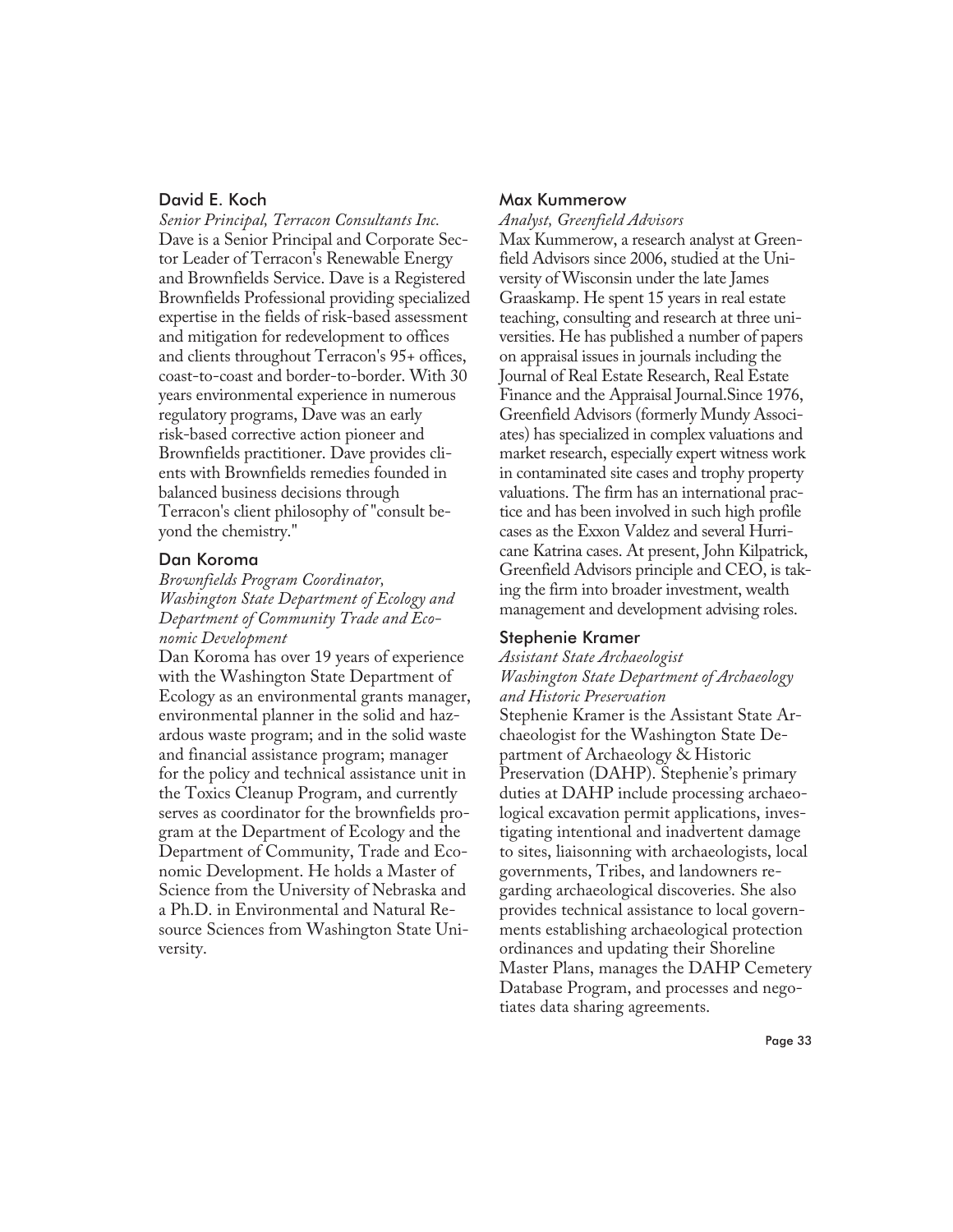### David E. Koch

*Senior Principal, Terracon Consultants Inc.*

Dave is a Senior Principal and Corporate Sector Leader of Terracon's Renewable Energy and Brownfields Service. Dave is a Registered Brownfields Professional providing specialized expertise in the fields of risk-based assessment and mitigation for redevelopment to offices and clients throughout Terracon's 95+ offices, coast-to-coast and border-to-border. With 30 years environmental experience in numerous regulatory programs, Dave was an early risk-based corrective action pioneer and Brownfields practitioner. Dave provides clients with Brownfields remedies founded in balanced business decisions through Terracon's client philosophy of "consult beyond the chemistry."

### Dan Koroma

*Brownfields Program Coordinator, Washington State Department of Ecology and Department of Community Trade and Economic Development*

Dan Koroma has over 19 years of experience with the Washington State Department of Ecology as an environmental grants manager, environmental planner in the solid and hazardous waste program; and in the solid waste and financial assistance program; manager for the policy and technical assistance unit in the Toxics Cleanup Program, and currently serves as coordinator for the brownfields program at the Department of Ecology and the Department of Community, Trade and Economic Development. He holds a Master of Science from the University of Nebraska and a Ph.D. in Environmental and Natural Resource Sciences from Washington State University.

### Max Kummerow

*Analyst, Greenfield Advisors*

Max Kummerow, a research analyst at Greenfield Advisors since 2006, studied at the University of Wisconsin under the late James Graaskamp. He spent 15 years in real estate teaching, consulting and research at three universities. He has published a number of papers on appraisal issues in journals including the Journal of Real Estate Research, Real Estate Finance and the Appraisal Journal.Since 1976, Greenfield Advisors (formerly Mundy Associates) has specialized in complex valuations and market research, especially expert witness work in contaminated site cases and trophy property valuations. The firm has an international practice and has been involved in such high profile cases as the Exxon Valdez and several Hurricane Katrina cases. At present, John Kilpatrick, Greenfield Advisors principle and CEO, is taking the firm into broader investment, wealth management and development advising roles.

### Stephenie Kramer

*Assistant State Archaeologist*
*Washington State Department of Archaeology and Historic Preservation*

Stephenie Kramer is the Assistant State Archaeologist for the Washington State Department of Archaeology & Historic Preservation (DAHP). Stephenie's primary duties at DAHP include processing archaeological excavation permit applications, investigating intentional and inadvertent damage to sites, liaisonning with archaeologists, local governments, Tribes, and landowners regarding archaeological discoveries. She also provides technical assistance to local governments establishing archaeological protection ordinances and updating their Shoreline Master Plans, manages the DAHP Cemetery Database Program, and processes and negotiates data sharing agreements.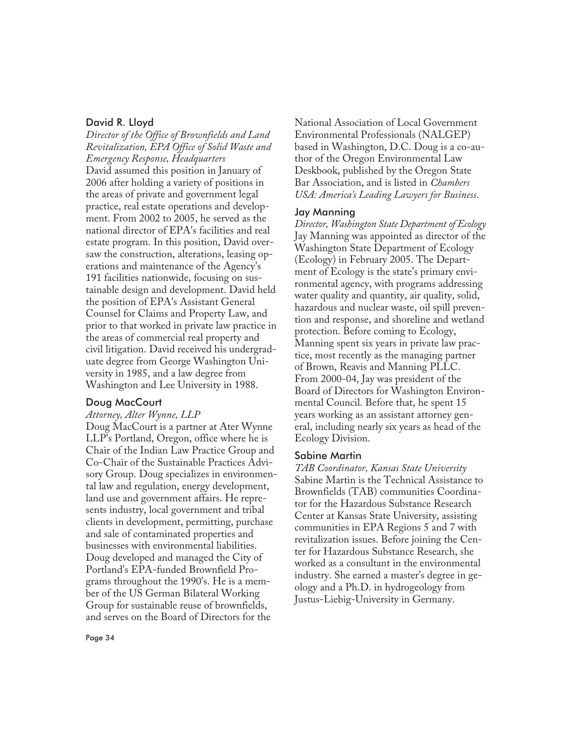### David R. Lloyd

*Director of the Office of Brownfields and Land Revitalization, EPA Office of Solid Waste and Emergency Response, Headquarters*

David assumed this position in January of 2006 after holding a variety of positions in the areas of private and government legal practice, real estate operations and development. From 2002 to 2005, he served as the national director of EPA's facilities and real estate program. In this position, David oversaw the construction, alterations, leasing operations and maintenance of the Agency's 191 facilities nationwide, focusing on sustainable design and development. David held the position of EPA's Assistant General Counsel for Claims and Property Law, and prior to that worked in private law practice in the areas of commercial real property and civil litigation. David received his undergraduate degree from George Washington University in 1985, and a law degree from Washington and Lee University in 1988.

### Doug MacCourt

*Attorney, Alter Wynne, LLP*

Doug MacCourt is a partner at Ater Wynne LLP's Portland, Oregon, office where he is Chair of the Indian Law Practice Group and Co-Chair of the Sustainable Practices Advisory Group. Doug specializes in environmental law and regulation, energy development, land use and government affairs. He represents industry, local government and tribal clients in development, permitting, purchase and sale of contaminated properties and businesses with environmental liabilities. Doug developed and managed the City of Portland's EPA-funded Brownfield Programs throughout the 1990's. He is a member of the US German Bilateral Working Group for sustainable reuse of brownfields, and serves on the Board of Directors for the National Association of Local Government Environmental Professionals (NALGEP) based in Washington, D.C. Doug is a co-author of the Oregon Environmental Law Deskbook, published by the Oregon State Bar Association, and is listed in *Chambers USA: America's Leading Lawyers for Business*.

### Jay Manning

*Director, Washington State Department of Ecology*

Jay Manning was appointed as director of the Washington State Department of Ecology (Ecology) in February 2005. The Department of Ecology is the state's primary environmental agency, with programs addressing water quality and quantity, air quality, solid, hazardous and nuclear waste, oil spill prevention and response, and shoreline and wetland protection. Before coming to Ecology, Manning spent six years in private law practice, most recently as the managing partner of Brown, Reavis and Manning PLLC. From 2000-04, Jay was president of the Board of Directors for Washington Environmental Council. Before that, he spent 15 years working as an assistant attorney general, including nearly six years as head of the Ecology Division.

### Sabine Martin

*TAB Coordinator, Kansas State University*

Sabine Martin is the Technical Assistance to Brownfields (TAB) communities Coordinator for the Hazardous Substance Research Center at Kansas State University, assisting communities in EPA Regions 5 and 7 with revitalization issues. Before joining the Center for Hazardous Substance Research, she worked as a consultant in the environmental industry. She earned a master's degree in geology and a Ph.D. in hydrogeology from Justus-Liebig-University in Germany.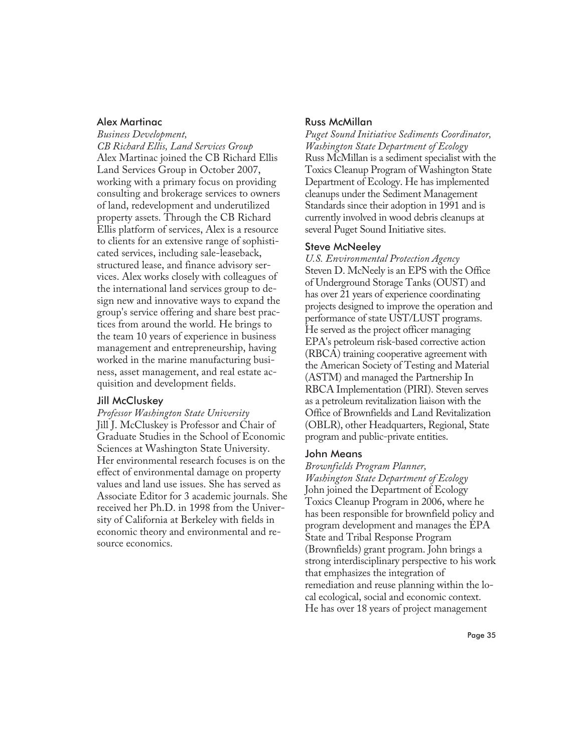### Alex Martinac

*Business Development,*
*CB Richard Ellis, Land Services Group*

Alex Martinac joined the CB Richard Ellis Land Services Group in October 2007, working with a primary focus on providing consulting and brokerage services to owners of land, redevelopment and underutilized property assets. Through the CB Richard Ellis platform of services, Alex is a resource to clients for an extensive range of sophisticated services, including sale-leaseback, structured lease, and finance advisory services. Alex works closely with colleagues of the international land services group to design new and innovative ways to expand the group's service offering and share best practices from around the world. He brings to the team 10 years of experience in business management and entrepreneurship, having worked in the marine manufacturing business, asset management, and real estate acquisition and development fields.

### Jill McCluskey

*Professor Washington State University*

Jill J. McCluskey is Professor and Chair of Graduate Studies in the School of Economic Sciences at Washington State University. Her environmental research focuses is on the effect of environmental damage on property values and land use issues. She has served as Associate Editor for 3 academic journals. She received her Ph.D. in 1998 from the University of California at Berkeley with fields in economic theory and environmental and resource economics.

### Russ McMillan

*Puget Sound Initiative Sediments Coordinator,*
*Washington State Department of Ecology*

Russ McMillan is a sediment specialist with the Toxics Cleanup Program of Washington State Department of Ecology. He has implemented cleanups under the Sediment Management Standards since their adoption in 1991 and is currently involved in wood debris cleanups at several Puget Sound Initiative sites.

### Steve McNeeley

*U.S. Environmental Protection Agency*

Steven D. McNeely is an EPS with the Office of Underground Storage Tanks (OUST) and has over 21 years of experience coordinating projects designed to improve the operation and performance of state UST/LUST programs. He served as the project officer managing EPA's petroleum risk-based corrective action (RBCA) training cooperative agreement with the American Society of Testing and Material (ASTM) and managed the Partnership In RBCA Implementation (PIRI). Steven serves as a petroleum revitalization liaison with the Office of Brownfields and Land Revitalization (OBLR), other Headquarters, Regional, State program and public-private entities.

### John Means

*Brownfields Program Planner,*
*Washington State Department of Ecology*

John joined the Department of Ecology Toxics Cleanup Program in 2006, where he has been responsible for brownfield policy and program development and manages the EPA State and Tribal Response Program (Brownfields) grant program. John brings a strong interdisciplinary perspective to his work that emphasizes the integration of remediation and reuse planning within the local ecological, social and economic context. He has over 18 years of project management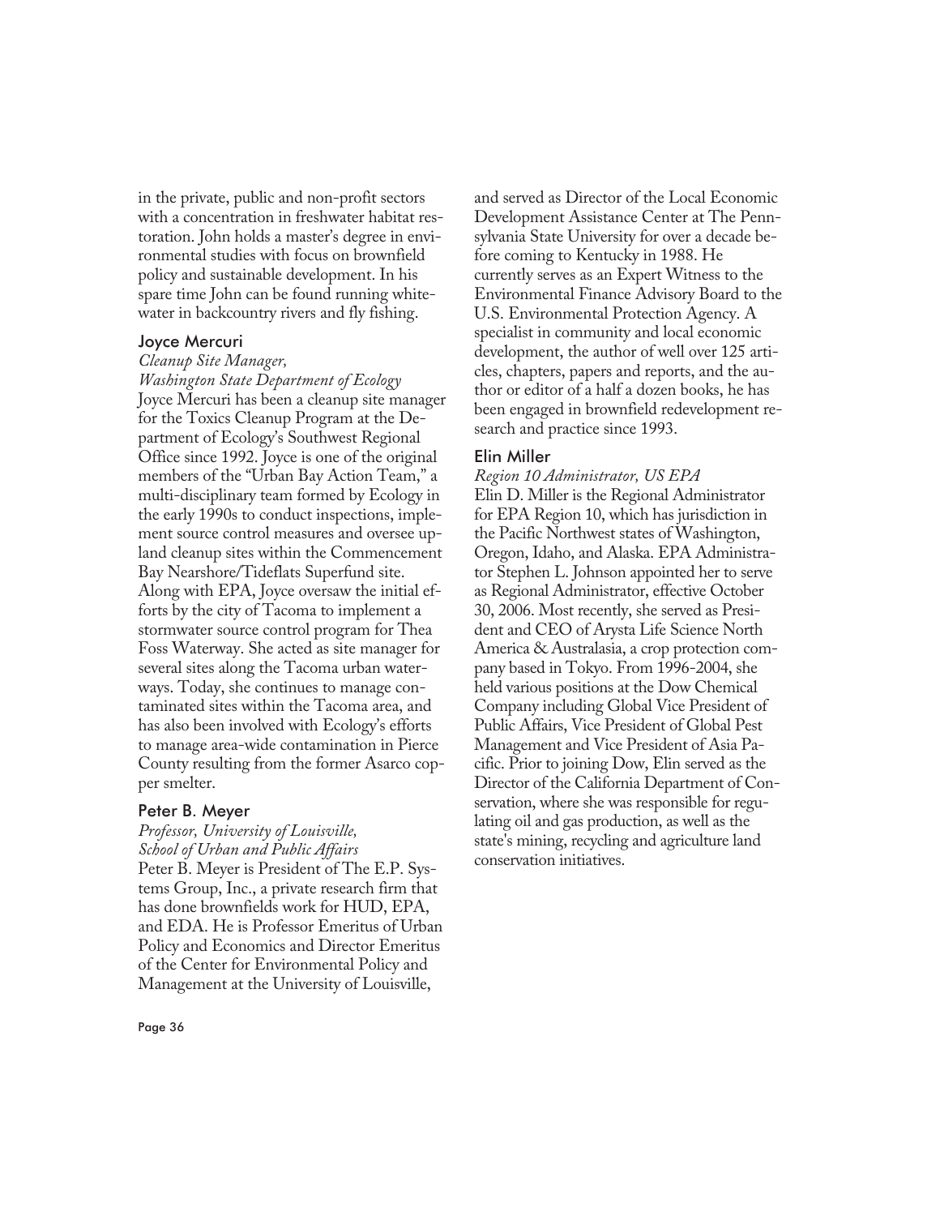in the private, public and non-profit sectors with a concentration in freshwater habitat restoration. John holds a master's degree in environmental studies with focus on brownfield policy and sustainable development. In his spare time John can be found running whitewater in backcountry rivers and fly fishing.

### Joyce Mercuri

*Cleanup Site Manager,*
*Washington State Department of Ecology*

Joyce Mercuri has been a cleanup site manager for the Toxics Cleanup Program at the Department of Ecology's Southwest Regional Office since 1992. Joyce is one of the original members of the "Urban Bay Action Team," a multi-disciplinary team formed by Ecology in the early 1990s to conduct inspections, implement source control measures and oversee upland cleanup sites within the Commencement Bay Nearshore/Tideflats Superfund site. Along with EPA, Joyce oversaw the initial efforts by the city of Tacoma to implement a stormwater source control program for Thea Foss Waterway. She acted as site manager for several sites along the Tacoma urban waterways. Today, she continues to manage contaminated sites within the Tacoma area, and has also been involved with Ecology's efforts to manage area-wide contamination in Pierce County resulting from the former Asarco copper smelter.

### Peter B. Meyer

*Professor, University of Louisville,*
*School of Urban and Public Affairs*

Peter B. Meyer is President of The E.P. Systems Group, Inc., a private research firm that has done brownfields work for HUD, EPA, and EDA. He is Professor Emeritus of Urban Policy and Economics and Director Emeritus of the Center for Environmental Policy and Management at the University of Louisville, and served as Director of the Local Economic Development Assistance Center at The Pennsylvania State University for over a decade before coming to Kentucky in 1988. He currently serves as an Expert Witness to the Environmental Finance Advisory Board to the U.S. Environmental Protection Agency. A specialist in community and local economic development, the author of well over 125 articles, chapters, papers and reports, and the author or editor of a half a dozen books, he has been engaged in brownfield redevelopment research and practice since 1993.

### Elin Miller

*Region 10 Administrator, US EPA*

Elin D. Miller is the Regional Administrator for EPA Region 10, which has jurisdiction in the Pacific Northwest states of Washington, Oregon, Idaho, and Alaska. EPA Administrator Stephen L. Johnson appointed her to serve as Regional Administrator, effective October 30, 2006. Most recently, she served as President and CEO of Arysta Life Science North America & Australasia, a crop protection company based in Tokyo. From 1996-2004, she held various positions at the Dow Chemical Company including Global Vice President of Public Affairs, Vice President of Global Pest Management and Vice President of Asia Pacific. Prior to joining Dow, Elin served as the Director of the California Department of Conservation, where she was responsible for regulating oil and gas production, as well as the state's mining, recycling and agriculture land conservation initiatives.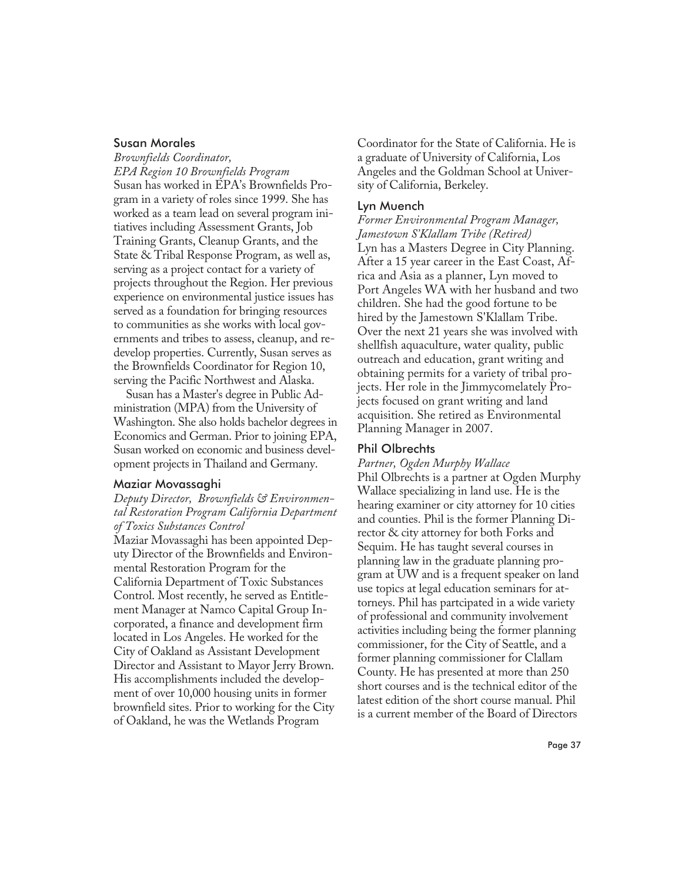### Susan Morales

*Brownfields Coordinator, EPA Region 10 Brownfields Program*

Susan has worked in EPA's Brownfields Program in a variety of roles since 1999. She has worked as a team lead on several program initiatives including Assessment Grants, Job Training Grants, Cleanup Grants, and the State & Tribal Response Program, as well as, serving as a project contact for a variety of projects throughout the Region. Her previous experience on environmental justice issues has served as a foundation for bringing resources to communities as she works with local governments and tribes to assess, cleanup, and redevelop properties. Currently, Susan serves as the Brownfields Coordinator for Region 10, serving the Pacific Northwest and Alaska.

Susan has a Master's degree in Public Administration (MPA) from the University of Washington. She also holds bachelor degrees in Economics and German. Prior to joining EPA, Susan worked on economic and business development projects in Thailand and Germany.

### Maziar Movassaghi

*Deputy Director, Brownfields & Environmental Restoration Program California Department of Toxics Substances Control*

Maziar Movassaghi has been appointed Deputy Director of the Brownfields and Environmental Restoration Program for the California Department of Toxic Substances Control. Most recently, he served as Entitlement Manager at Namco Capital Group Incorporated, a finance and development firm located in Los Angeles. He worked for the City of Oakland as Assistant Development Director and Assistant to Mayor Jerry Brown. His accomplishments included the development of over 10,000 housing units in former brownfield sites. Prior to working for the City of Oakland, he was the Wetlands Program Coordinator for the State of California. He is a graduate of University of California, Los Angeles and the Goldman School at University of California, Berkeley.

### Lyn Muench

*Former Environmental Program Manager, Jamestown S'Klallam Tribe (Retired)*

Lyn has a Masters Degree in City Planning. After a 15 year career in the East Coast, Africa and Asia as a planner, Lyn moved to Port Angeles WA with her husband and two children. She had the good fortune to be hired by the Jamestown S'Klallam Tribe. Over the next 21 years she was involved with shellfish aquaculture, water quality, public outreach and education, grant writing and obtaining permits for a variety of tribal projects. Her role in the Jimmycomelately Projects focused on grant writing and land acquisition. She retired as Environmental Planning Manager in 2007.

### Phil Olbrechts

*Partner, Ogden Murphy Wallace*

Phil Olbrechts is a partner at Ogden Murphy Wallace specializing in land use. He is the hearing examiner or city attorney for 10 cities and counties. Phil is the former Planning Director & city attorney for both Forks and Sequim. He has taught several courses in planning law in the graduate planning program at UW and is a frequent speaker on land use topics at legal education seminars for attorneys. Phil has partcipated in a wide variety of professional and community involvement activities including being the former planning commissioner, for the City of Seattle, and a former planning commissioner for Clallam County. He has presented at more than 250 short courses and is the technical editor of the latest edition of the short course manual. Phil is a current member of the Board of Directors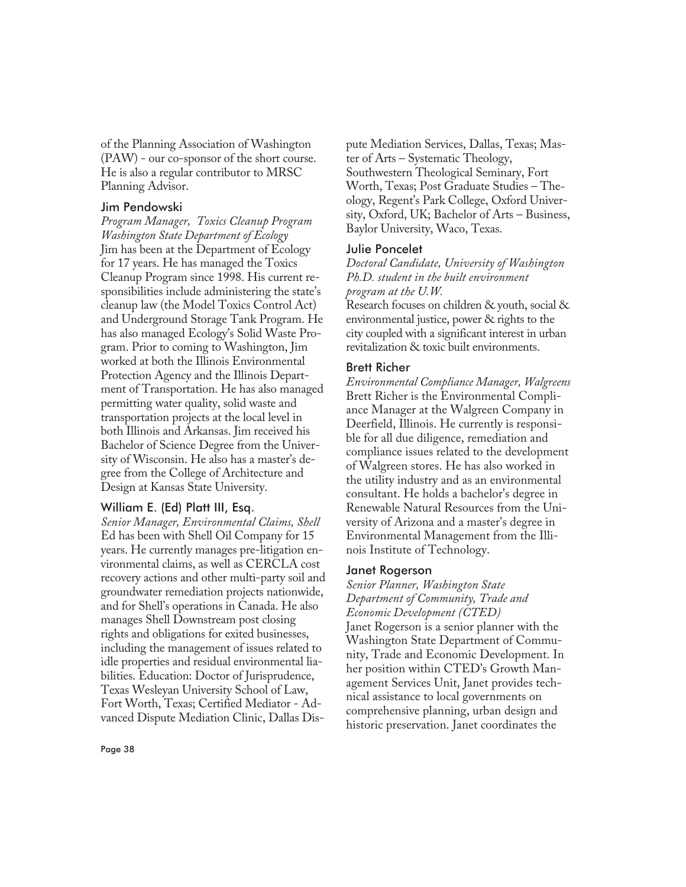of the Planning Association of Washington (PAW) - our co-sponsor of the short course. He is also a regular contributor to MRSC Planning Advisor.

### Jim Pendowski

*Program Manager, Toxics Cleanup Program*
*Washington State Department of Ecology*

Jim has been at the Department of Ecology for 17 years. He has managed the Toxics Cleanup Program since 1998. His current responsibilities include administering the state's cleanup law (the Model Toxics Control Act) and Underground Storage Tank Program. He has also managed Ecology's Solid Waste Program. Prior to coming to Washington, Jim worked at both the Illinois Environmental Protection Agency and the Illinois Department of Transportation. He has also managed permitting water quality, solid waste and transportation projects at the local level in both Illinois and Arkansas. Jim received his Bachelor of Science Degree from the University of Wisconsin. He also has a master's degree from the College of Architecture and Design at Kansas State University.

### William E. (Ed) Platt III, Esq.

*Senior Manager, Environmental Claims, Shell*

Ed has been with Shell Oil Company for 15 years. He currently manages pre-litigation environmental claims, as well as CERCLA cost recovery actions and other multi-party soil and groundwater remediation projects nationwide, and for Shell's operations in Canada. He also manages Shell Downstream post closing rights and obligations for exited businesses, including the management of issues related to idle properties and residual environmental liabilities. Education: Doctor of Jurisprudence, Texas Wesleyan University School of Law, Fort Worth, Texas; Certified Mediator - Advanced Dispute Mediation Clinic, Dallas Dispute Mediation Services, Dallas, Texas; Master of Arts – Systematic Theology, Southwestern Theological Seminary, Fort Worth, Texas; Post Graduate Studies – Theology, Regent's Park College, Oxford University, Oxford, UK; Bachelor of Arts – Business, Baylor University, Waco, Texas.

### Julie Poncelet

*Doctoral Candidate, University of Washington*
*Ph.D. student in the built environment program at the U.W.*

Research focuses on children & youth, social & environmental justice, power & rights to the city coupled with a significant interest in urban revitalization & toxic built environments.

### Brett Richer

*Environmental Compliance Manager, Walgreens*

Brett Richer is the Environmental Compliance Manager at the Walgreen Company in Deerfield, Illinois. He currently is responsible for all due diligence, remediation and compliance issues related to the development of Walgreen stores. He has also worked in the utility industry and as an environmental consultant. He holds a bachelor's degree in Renewable Natural Resources from the University of Arizona and a master's degree in Environmental Management from the Illinois Institute of Technology.

### Janet Rogerson

*Senior Planner, Washington State Department of Community, Trade and Economic Development (CTED)*

Janet Rogerson is a senior planner with the Washington State Department of Community, Trade and Economic Development. In her position within CTED's Growth Management Services Unit, Janet provides technical assistance to local governments on comprehensive planning, urban design and historic preservation. Janet coordinates the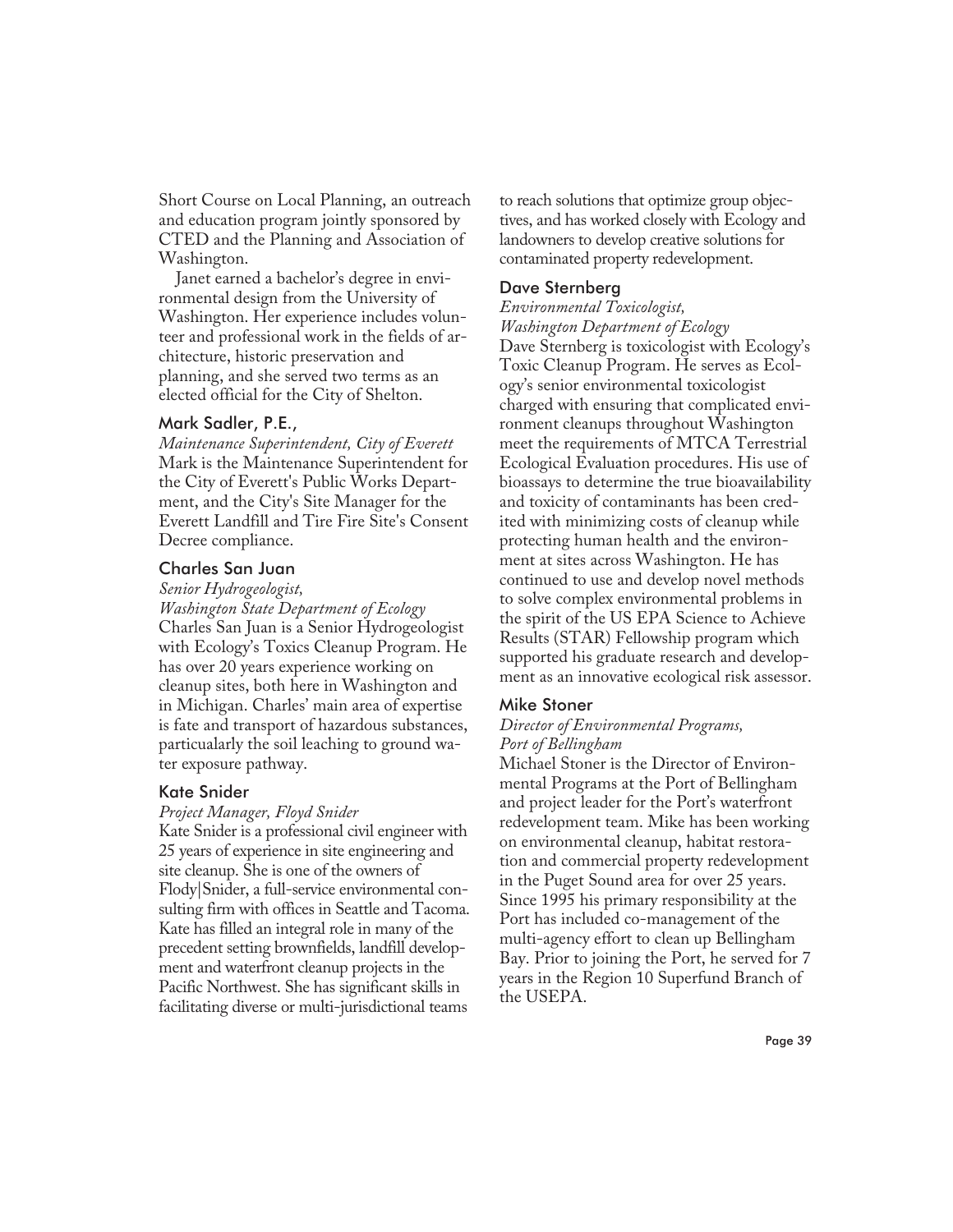Short Course on Local Planning, an outreach and education program jointly sponsored by CTED and the Planning and Association of Washington.

Janet earned a bachelor's degree in environmental design from the University of Washington. Her experience includes volunteer and professional work in the fields of architecture, historic preservation and planning, and she served two terms as an elected official for the City of Shelton.

### Mark Sadler, P.E.,

*Maintenance Superintendent, City of Everett*

Mark is the Maintenance Superintendent for the City of Everett's Public Works Department, and the City's Site Manager for the Everett Landfill and Tire Fire Site's Consent Decree compliance.

### Charles San Juan

*Senior Hydrogeologist,*
*Washington State Department of Ecology*

Charles San Juan is a Senior Hydrogeologist with Ecology's Toxics Cleanup Program. He has over 20 years experience working on cleanup sites, both here in Washington and in Michigan. Charles' main area of expertise is fate and transport of hazardous substances, particualarly the soil leaching to ground water exposure pathway.

### Kate Snider

*Project Manager, Floyd Snider*

Kate Snider is a professional civil engineer with 25 years of experience in site engineering and site cleanup. She is one of the owners of Flody|Snider, a full-service environmental consulting firm with offices in Seattle and Tacoma. Kate has filled an integral role in many of the precedent setting brownfields, landfill development and waterfront cleanup projects in the Pacific Northwest. She has significant skills in facilitating diverse or multi-jurisdictional teams to reach solutions that optimize group objectives, and has worked closely with Ecology and landowners to develop creative solutions for contaminated property redevelopment.

### Dave Sternberg

*Environmental Toxicologist,*
*Washington Department of Ecology*

Dave Sternberg is toxicologist with Ecology's Toxic Cleanup Program. He serves as Ecology's senior environmental toxicologist charged with ensuring that complicated environment cleanups throughout Washington meet the requirements of MTCA Terrestrial Ecological Evaluation procedures. His use of bioassays to determine the true bioavailability and toxicity of contaminants has been credited with minimizing costs of cleanup while protecting human health and the environment at sites across Washington. He has continued to use and develop novel methods to solve complex environmental problems in the spirit of the US EPA Science to Achieve Results (STAR) Fellowship program which supported his graduate research and development as an innovative ecological risk assessor.

### Mike Stoner

*Director of Environmental Programs,*
*Port of Bellingham*

Michael Stoner is the Director of Environmental Programs at the Port of Bellingham and project leader for the Port's waterfront redevelopment team. Mike has been working on environmental cleanup, habitat restoration and commercial property redevelopment in the Puget Sound area for over 25 years. Since 1995 his primary responsibility at the Port has included co-management of the multi-agency effort to clean up Bellingham Bay. Prior to joining the Port, he served for 7 years in the Region 10 Superfund Branch of the USEPA.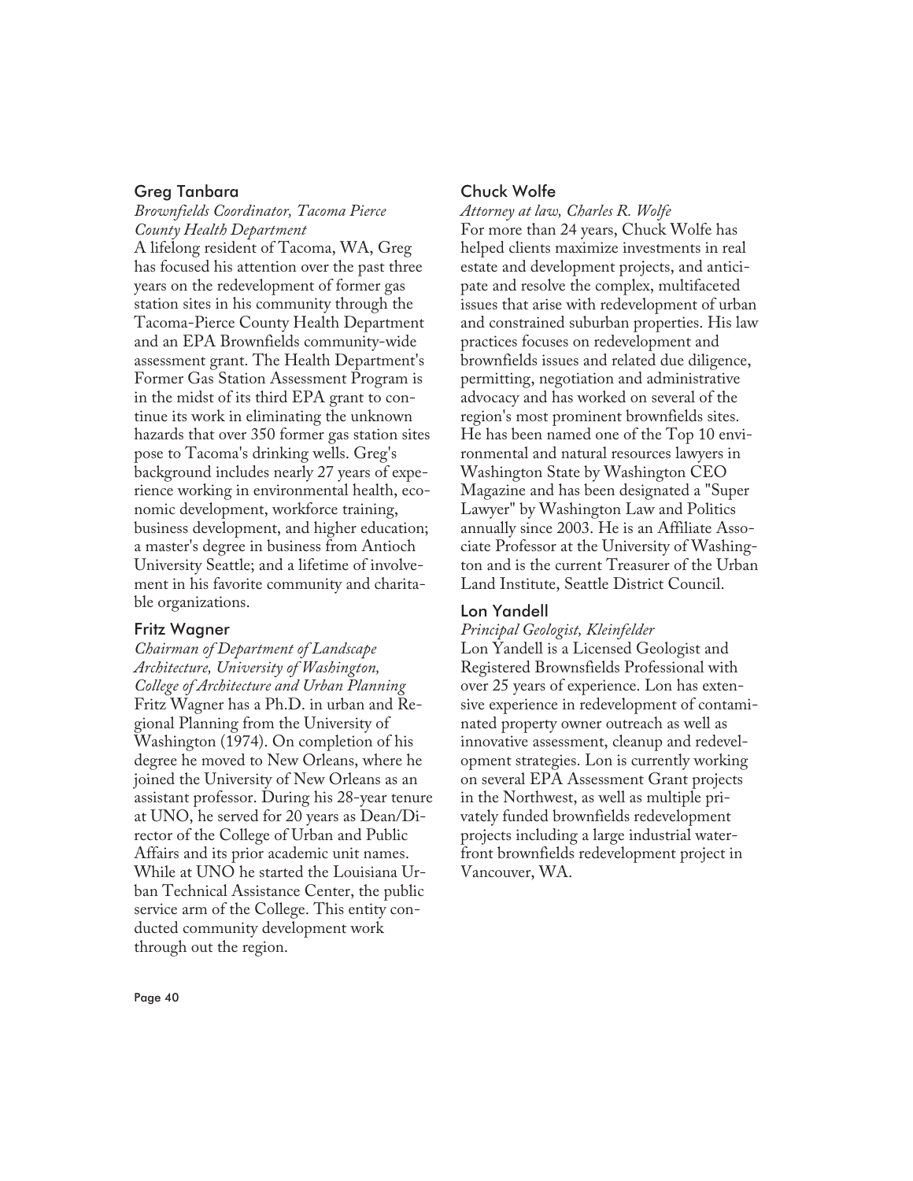### Greg Tanbara

*Brownfields Coordinator, Tacoma Pierce County Health Department*

A lifelong resident of Tacoma, WA, Greg has focused his attention over the past three years on the redevelopment of former gas station sites in his community through the Tacoma-Pierce County Health Department and an EPA Brownfields community-wide assessment grant. The Health Department's Former Gas Station Assessment Program is in the midst of its third EPA grant to continue its work in eliminating the unknown hazards that over 350 former gas station sites pose to Tacoma's drinking wells. Greg's background includes nearly 27 years of experience working in environmental health, economic development, workforce training, business development, and higher education; a master's degree in business from Antioch University Seattle; and a lifetime of involvement in his favorite community and charitable organizations.

### Fritz Wagner

*Chairman of Department of Landscape Architecture, University of Washington, College of Architecture and Urban Planning*

Fritz Wagner has a Ph.D. in urban and Regional Planning from the University of Washington (1974). On completion of his degree he moved to New Orleans, where he joined the University of New Orleans as an assistant professor. During his 28-year tenure at UNO, he served for 20 years as Dean/Director of the College of Urban and Public Affairs and its prior academic unit names. While at UNO he started the Louisiana Urban Technical Assistance Center, the public service arm of the College. This entity conducted community development work through out the region.

### Chuck Wolfe

*Attorney at law, Charles R. Wolfe*

For more than 24 years, Chuck Wolfe has helped clients maximize investments in real estate and development projects, and anticipate and resolve the complex, multifaceted issues that arise with redevelopment of urban and constrained suburban properties. His law practices focuses on redevelopment and brownfields issues and related due diligence, permitting, negotiation and administrative advocacy and has worked on several of the region's most prominent brownfields sites. He has been named one of the Top 10 environmental and natural resources lawyers in Washington State by Washington CEO Magazine and has been designated a "Super Lawyer" by Washington Law and Politics annually since 2003. He is an Affiliate Associate Professor at the University of Washington and is the current Treasurer of the Urban Land Institute, Seattle District Council.

### Lon Yandell

*Principal Geologist, Kleinfelder*

Lon Yandell is a Licensed Geologist and Registered Brownsfields Professional with over 25 years of experience. Lon has extensive experience in redevelopment of contaminated property owner outreach as well as innovative assessment, cleanup and redevelopment strategies. Lon is currently working on several EPA Assessment Grant projects in the Northwest, as well as multiple privately funded brownfields redevelopment projects including a large industrial waterfront brownfields redevelopment project in Vancouver, WA.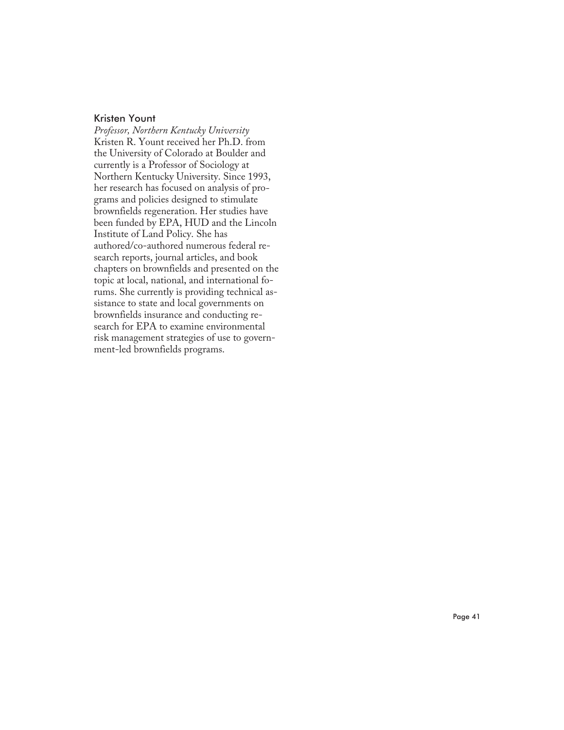### Kristen Yount

*Professor, Northern Kentucky University*

Kristen R. Yount received her Ph.D. from the University of Colorado at Boulder and currently is a Professor of Sociology at Northern Kentucky University. Since 1993, her research has focused on analysis of programs and policies designed to stimulate brownfields regeneration. Her studies have been funded by EPA, HUD and the Lincoln Institute of Land Policy. She has authored/co-authored numerous federal research reports, journal articles, and book chapters on brownfields and presented on the topic at local, national, and international forums. She currently is providing technical assistance to state and local governments on brownfields insurance and conducting research for EPA to examine environmental risk management strategies of use to government-led brownfields programs.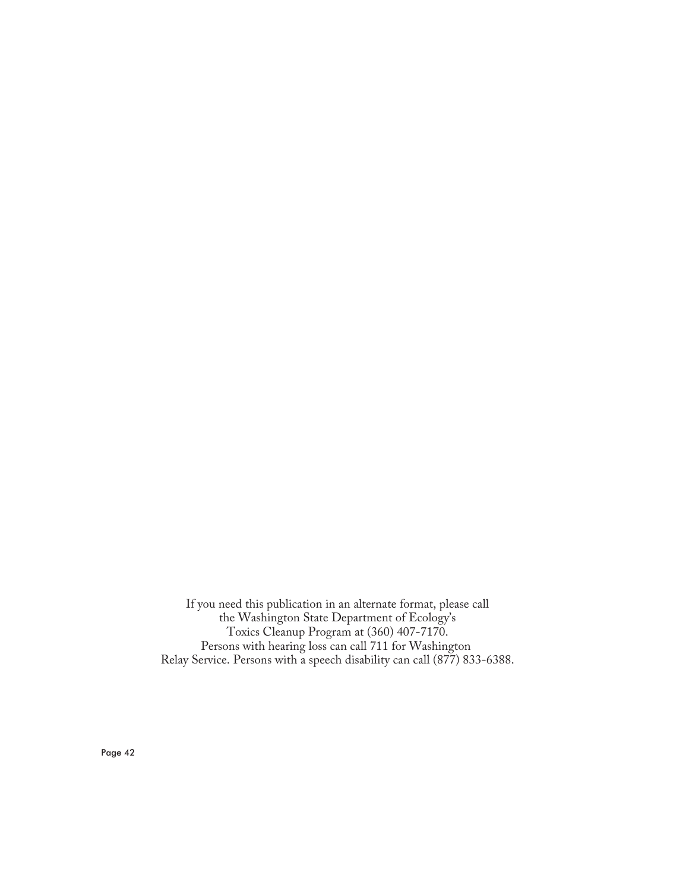If you need this publication in an alternate format, please call
the Washington State Department of Ecology's
Toxics Cleanup Program at (360) 407-7170.
Persons with hearing loss can call 711 for Washington
Relay Service. Persons with a speech disability can call (877) 833-6388.